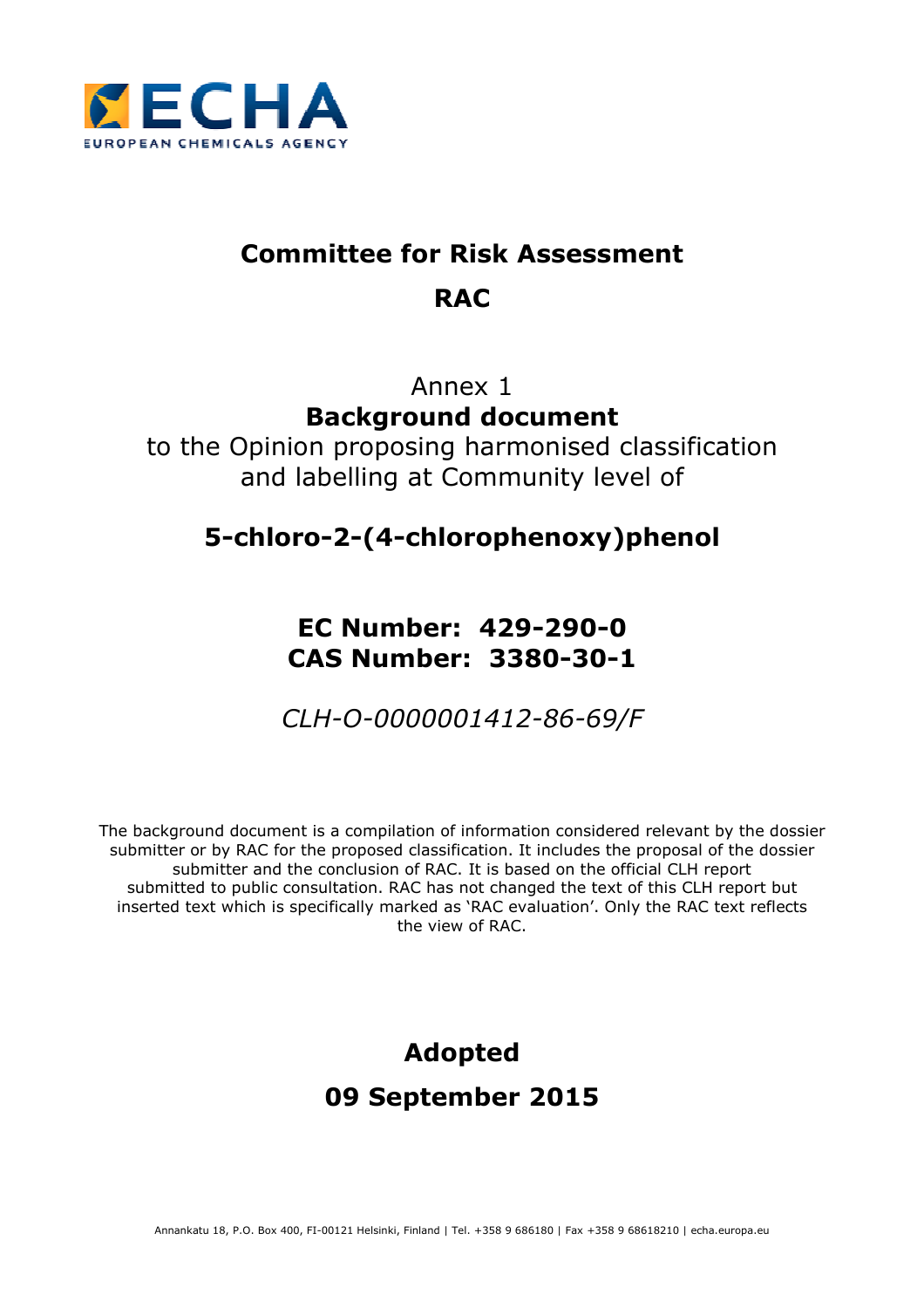# Committee for Risk Assessment

## RAC

Annex 1

**Background document**

to the Opinion proposing harmonised classification and labelling at Community level of

## 5-chloro-2-(4-chlorophenoxy)phenol

**EC Number: 429-290-0**

**CAS Number: 3380-30-1**

*CLH-O-0000001412-86-69/F*

The background document is a compilation of information considered relevant by the dossier submitter or by RAC for the proposed classification. It includes the proposal of the dossier submitter and the conclusion of RAC. It is based on the official CLH report submitted to public consultation. RAC has not changed the text of this CLH report but inserted text which is specifically marked as 'RAC evaluation'. Only the RAC text reflects the view of RAC.

**Adopted**

**09 September 2015**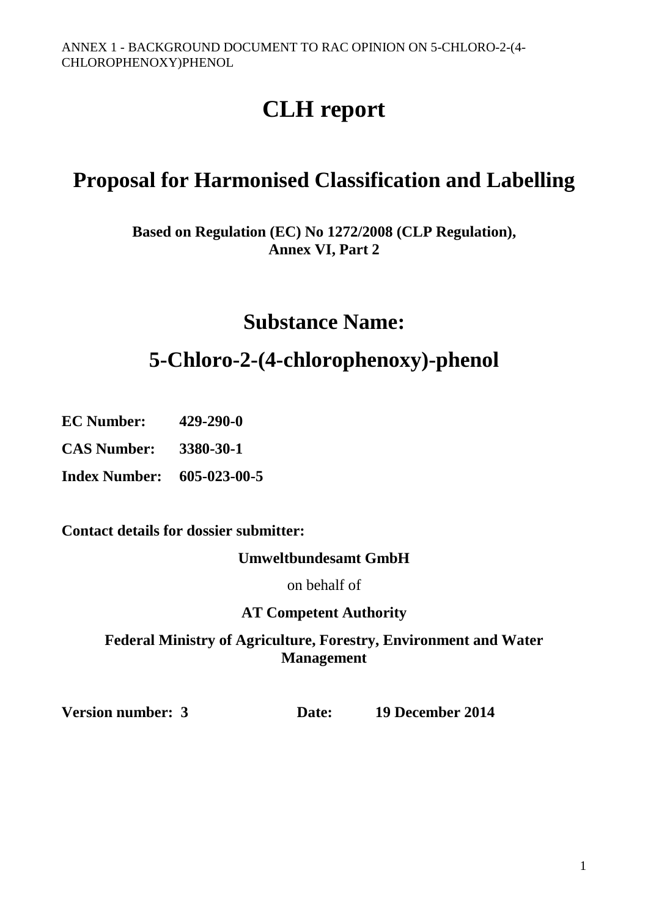# CLH report

## Proposal for Harmonised Classification and Labelling

**Based on Regulation (EC) No 1272/2008 (CLP Regulation), Annex VI, Part 2**

## Substance Name:

## 5-Chloro-2-(4-chlorophenoxy)-phenol

**EC Number:** **429-290-0**

**CAS Number:** **3380-30-1**

**Index Number:** **605-023-00-5**

**Contact details for dossier submitter:**

**Umweltbundesamt GmbH**

on behalf of

**AT Competent Authority**

**Federal Ministry of Agriculture, Forestry, Environment and Water Management**

**Version number: 3** **Date:** **19 December 2014**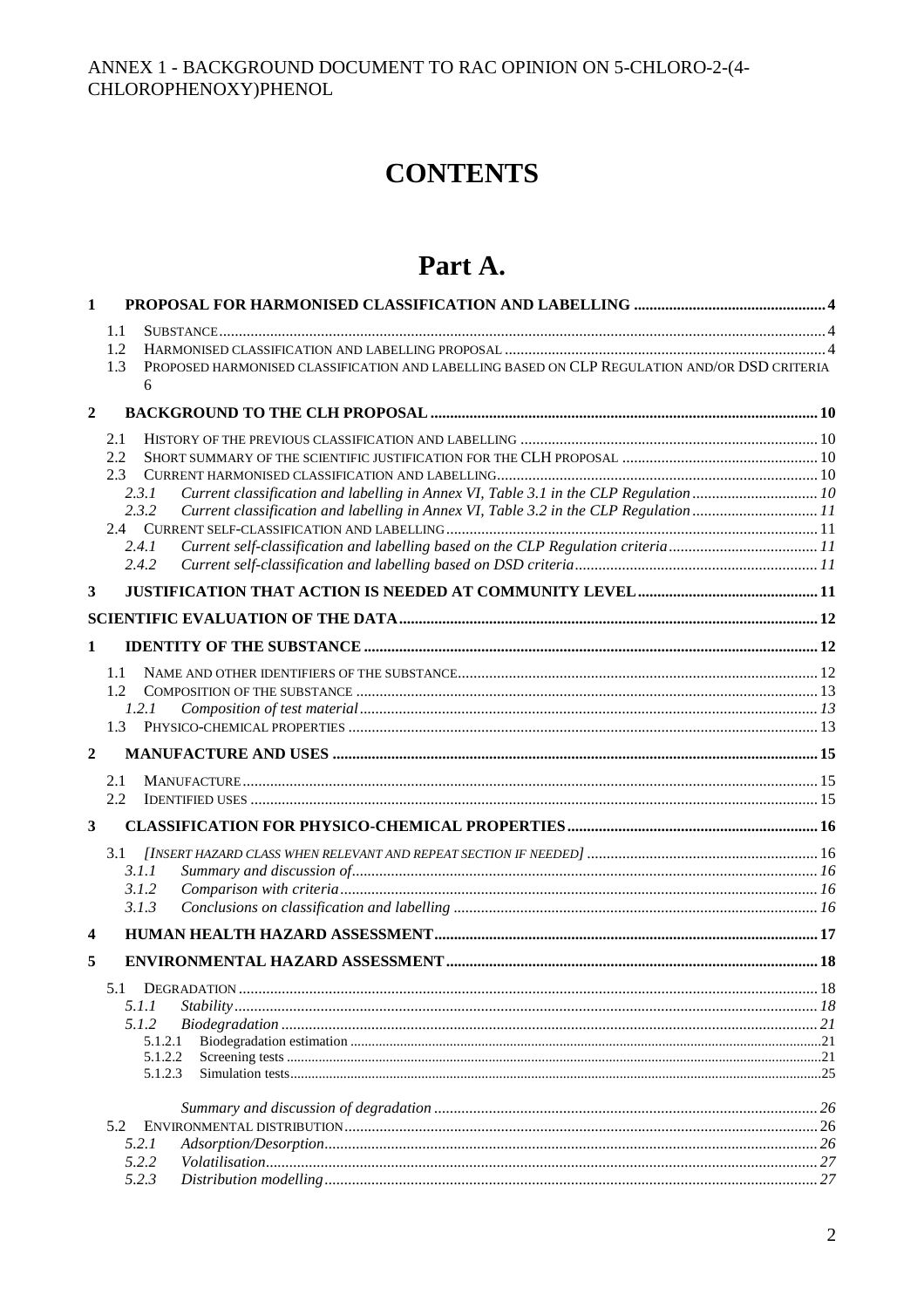ANNEX 1 - BACKGROUND DOCUMENT TO RAC OPINION ON 5-CHLORO-2-(4-CHLOROPHENOXY)PHENOL

# CONTENTS

# Part A.

**1 PROPOSAL FOR HARMONISED CLASSIFICATION AND LABELLING ..... 4**

1.1 SUBSTANCE ..... 4
1.2 HARMONISED CLASSIFICATION AND LABELLING PROPOSAL ..... 4
1.3 PROPOSED HARMONISED CLASSIFICATION AND LABELLING BASED ON CLP REGULATION AND/OR DSD CRITERIA ..... 6

**2 BACKGROUND TO THE CLH PROPOSAL ..... 10**

2.1 HISTORY OF THE PREVIOUS CLASSIFICATION AND LABELLING ..... 10
2.2 SHORT SUMMARY OF THE SCIENTIFIC JUSTIFICATION FOR THE CLH PROPOSAL ..... 10
2.3 CURRENT HARMONISED CLASSIFICATION AND LABELLING ..... 10
*2.3.1 Current classification and labelling in Annex VI, Table 3.1 in the CLP Regulation ..... 10*
*2.3.2 Current classification and labelling in Annex VI, Table 3.2 in the CLP Regulation ..... 11*
2.4 CURRENT SELF-CLASSIFICATION AND LABELLING ..... 11
*2.4.1 Current self-classification and labelling based on the CLP Regulation criteria ..... 11*
*2.4.2 Current self-classification and labelling based on DSD criteria ..... 11*

**3 JUSTIFICATION THAT ACTION IS NEEDED AT COMMUNITY LEVEL ..... 11**

**SCIENTIFIC EVALUATION OF THE DATA ..... 12**

**1 IDENTITY OF THE SUBSTANCE ..... 12**

1.1 NAME AND OTHER IDENTIFIERS OF THE SUBSTANCE ..... 12
1.2 COMPOSITION OF THE SUBSTANCE ..... 13
*1.2.1 Composition of test material ..... 13*
1.3 PHYSICO-CHEMICAL PROPERTIES ..... 13

**2 MANUFACTURE AND USES ..... 15**

2.1 MANUFACTURE ..... 15
2.2 IDENTIFIED USES ..... 15

**3 CLASSIFICATION FOR PHYSICO-CHEMICAL PROPERTIES ..... 16**

3.1 *[INSERT HAZARD CLASS WHEN RELEVANT AND REPEAT SECTION IF NEEDED]* ..... 16
*3.1.1 Summary and discussion of ..... 16*
*3.1.2 Comparison with criteria ..... 16*
*3.1.3 Conclusions on classification and labelling ..... 16*

**4 HUMAN HEALTH HAZARD ASSESSMENT ..... 17**

**5 ENVIRONMENTAL HAZARD ASSESSMENT ..... 18**

5.1 DEGRADATION ..... 18
*5.1.1 Stability ..... 18*
*5.1.2 Biodegradation ..... 21*
5.1.2.1 Biodegradation estimation ..... 21
5.1.2.2 Screening tests ..... 21
5.1.2.3 Simulation tests ..... 25

*Summary and discussion of degradation ..... 26*
5.2 ENVIRONMENTAL DISTRIBUTION ..... 26
*5.2.1 Adsorption/Desorption ..... 26*
*5.2.2 Volatilisation ..... 27*
*5.2.3 Distribution modelling ..... 27*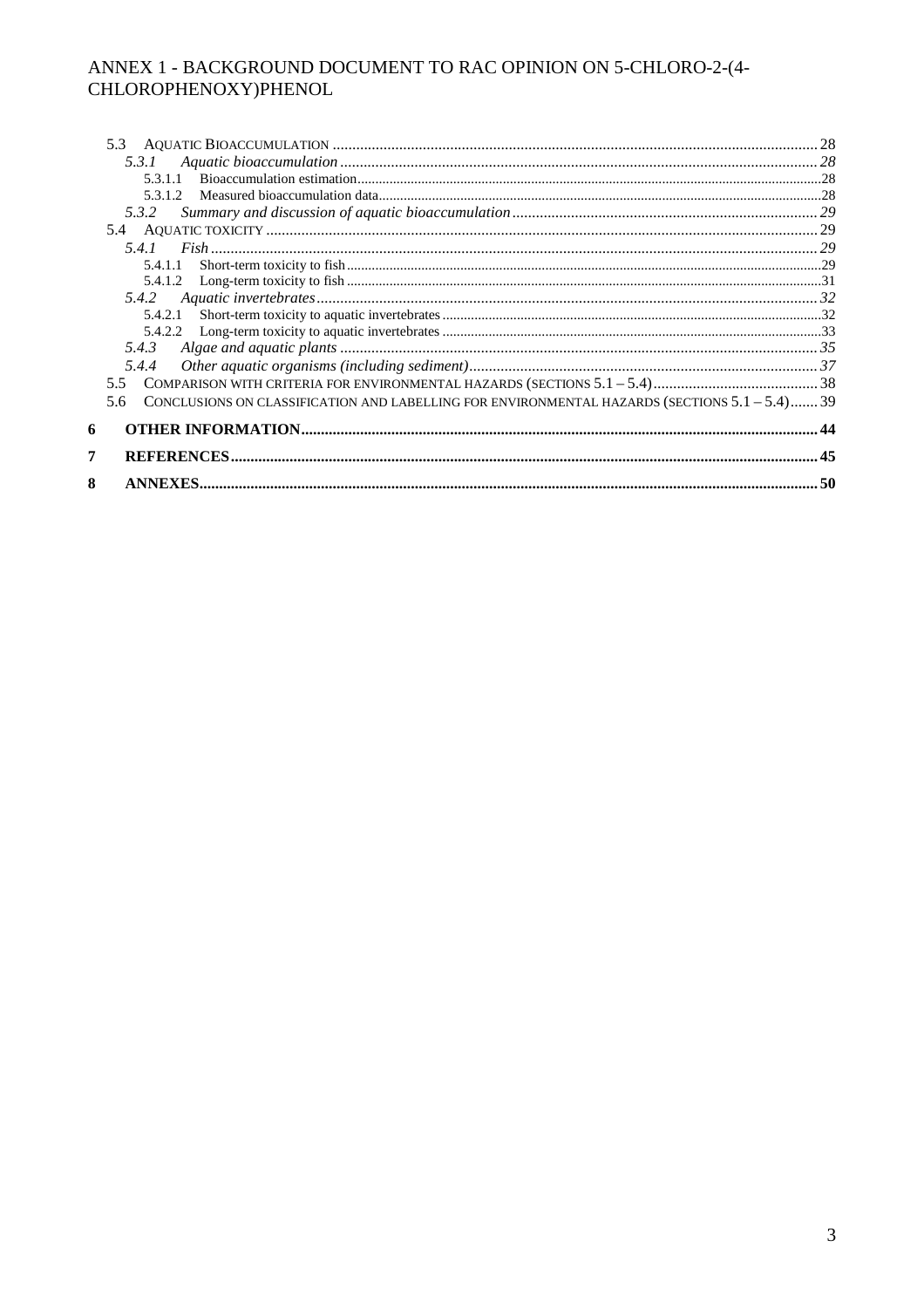5.3 AQUATIC BIOACCUMULATION .......................................................................................................... 28
 5.3.1 *Aquatic bioaccumulation* ..................................................................................................... *28*
  5.3.1.1 Bioaccumulation estimation............................................................................................... 28
  5.3.1.2 Measured bioaccumulation data.......................................................................................... 28
 5.3.2 *Summary and discussion of aquatic bioaccumulation* ............................................................. *29*
5.4 AQUATIC TOXICITY ........................................................................................................................ 29
 5.4.1 *Fish* ..................................................................................................................................... *29*
  5.4.1.1 Short-term toxicity to fish .................................................................................................. 29
  5.4.1.2 Long-term toxicity to fish ................................................................................................... 31
 5.4.2 *Aquatic invertebrates* ........................................................................................................... *32*
  5.4.2.1 Short-term toxicity to aquatic invertebrates ........................................................................ 32
  5.4.2.2 Long-term toxicity to aquatic invertebrates ......................................................................... 33
 5.4.3 *Algae and aquatic plants* ..................................................................................................... *35*
 5.4.4 *Other aquatic organisms (including sediment)* ..................................................................... *37*
5.5 COMPARISON WITH CRITERIA FOR ENVIRONMENTAL HAZARDS (SECTIONS 5.1 – 5.4) ........................................ 38
5.6 CONCLUSIONS ON CLASSIFICATION AND LABELLING FOR ENVIRONMENTAL HAZARDS (SECTIONS 5.1 – 5.4)....... 39

**6 OTHER INFORMATION** ........................................................................................................................ **44**

**7 REFERENCES** ...................................................................................................................................... **45**

**8 ANNEXES** ............................................................................................................................................. **50**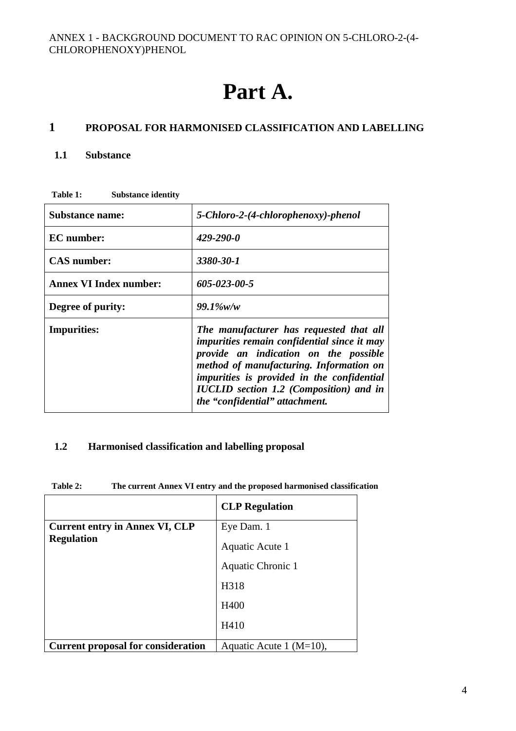# Part A.

## 1 PROPOSAL FOR HARMONISED CLASSIFICATION AND LABELLING

### 1.1 Substance

**Table 1: Substance identity**

| **Substance name:** | ***5-Chloro-2-(4-chlorophenoxy)-phenol*** |
|---|---|
| **EC number:** | ***429-290-0*** |
| **CAS number:** | ***3380-30-1*** |
| **Annex VI Index number:** | ***605-023-00-5*** |
| **Degree of purity:** | ***99.1%w/w*** |
| **Impurities:** | ***The manufacturer has requested that all impurities remain confidential since it may provide an indication on the possible method of manufacturing. Information on impurities is provided in the confidential IUCLID section 1.2 (Composition) and in the "confidential" attachment.*** |

### 1.2 Harmonised classification and labelling proposal

**Table 2: The current Annex VI entry and the proposed harmonised classification**

| | **CLP Regulation** |
|---|---|
| **Current entry in Annex VI, CLP Regulation** | Eye Dam. 1<br>Aquatic Acute 1<br>Aquatic Chronic 1<br>H318<br>H400<br>H410 |
| **Current proposal for consideration** | Aquatic Acute 1 (M=10), |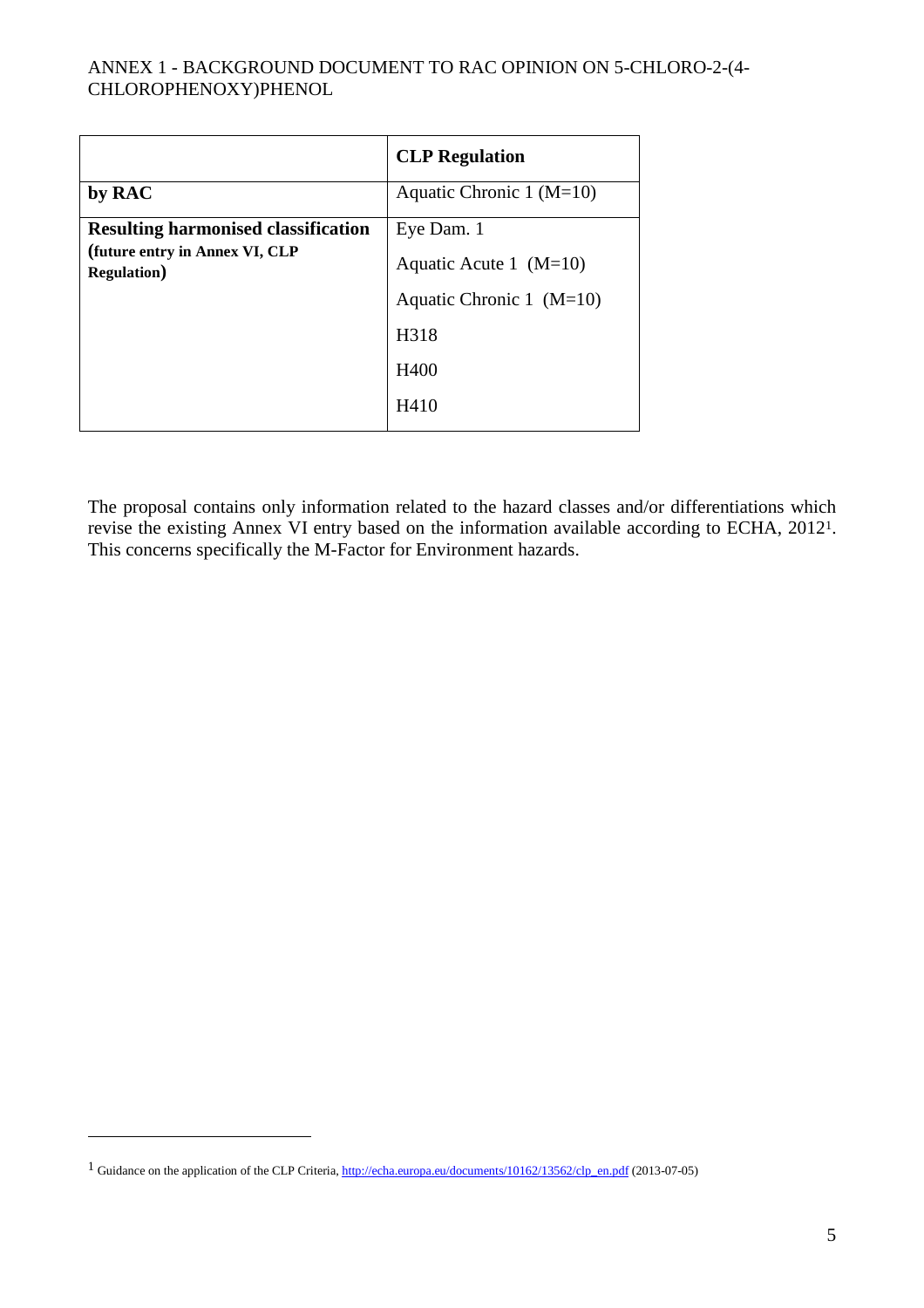| | **CLP Regulation** |
|---|---|
| **by RAC** | Aquatic Chronic 1 (M=10) |
| **Resulting harmonised classification (future entry in Annex VI, CLP Regulation)** | Eye Dam. 1<br>Aquatic Acute 1 (M=10)<br>Aquatic Chronic 1 (M=10)<br>H318<br>H400<br>H410 |

The proposal contains only information related to the hazard classes and/or differentiations which revise the existing Annex VI entry based on the information available according to ECHA, 2012[1]. This concerns specifically the M-Factor for Environment hazards.

[1] Guidance on the application of the CLP Criteria, http://echa.europa.eu/documents/10162/13562/clp_en.pdf (2013-07-05)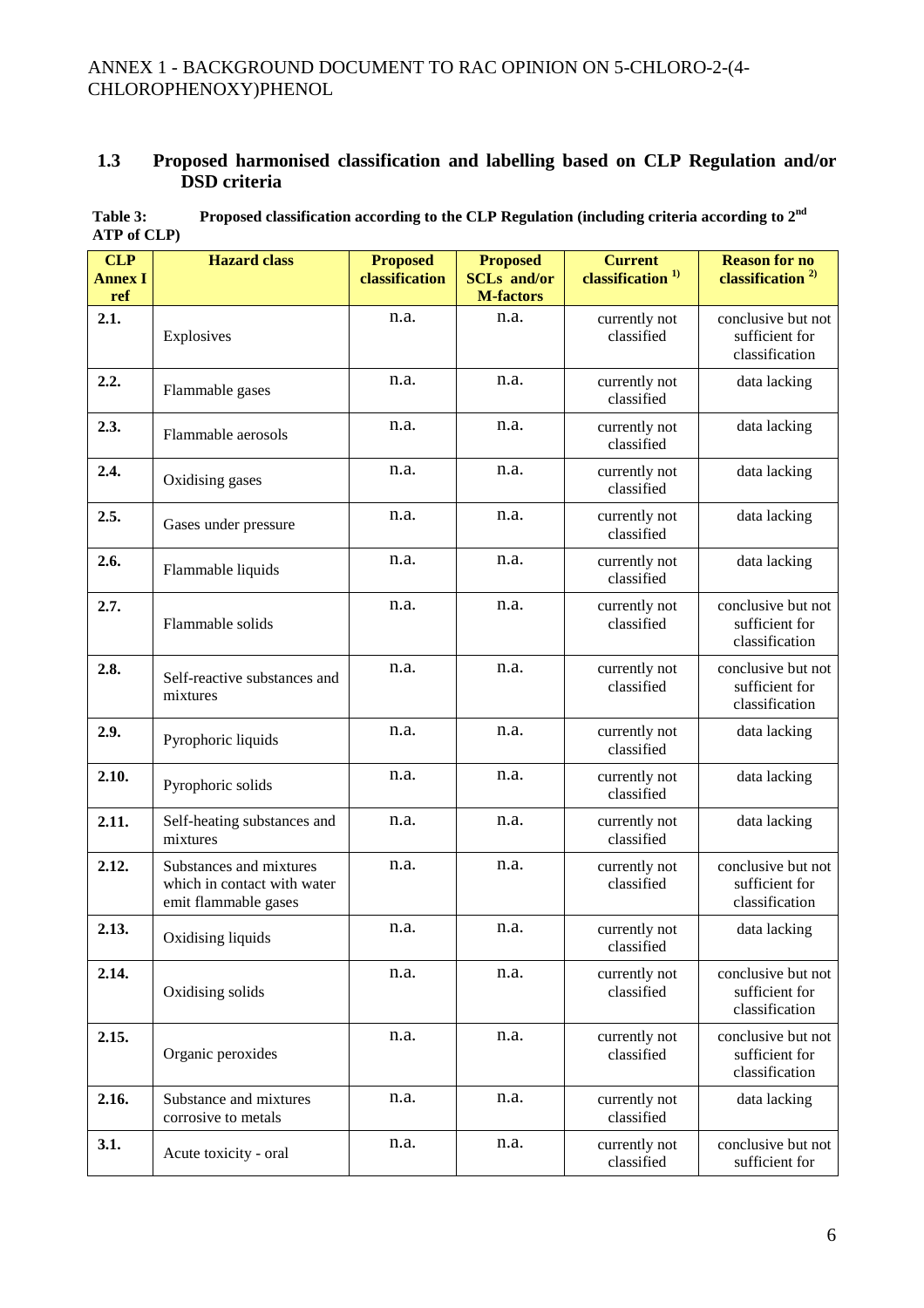## 1.3 Proposed harmonised classification and labelling based on CLP Regulation and/or DSD criteria

**Table 3: Proposed classification according to the CLP Regulation (including criteria according to 2[nd] ATP of CLP)**

| CLP Annex I ref | Hazard class | Proposed classification | Proposed SCLs and/or M-factors | Current classification [1)] | Reason for no classification [2)] |
|---|---|---|---|---|---|
| 2.1. | Explosives | n.a. | n.a. | currently not classified | conclusive but not sufficient for classification |
| 2.2. | Flammable gases | n.a. | n.a. | currently not classified | data lacking |
| 2.3. | Flammable aerosols | n.a. | n.a. | currently not classified | data lacking |
| 2.4. | Oxidising gases | n.a. | n.a. | currently not classified | data lacking |
| 2.5. | Gases under pressure | n.a. | n.a. | currently not classified | data lacking |
| 2.6. | Flammable liquids | n.a. | n.a. | currently not classified | data lacking |
| 2.7. | Flammable solids | n.a. | n.a. | currently not classified | conclusive but not sufficient for classification |
| 2.8. | Self-reactive substances and mixtures | n.a. | n.a. | currently not classified | conclusive but not sufficient for classification |
| 2.9. | Pyrophoric liquids | n.a. | n.a. | currently not classified | data lacking |
| 2.10. | Pyrophoric solids | n.a. | n.a. | currently not classified | data lacking |
| 2.11. | Self-heating substances and mixtures | n.a. | n.a. | currently not classified | data lacking |
| 2.12. | Substances and mixtures which in contact with water emit flammable gases | n.a. | n.a. | currently not classified | conclusive but not sufficient for classification |
| 2.13. | Oxidising liquids | n.a. | n.a. | currently not classified | data lacking |
| 2.14. | Oxidising solids | n.a. | n.a. | currently not classified | conclusive but not sufficient for classification |
| 2.15. | Organic peroxides | n.a. | n.a. | currently not classified | conclusive but not sufficient for classification |
| 2.16. | Substance and mixtures corrosive to metals | n.a. | n.a. | currently not classified | data lacking |
| 3.1. | Acute toxicity - oral | n.a. | n.a. | currently not classified | conclusive but not sufficient for |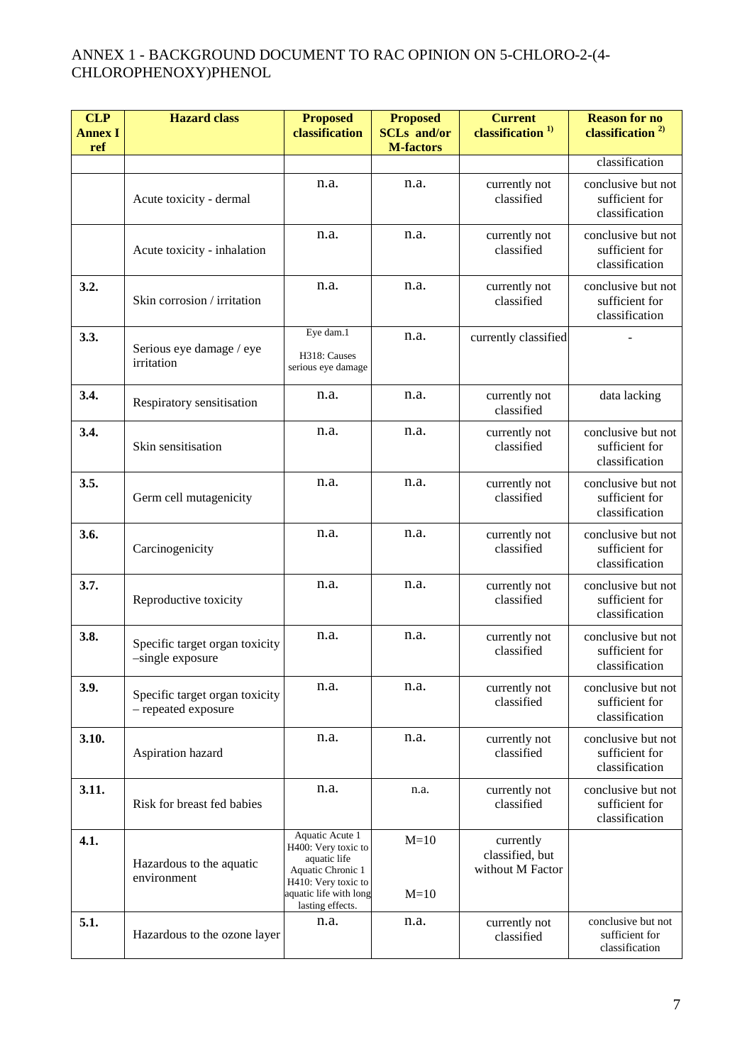| CLP Annex I ref | Hazard class | Proposed classification | Proposed SCLs and/or M-factors | Current classification [1)] | Reason for no classification [2)] |
|---|---|---|---|---|---|
| | | | | | classification |
| | Acute toxicity - dermal | n.a. | n.a. | currently not classified | conclusive but not sufficient for classification |
| | Acute toxicity - inhalation | n.a. | n.a. | currently not classified | conclusive but not sufficient for classification |
| 3.2. | Skin corrosion / irritation | n.a. | n.a. | currently not classified | conclusive but not sufficient for classification |
| 3.3. | Serious eye damage / eye irritation | Eye dam.1<br>H318: Causes serious eye damage | n.a. | currently classified | - |
| 3.4. | Respiratory sensitisation | n.a. | n.a. | currently not classified | data lacking |
| 3.4. | Skin sensitisation | n.a. | n.a. | currently not classified | conclusive but not sufficient for classification |
| 3.5. | Germ cell mutagenicity | n.a. | n.a. | currently not classified | conclusive but not sufficient for classification |
| 3.6. | Carcinogenicity | n.a. | n.a. | currently not classified | conclusive but not sufficient for classification |
| 3.7. | Reproductive toxicity | n.a. | n.a. | currently not classified | conclusive but not sufficient for classification |
| 3.8. | Specific target organ toxicity –single exposure | n.a. | n.a. | currently not classified | conclusive but not sufficient for classification |
| 3.9. | Specific target organ toxicity – repeated exposure | n.a. | n.a. | currently not classified | conclusive but not sufficient for classification |
| 3.10. | Aspiration hazard | n.a. | n.a. | currently not classified | conclusive but not sufficient for classification |
| 3.11. | Risk for breast fed babies | n.a. | n.a. | currently not classified | conclusive but not sufficient for classification |
| 4.1. | Hazardous to the aquatic environment | Aquatic Acute 1<br>H400: Very toxic to aquatic life<br>Aquatic Chronic 1<br>H410: Very toxic to aquatic life with long lasting effects. | M=10<br><br>M=10 | currently classified, but without M Factor | |
| 5.1. | Hazardous to the ozone layer | n.a. | n.a. | currently not classified | conclusive but not sufficient for classification |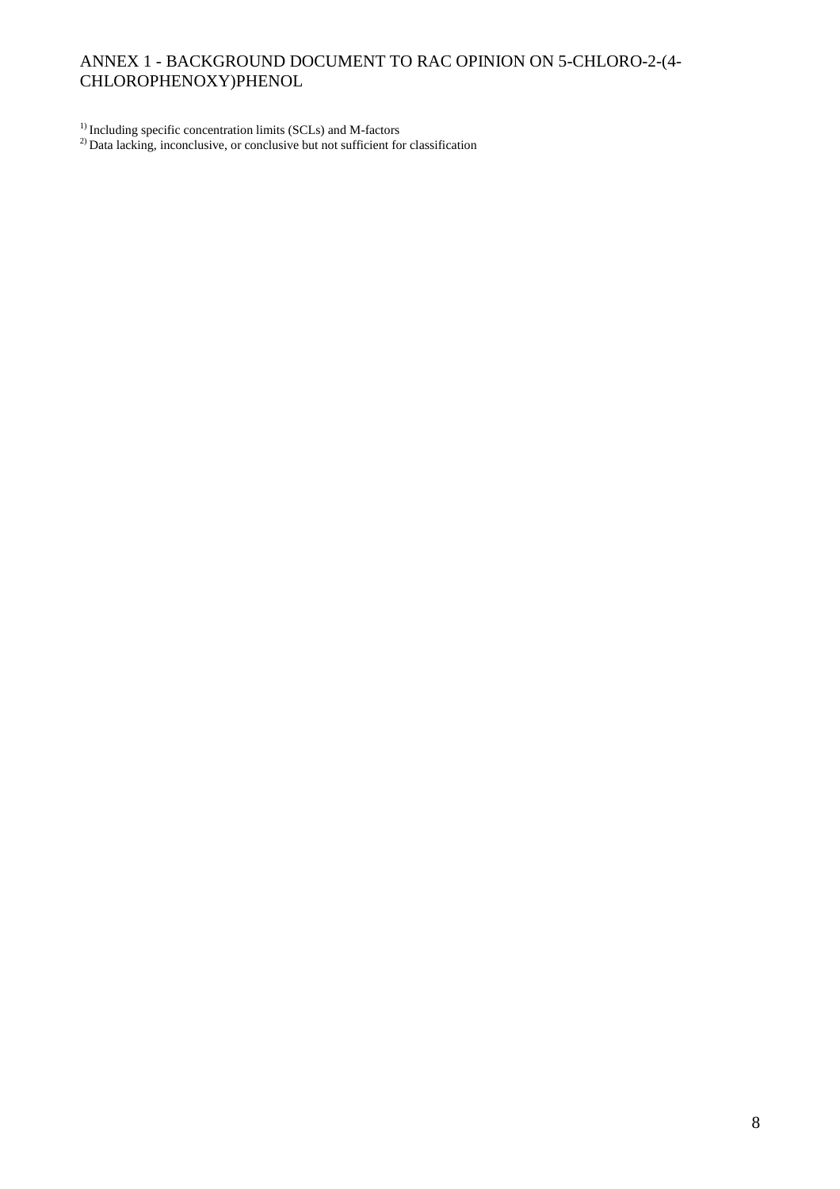[1)] Including specific concentration limits (SCLs) and M-factors

[2)] Data lacking, inconclusive, or conclusive but not sufficient for classification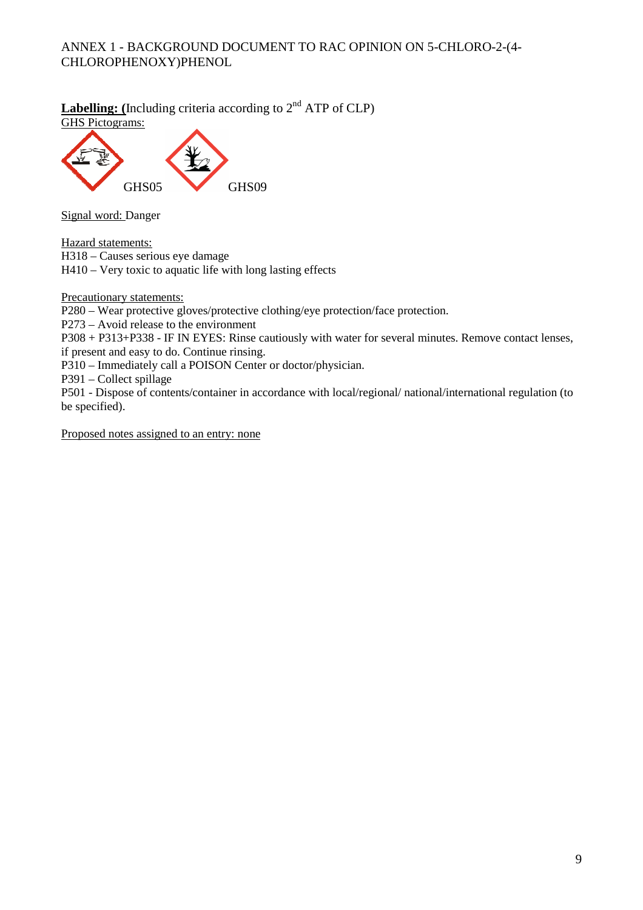**Labelling:** (Including criteria according to 2nd ATP of CLP)

GHS Pictograms:

GHS05 GHS09

Signal word: Danger

Hazard statements:

H318 – Causes serious eye damage

H410 – Very toxic to aquatic life with long lasting effects

Precautionary statements:

P280 – Wear protective gloves/protective clothing/eye protection/face protection.

P273 – Avoid release to the environment

P308 + P313+P338 - IF IN EYES: Rinse cautiously with water for several minutes. Remove contact lenses, if present and easy to do. Continue rinsing.

P310 – Immediately call a POISON Center or doctor/physician.

P391 – Collect spillage

P501 - Dispose of contents/container in accordance with local/regional/ national/international regulation (to be specified).

Proposed notes assigned to an entry: none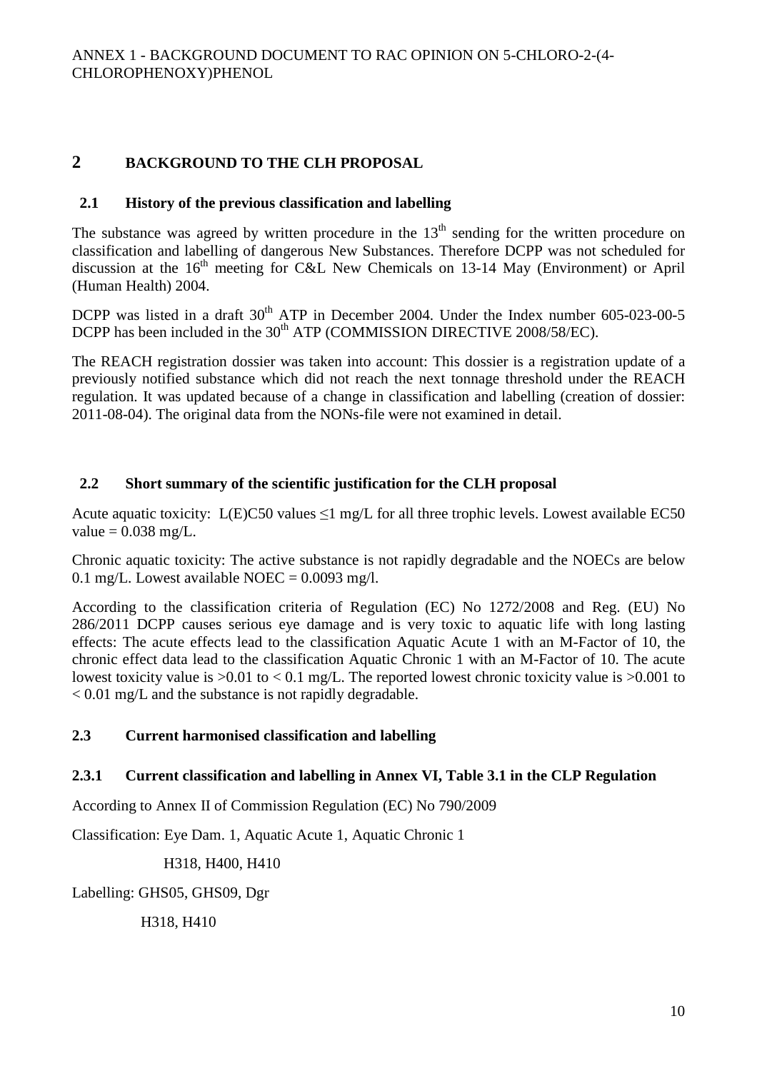# 2 BACKGROUND TO THE CLH PROPOSAL

## 2.1 History of the previous classification and labelling

The substance was agreed by written procedure in the 13th sending for the written procedure on classification and labelling of dangerous New Substances. Therefore DCPP was not scheduled for discussion at the 16th meeting for C&L New Chemicals on 13-14 May (Environment) or April (Human Health) 2004.

DCPP was listed in a draft 30th ATP in December 2004. Under the Index number 605-023-00-5 DCPP has been included in the 30th ATP (COMMISSION DIRECTIVE 2008/58/EC).

The REACH registration dossier was taken into account: This dossier is a registration update of a previously notified substance which did not reach the next tonnage threshold under the REACH regulation. It was updated because of a change in classification and labelling (creation of dossier: 2011-08-04). The original data from the NONs-file were not examined in detail.

## 2.2 Short summary of the scientific justification for the CLH proposal

Acute aquatic toxicity: L(E)C50 values ≤1 mg/L for all three trophic levels. Lowest available EC50 value = 0.038 mg/L.

Chronic aquatic toxicity: The active substance is not rapidly degradable and the NOECs are below 0.1 mg/L. Lowest available NOEC = 0.0093 mg/l.

According to the classification criteria of Regulation (EC) No 1272/2008 and Reg. (EU) No 286/2011 DCPP causes serious eye damage and is very toxic to aquatic life with long lasting effects: The acute effects lead to the classification Aquatic Acute 1 with an M-Factor of 10, the chronic effect data lead to the classification Aquatic Chronic 1 with an M-Factor of 10. The acute lowest toxicity value is >0.01 to < 0.1 mg/L. The reported lowest chronic toxicity value is >0.001 to < 0.01 mg/L and the substance is not rapidly degradable.

## 2.3 Current harmonised classification and labelling

### 2.3.1 Current classification and labelling in Annex VI, Table 3.1 in the CLP Regulation

According to Annex II of Commission Regulation (EC) No 790/2009

Classification: Eye Dam. 1, Aquatic Acute 1, Aquatic Chronic 1

H318, H400, H410

Labelling: GHS05, GHS09, Dgr

H318, H410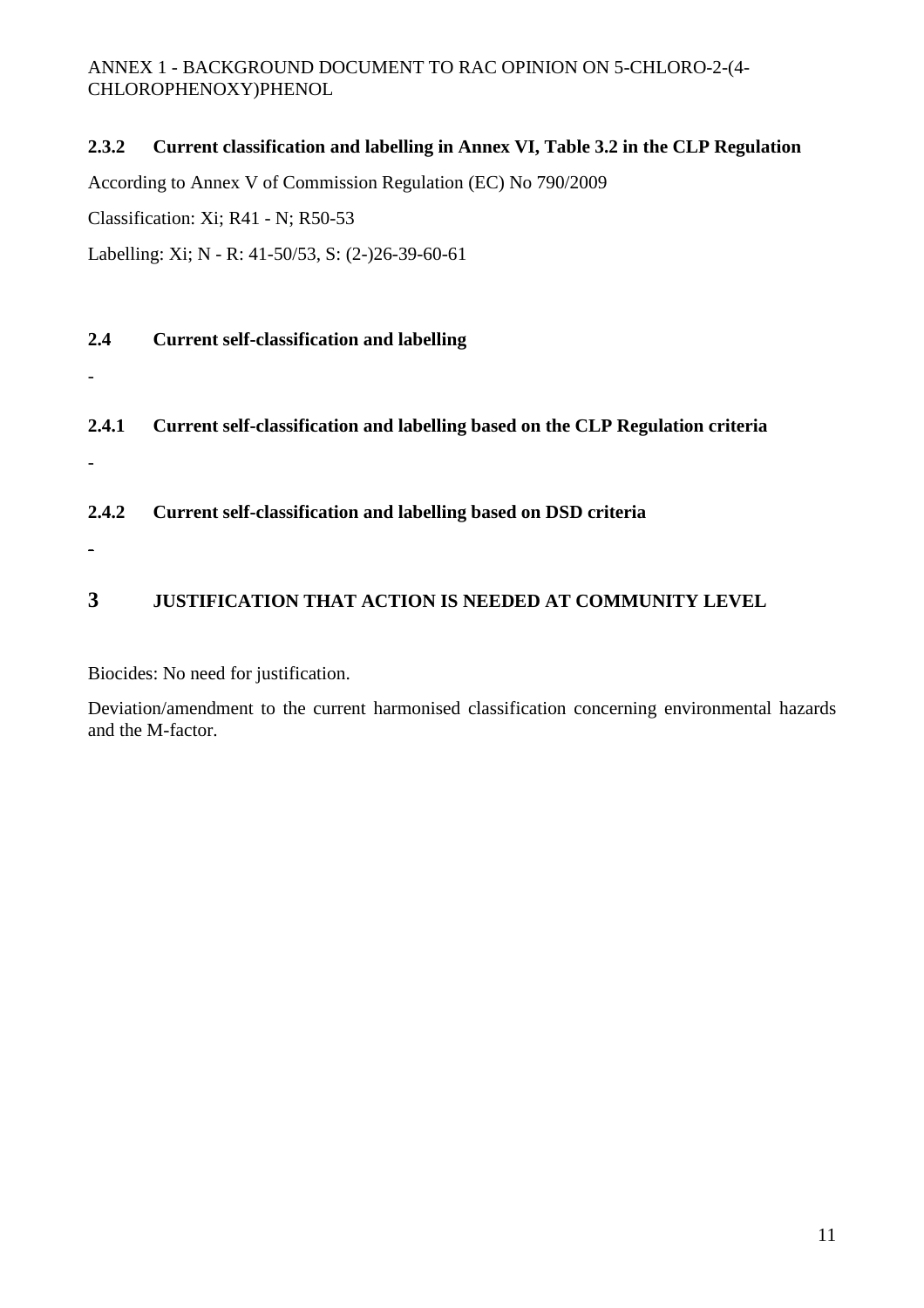### 2.3.2 Current classification and labelling in Annex VI, Table 3.2 in the CLP Regulation

According to Annex V of Commission Regulation (EC) No 790/2009

Classification: Xi; R41 - N; R50-53

Labelling: Xi; N - R: 41-50/53, S: (2-)26-39-60-61

## 2.4 Current self-classification and labelling

-

### 2.4.1 Current self-classification and labelling based on the CLP Regulation criteria

-

### 2.4.2 Current self-classification and labelling based on DSD criteria

-

# 3 JUSTIFICATION THAT ACTION IS NEEDED AT COMMUNITY LEVEL

Biocides: No need for justification.

Deviation/amendment to the current harmonised classification concerning environmental hazards and the M-factor.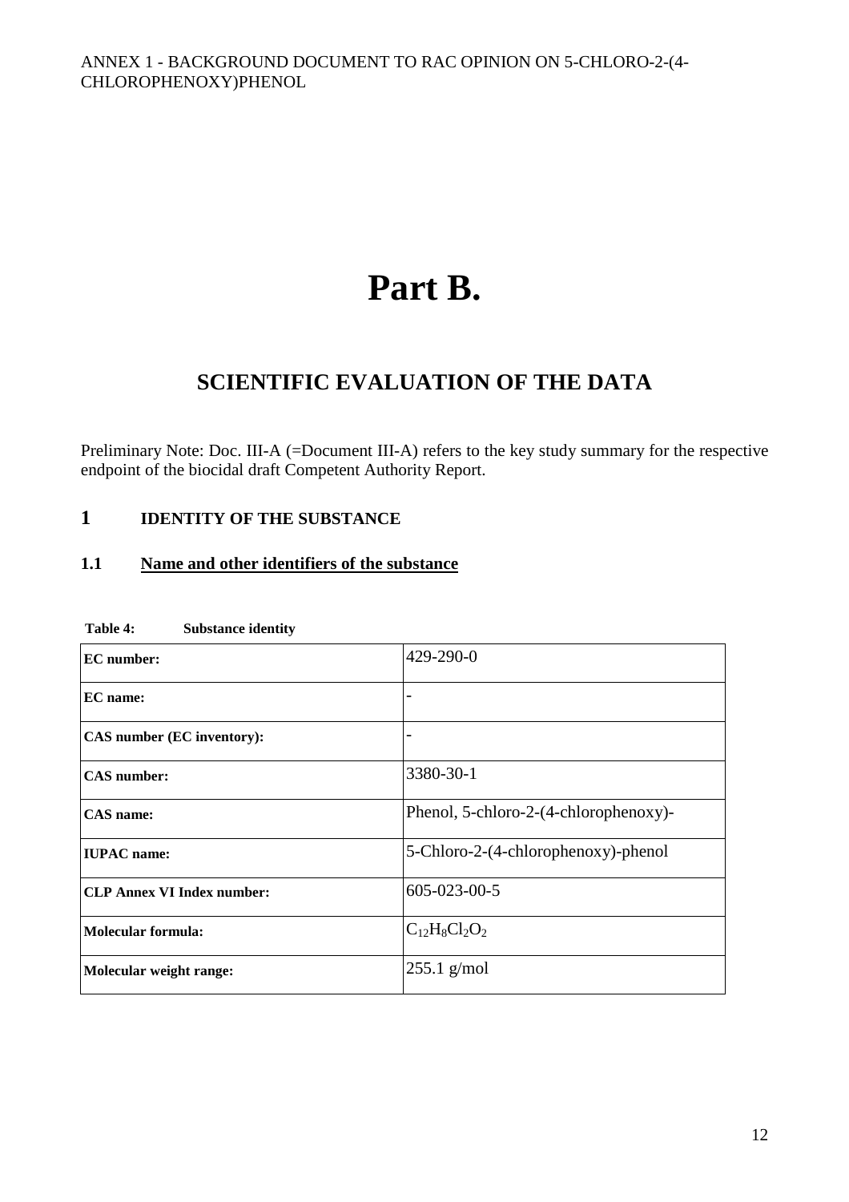# Part B.

## SCIENTIFIC EVALUATION OF THE DATA

Preliminary Note: Doc. III-A (=Document III-A) refers to the key study summary for the respective endpoint of the biocidal draft Competent Authority Report.

## 1 IDENTITY OF THE SUBSTANCE

### 1.1 Name and other identifiers of the substance

**Table 4: Substance identity**

| | |
|---|---|
| **EC number:** | 429-290-0 |
| **EC name:** | - |
| **CAS number (EC inventory):** | - |
| **CAS number:** | 3380-30-1 |
| **CAS name:** | Phenol, 5-chloro-2-(4-chlorophenoxy)- |
| **IUPAC name:** | 5-Chloro-2-(4-chlorophenoxy)-phenol |
| **CLP Annex VI Index number:** | 605-023-00-5 |
| **Molecular formula:** | $C_{12}H_8Cl_2O_2$ |
| **Molecular weight range:** | 255.1 g/mol |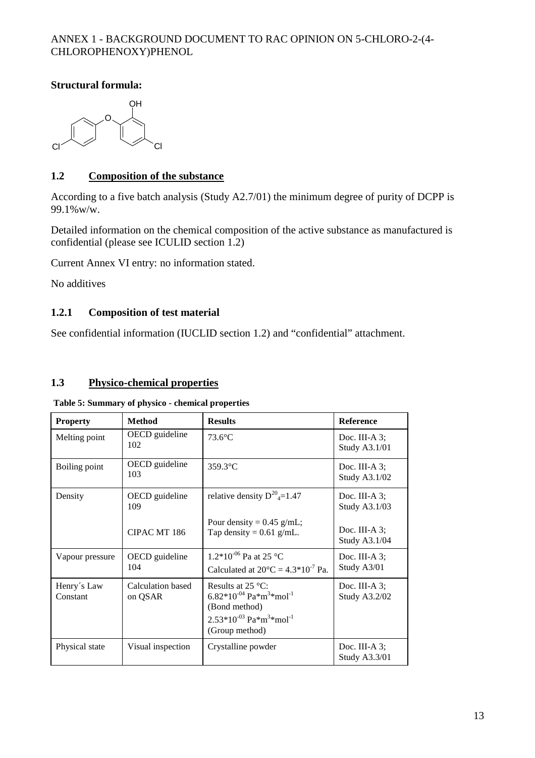## Structural formula:

## 1.2 Composition of the substance

According to a five batch analysis (Study A2.7/01) the minimum degree of purity of DCPP is 99.1%w/w.

Detailed information on the chemical composition of the active substance as manufactured is confidential (please see ICULID section 1.2)

Current Annex VI entry: no information stated.

No additives

### 1.2.1 Composition of test material

See confidential information (IUCLID section 1.2) and "confidential" attachment.

## 1.3 Physico-chemical properties

**Table 5: Summary of physico - chemical properties**

| Property | Method | Results | Reference |
|---|---|---|---|
| Melting point | OECD guideline 102 | 73.6°C | Doc. III-A 3; Study A3.1/01 |
| Boiling point | OECD guideline 103 | 359.3°C | Doc. III-A 3; Study A3.1/02 |
| Density | OECD guideline 109 | relative density $D^{20}_{4}$=1.47 | Doc. III-A 3; Study A3.1/03 |
| | CIPAC MT 186 | Pour density = 0.45 g/mL; Tap density = 0.61 g/mL. | Doc. III-A 3; Study A3.1/04 |
| Vapour pressure | OECD guideline 104 | $1.2*10^{-06}$ Pa at 25 °C<br>Calculated at 20°C = $4.3*10^{-7}$ Pa. | Doc. III-A 3; Study A3/01 |
| Henry´s Law Constant | Calculation based on QSAR | Results at 25 °C:<br>$6.82*10^{-04}$ $Pa*m^3*mol^{-1}$ (Bond method)<br>$2.53*10^{-03}$ $Pa*m^3*mol^{-1}$ (Group method) | Doc. III-A 3; Study A3.2/02 |
| Physical state | Visual inspection | Crystalline powder | Doc. III-A 3; Study A3.3/01 |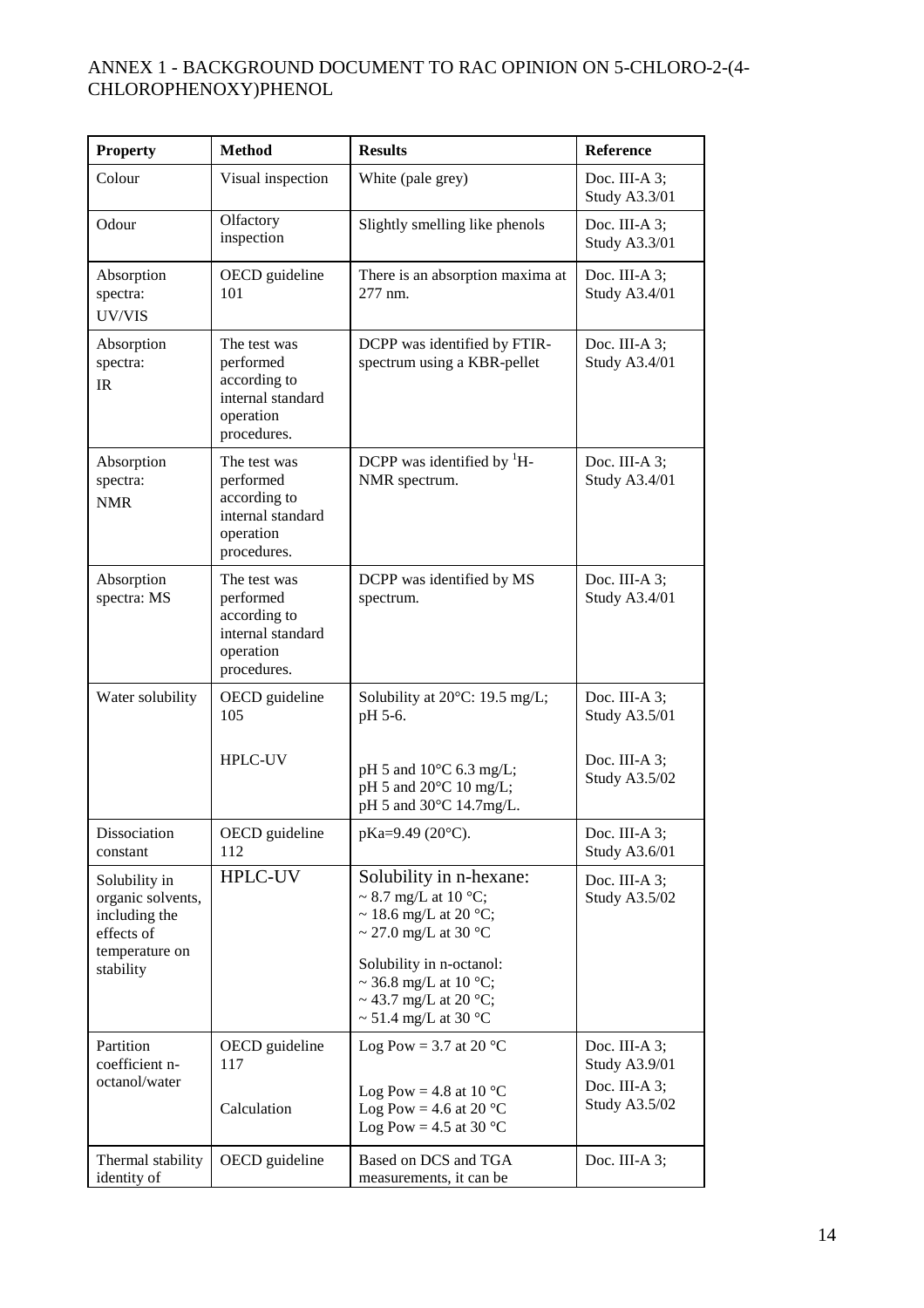| Property | Method | Results | Reference |
|---|---|---|---|
| Colour | Visual inspection | White (pale grey) | Doc. III-A 3; Study A3.3/01 |
| Odour | Olfactory inspection | Slightly smelling like phenols | Doc. III-A 3; Study A3.3/01 |
| Absorption spectra: UV/VIS | OECD guideline 101 | There is an absorption maxima at 277 nm. | Doc. III-A 3; Study A3.4/01 |
| Absorption spectra: IR | The test was performed according to internal standard operation procedures. | DCPP was identified by FTIR-spectrum using a KBR-pellet | Doc. III-A 3; Study A3.4/01 |
| Absorption spectra: NMR | The test was performed according to internal standard operation procedures. | DCPP was identified by $^{1}H$-NMR spectrum. | Doc. III-A 3; Study A3.4/01 |
| Absorption spectra: MS | The test was performed according to internal standard operation procedures. | DCPP was identified by MS spectrum. | Doc. III-A 3; Study A3.4/01 |
| Water solubility | OECD guideline 105<br><br>HPLC-UV | Solubility at 20°C: 19.5 mg/L; pH 5-6.<br><br>pH 5 and 10°C 6.3 mg/L;<br>pH 5 and 20°C 10 mg/L;<br>pH 5 and 30°C 14.7mg/L. | Doc. III-A 3; Study A3.5/01<br><br>Doc. III-A 3; Study A3.5/02 |
| Dissociation constant | OECD guideline 112 | pKa=9.49 (20°C). | Doc. III-A 3; Study A3.6/01 |
| Solubility in organic solvents, including the effects of temperature on stability | HPLC-UV | Solubility in n-hexane:<br>~ 8.7 mg/L at 10 °C;<br>~ 18.6 mg/L at 20 °C;<br>~ 27.0 mg/L at 30 °C<br><br>Solubility in n-octanol:<br>~ 36.8 mg/L at 10 °C;<br>~ 43.7 mg/L at 20 °C;<br>~ 51.4 mg/L at 30 °C | Doc. III-A 3; Study A3.5/02 |
| Partition coefficient n-octanol/water | OECD guideline 117<br><br>Calculation | Log Pow = 3.7 at 20 °C<br><br>Log Pow = 4.8 at 10 °C<br>Log Pow = 4.6 at 20 °C<br>Log Pow = 4.5 at 30 °C | Doc. III-A 3; Study A3.9/01<br><br>Doc. III-A 3; Study A3.5/02 |
| Thermal stability identity of | OECD guideline | Based on DCS and TGA measurements, it can be | Doc. III-A 3; |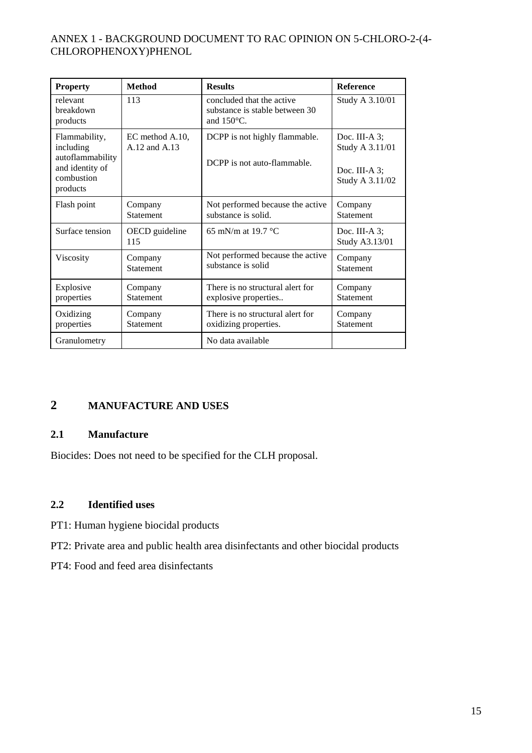| Property | Method | Results | Reference |
| --- | --- | --- | --- |
| relevant breakdown products | 113 | concluded that the active substance is stable between 30 and 150°C. | Study A 3.10/01 |
| Flammability, including autoflammability and identity of combustion products | EC method A.10, A.12 and A.13 | DCPP is not highly flammable.<br><br>DCPP is not auto-flammable. | Doc. III-A 3; Study A 3.11/01<br><br>Doc. III-A 3; Study A 3.11/02 |
| Flash point | Company Statement | Not performed because the active substance is solid. | Company Statement |
| Surface tension | OECD guideline 115 | 65 mN/m at 19.7 °C | Doc. III-A 3; Study A3.13/01 |
| Viscosity | Company Statement | Not performed because the active substance is solid | Company Statement |
| Explosive properties | Company Statement | There is no structural alert for explosive properties.. | Company Statement |
| Oxidizing properties | Company Statement | There is no structural alert for oxidizing properties. | Company Statement |
| Granulometry | | No data available | |

# 2 MANUFACTURE AND USES

## 2.1 Manufacture

Biocides: Does not need to be specified for the CLH proposal.

## 2.2 Identified uses

PT1: Human hygiene biocidal products

PT2: Private area and public health area disinfectants and other biocidal products

PT4: Food and feed area disinfectants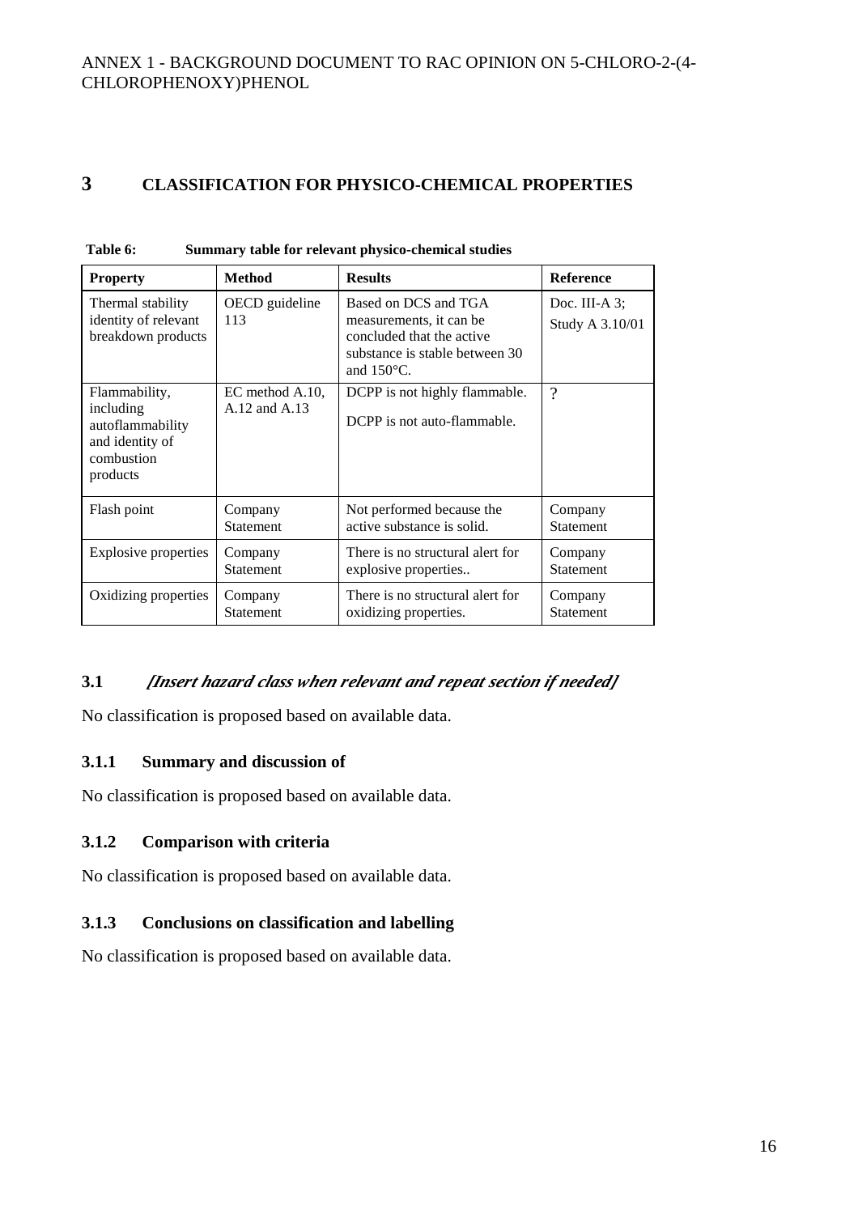# 3 CLASSIFICATION FOR PHYSICO-CHEMICAL PROPERTIES

**Table 6: Summary table for relevant physico-chemical studies**

| Property | Method | Results | Reference |
|---|---|---|---|
| Thermal stability identity of relevant breakdown products | OECD guideline 113 | Based on DCS and TGA measurements, it can be concluded that the active substance is stable between 30 and 150°C. | Doc. III-A 3; Study A 3.10/01 |
| Flammability, including autoflammability and identity of combustion products | EC method A.10, A.12 and A.13 | DCPP is not highly flammable.<br>DCPP is not auto-flammable. | ? |
| Flash point | Company Statement | Not performed because the active substance is solid. | Company Statement |
| Explosive properties | Company Statement | There is no structural alert for explosive properties.. | Company Statement |
| Oxidizing properties | Company Statement | There is no structural alert for oxidizing properties. | Company Statement |

## 3.1 *[Insert hazard class when relevant and repeat section if needed]*

No classification is proposed based on available data.

### 3.1.1 Summary and discussion of

No classification is proposed based on available data.

### 3.1.2 Comparison with criteria

No classification is proposed based on available data.

### 3.1.3 Conclusions on classification and labelling

No classification is proposed based on available data.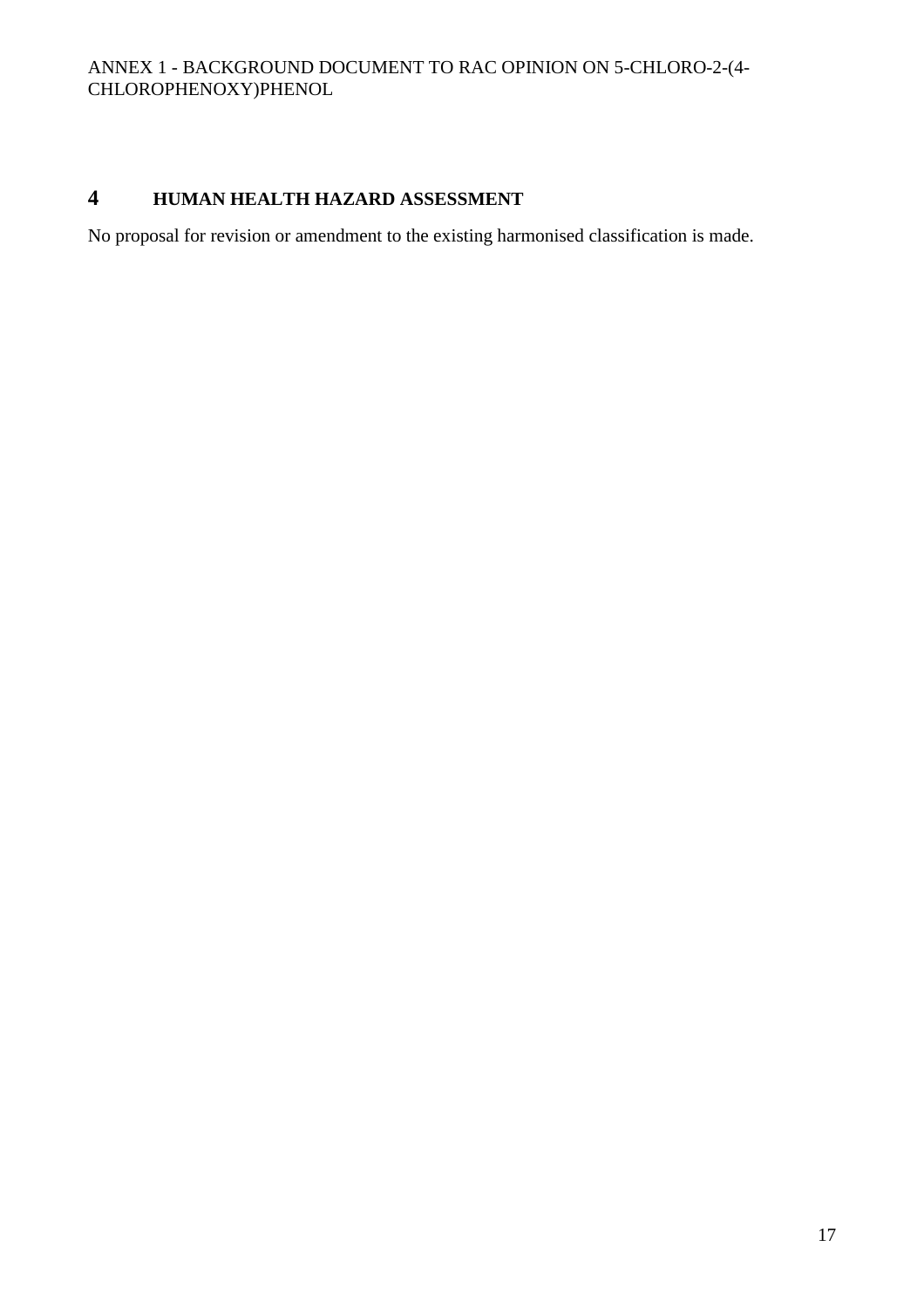# 4 HUMAN HEALTH HAZARD ASSESSMENT

No proposal for revision or amendment to the existing harmonised classification is made.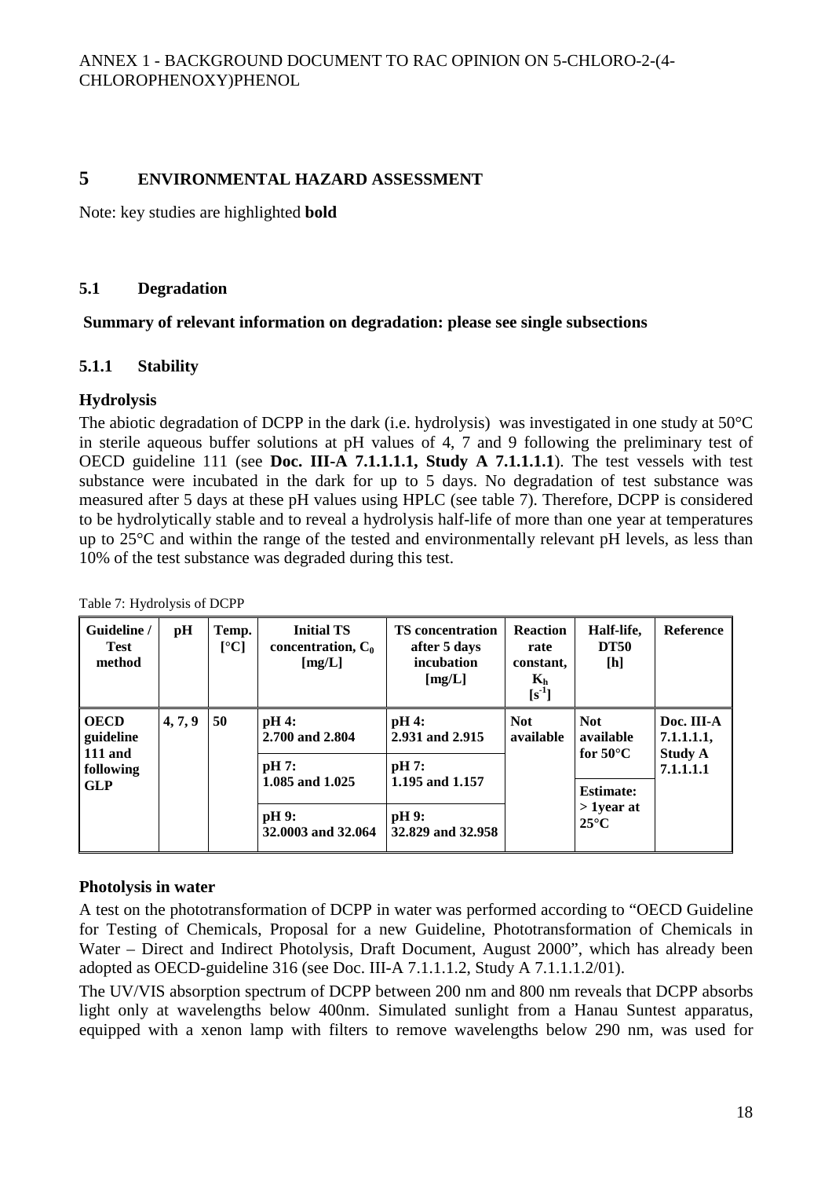# 5 ENVIRONMENTAL HAZARD ASSESSMENT

Note: key studies are highlighted **bold**

## 5.1 Degradation

**Summary of relevant information on degradation: please see single subsections**

### 5.1.1 Stability

**Hydrolysis**

The abiotic degradation of DCPP in the dark (i.e. hydrolysis) was investigated in one study at 50°C in sterile aqueous buffer solutions at pH values of 4, 7 and 9 following the preliminary test of OECD guideline 111 (see **Doc. III-A 7.1.1.1.1, Study A 7.1.1.1.1**). The test vessels with test substance were incubated in the dark for up to 5 days. No degradation of test substance was measured after 5 days at these pH values using HPLC (see table 7). Therefore, DCPP is considered to be hydrolytically stable and to reveal a hydrolysis half-life of more than one year at temperatures up to 25°C and within the range of the tested and environmentally relevant pH levels, as less than 10% of the test substance was degraded during this test.

Table 7: Hydrolysis of DCPP

| Guideline / Test method | pH | Temp. [°C] | Initial TS concentration, $C_0$ [mg/L] | TS concentration after 5 days incubation [mg/L] | Reaction rate constant, $K_h$ [$s^{-1}$] | Half-life, DT50 [h] | Reference |
|---|---|---|---|---|---|---|---|
| **OECD guideline 111 and following GLP** | **4, 7, 9** | **50** | **pH 4: 2.700 and 2.804** | **pH 4: 2.931 and 2.915** | **Not available** | **Not available for 50°C** | **Doc. III-A 7.1.1.1.1, Study A 7.1.1.1.1** |
| | | | **pH 7: 1.085 and 1.025** | **pH 7: 1.195 and 1.157** | | **Estimate: > 1year at 25°C** | |
| | | | **pH 9: 32.0003 and 32.064** | **pH 9: 32.829 and 32.958** | | | |

**Photolysis in water**

A test on the phototransformation of DCPP in water was performed according to "OECD Guideline for Testing of Chemicals, Proposal for a new Guideline, Phototransformation of Chemicals in Water – Direct and Indirect Photolysis, Draft Document, August 2000", which has already been adopted as OECD-guideline 316 (see Doc. III-A 7.1.1.1.2, Study A 7.1.1.1.2/01).

The UV/VIS absorption spectrum of DCPP between 200 nm and 800 nm reveals that DCPP absorbs light only at wavelengths below 400nm. Simulated sunlight from a Hanau Suntest apparatus, equipped with a xenon lamp with filters to remove wavelengths below 290 nm, was used for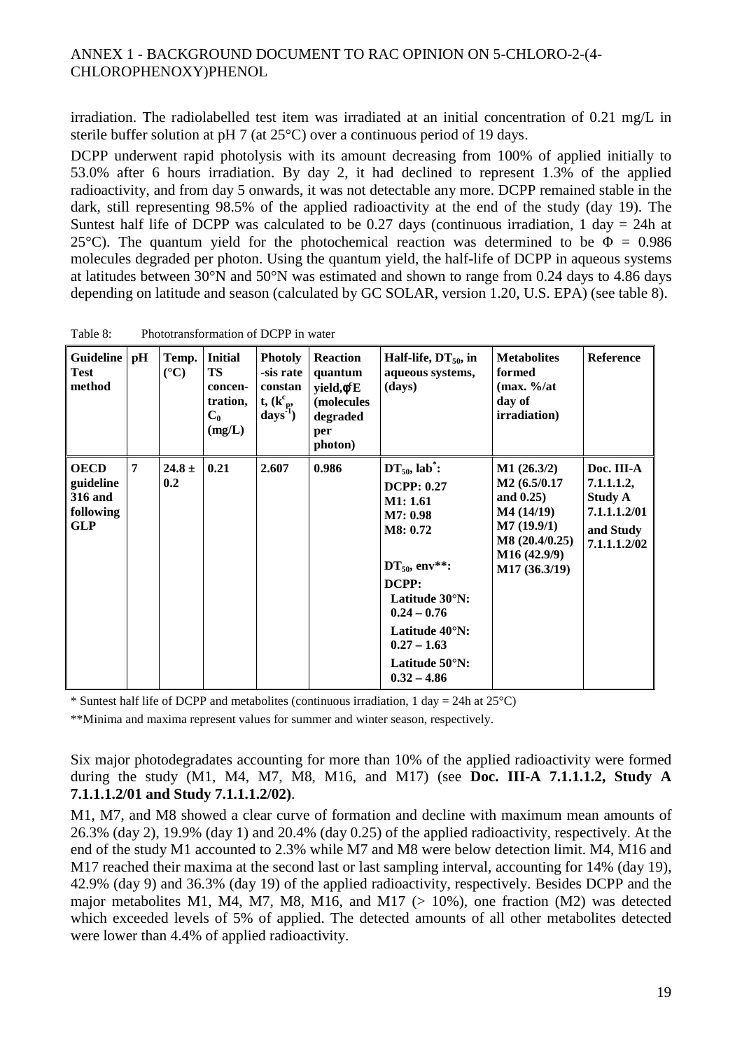irradiation. The radiolabelled test item was irradiated at an initial concentration of 0.21 mg/L in sterile buffer solution at pH 7 (at 25°C) over a continuous period of 19 days.

DCPP underwent rapid photolysis with its amount decreasing from 100% of applied initially to 53.0% after 6 hours irradiation. By day 2, it had declined to represent 1.3% of the applied radioactivity, and from day 5 onwards, it was not detectable any more. DCPP remained stable in the dark, still representing 98.5% of the applied radioactivity at the end of the study (day 19). The Suntest half life of DCPP was calculated to be 0.27 days (continuous irradiation, 1 day = 24h at 25°C). The quantum yield for the photochemical reaction was determined to be $\Phi = 0.986$ molecules degraded per photon. Using the quantum yield, the half-life of DCPP in aqueous systems at latitudes between 30°N and 50°N was estimated and shown to range from 0.24 days to 4.86 days depending on latitude and season (calculated by GC SOLAR, version 1.20, U.S. EPA) (see table 8).

Table 8: Phototransformation of DCPP in water

| Guideline Test method | pH | Temp. (°C) | Initial TS concen-tration, $C_0$ (mg/L) | Photolysis rate constant, ($k^c_p$, $days^{-1}$) | Reaction quantum yield, $\phi^c E$ (molecules degraded per photon) | Half-life, $DT_{50}$, in aqueous systems, (days) | Metabolites formed (max. %/at day of irradiation) | Reference |
|---|---|---|---|---|---|---|---|---|
| **OECD guideline 316 and following GLP** | **7** | **24.8 ± 0.2** | **0.21** | **2.607** | **0.986** | **$DT_{50}$, lab*:**<br>**DCPP: 0.27**<br>**M1: 1.61**<br>**M7: 0.98**<br>**M8: 0.72**<br><br>**$DT_{50}$, env\*\*:**<br>**DCPP:**<br>**Latitude 30°N: 0.24 – 0.76**<br>**Latitude 40°N: 0.27 – 1.63**<br>**Latitude 50°N: 0.32 – 4.86** | **M1 (26.3/2)**<br>**M2 (6.5/0.17 and 0.25)**<br>**M4 (14/19)**<br>**M7 (19.9/1)**<br>**M8 (20.4/0.25)**<br>**M16 (42.9/9)**<br>**M17 (36.3/19)** | **Doc. III-A 7.1.1.1.2, Study A 7.1.1.1.2/01 and Study 7.1.1.1.2/02** |

\* Suntest half life of DCPP and metabolites (continuous irradiation, 1 day = 24h at 25°C)

\*\*Minima and maxima represent values for summer and winter season, respectively.

Six major photodegradates accounting for more than 10% of the applied radioactivity were formed during the study (M1, M4, M7, M8, M16, and M17) (see **Doc. III-A 7.1.1.1.2, Study A 7.1.1.1.2/01 and Study 7.1.1.1.2/02**).

M1, M7, and M8 showed a clear curve of formation and decline with maximum mean amounts of 26.3% (day 2), 19.9% (day 1) and 20.4% (day 0.25) of the applied radioactivity, respectively. At the end of the study M1 accounted to 2.3% while M7 and M8 were below detection limit. M4, M16 and M17 reached their maxima at the second last or last sampling interval, accounting for 14% (day 19), 42.9% (day 9) and 36.3% (day 19) of the applied radioactivity, respectively. Besides DCPP and the major metabolites M1, M4, M7, M8, M16, and M17 (> 10%), one fraction (M2) was detected which exceeded levels of 5% of applied. The detected amounts of all other metabolites detected were lower than 4.4% of applied radioactivity.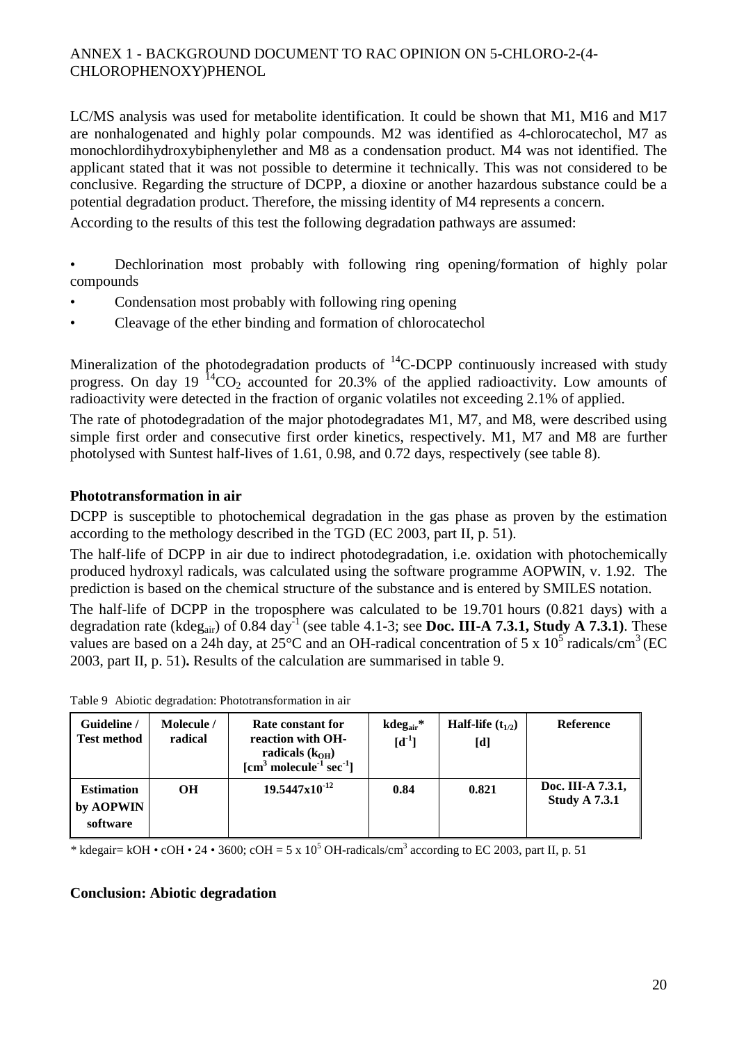LC/MS analysis was used for metabolite identification. It could be shown that M1, M16 and M17 are nonhalogenated and highly polar compounds. M2 was identified as 4-chlorocatechol, M7 as monochlordihydroxybiphenylether and M8 as a condensation product. M4 was not identified. The applicant stated that it was not possible to determine it technically. This was not considered to be conclusive. Regarding the structure of DCPP, a dioxine or another hazardous substance could be a potential degradation product. Therefore, the missing identity of M4 represents a concern.

According to the results of this test the following degradation pathways are assumed:

- Dechlorination most probably with following ring opening/formation of highly polar compounds
- Condensation most probably with following ring opening
- Cleavage of the ether binding and formation of chlorocatechol

Mineralization of the photodegradation products of $^{14}$C-DCPP continuously increased with study progress. On day 19 $^{14}CO_2$ accounted for 20.3% of the applied radioactivity. Low amounts of radioactivity were detected in the fraction of organic volatiles not exceeding 2.1% of applied.

The rate of photodegradation of the major photodegradates M1, M7, and M8, were described using simple first order and consecutive first order kinetics, respectively. M1, M7 and M8 are further photolysed with Suntest half-lives of 1.61, 0.98, and 0.72 days, respectively (see table 8).

### Phototransformation in air

DCPP is susceptible to photochemical degradation in the gas phase as proven by the estimation according to the methology described in the TGD (EC 2003, part II, p. 51).

The half-life of DCPP in air due to indirect photodegradation, i.e. oxidation with photochemically produced hydroxyl radicals, was calculated using the software programme AOPWIN, v. 1.92. The prediction is based on the chemical structure of the substance and is entered by SMILES notation.

The half-life of DCPP in the troposphere was calculated to be 19.701 hours (0.821 days) with a degradation rate ($kdeg_{air}$) of 0.84 day$^{-1}$ (see table 4.1-3; see **Doc. III-A 7.3.1, Study A 7.3.1**). These values are based on a 24h day, at 25°C and an OH-radical concentration of 5 x $10^5$ radicals/cm$^3$ (EC 2003, part II, p. 51)**.** Results of the calculation are summarised in table 9.

Table 9 Abiotic degradation: Phototransformation in air

| Guideline / Test method | Molecule / radical | Rate constant for reaction with OH-radicals ($k_{OH}$) [cm$^3$ molecule$^{-1}$ sec$^{-1}$] | $kdeg_{air}$* [d$^{-1}$] | Half-life ($t_{1/2}$) [d] | Reference |
|---|---|---|---|---|---|
| **Estimation by AOPWIN software** | **OH** | **19.5447x10$^{-12}$** | **0.84** | **0.821** | **Doc. III-A 7.3.1, Study A 7.3.1** |

\* kdegair= kOH • cOH • 24 • 3600; cOH = 5 x $10^5$ OH-radicals/cm$^3$ according to EC 2003, part II, p. 51

### Conclusion: Abiotic degradation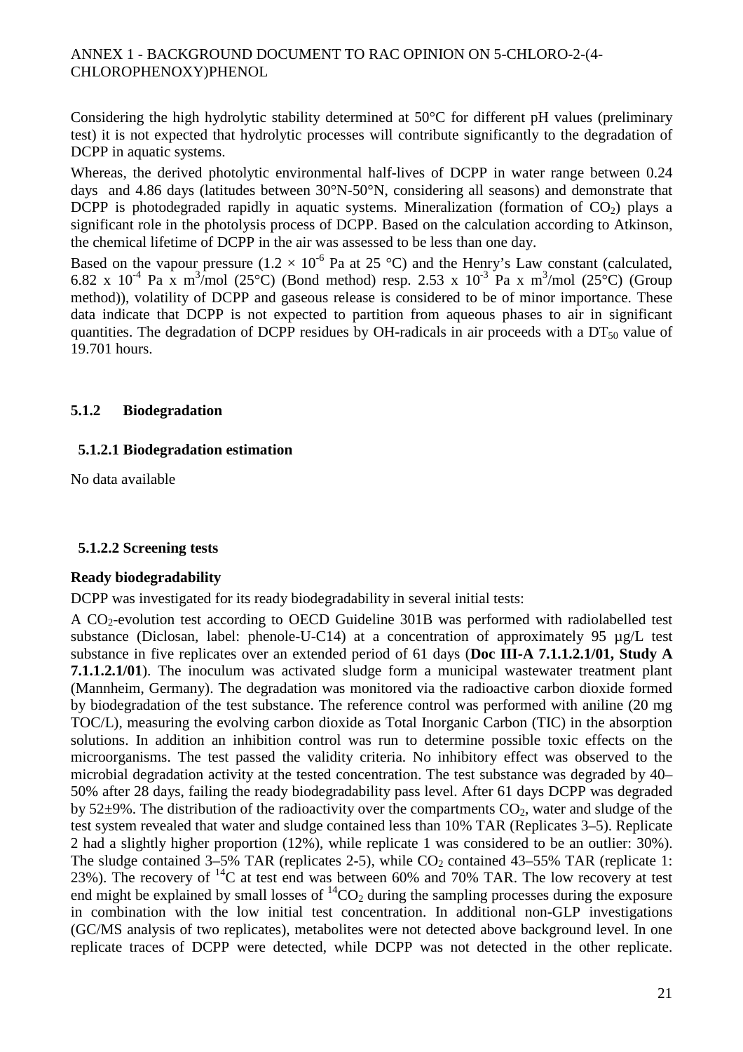Considering the high hydrolytic stability determined at 50°C for different pH values (preliminary test) it is not expected that hydrolytic processes will contribute significantly to the degradation of DCPP in aquatic systems.

Whereas, the derived photolytic environmental half-lives of DCPP in water range between 0.24 days and 4.86 days (latitudes between 30°N-50°N, considering all seasons) and demonstrate that DCPP is photodegraded rapidly in aquatic systems. Mineralization (formation of $CO_2$) plays a significant role in the photolysis process of DCPP. Based on the calculation according to Atkinson, the chemical lifetime of DCPP in the air was assessed to be less than one day.

Based on the vapour pressure ($1.2 \times 10^{-6}$ Pa at 25 °C) and the Henry's Law constant (calculated, $6.82 \times 10^{-4}$ Pa x $m^3$/mol (25°C) (Bond method) resp. $2.53 \times 10^{-3}$ Pa x $m^3$/mol (25°C) (Group method)), volatility of DCPP and gaseous release is considered to be of minor importance. These data indicate that DCPP is not expected to partition from aqueous phases to air in significant quantities. The degradation of DCPP residues by OH-radicals in air proceeds with a $DT_{50}$ value of 19.701 hours.

### 5.1.2 Biodegradation

#### 5.1.2.1 Biodegradation estimation

No data available

#### 5.1.2.2 Screening tests

**Ready biodegradability**

DCPP was investigated for its ready biodegradability in several initial tests:

A $CO_2$-evolution test according to OECD Guideline 301B was performed with radiolabelled test substance (Diclosan, label: phenole-U-C14) at a concentration of approximately 95 µg/L test substance in five replicates over an extended period of 61 days (**Doc III-A 7.1.1.2.1/01, Study A 7.1.1.2.1/01**). The inoculum was activated sludge form a municipal wastewater treatment plant (Mannheim, Germany). The degradation was monitored via the radioactive carbon dioxide formed by biodegradation of the test substance. The reference control was performed with aniline (20 mg TOC/L), measuring the evolving carbon dioxide as Total Inorganic Carbon (TIC) in the absorption solutions. In addition an inhibition control was run to determine possible toxic effects on the microorganisms. The test passed the validity criteria. No inhibitory effect was observed to the microbial degradation activity at the tested concentration. The test substance was degraded by 40–50% after 28 days, failing the ready biodegradability pass level. After 61 days DCPP was degraded by 52±9%. The distribution of the radioactivity over the compartments $CO_2$, water and sludge of the test system revealed that water and sludge contained less than 10% TAR (Replicates 3–5). Replicate 2 had a slightly higher proportion (12%), while replicate 1 was considered to be an outlier: 30%). The sludge contained 3–5% TAR (replicates 2-5), while $CO_2$ contained 43–55% TAR (replicate 1: 23%). The recovery of $^{14}C$ at test end was between 60% and 70% TAR. The low recovery at test end might be explained by small losses of $^{14}CO_2$ during the sampling processes during the exposure in combination with the low initial test concentration. In additional non-GLP investigations (GC/MS analysis of two replicates), metabolites were not detected above background level. In one replicate traces of DCPP were detected, while DCPP was not detected in the other replicate.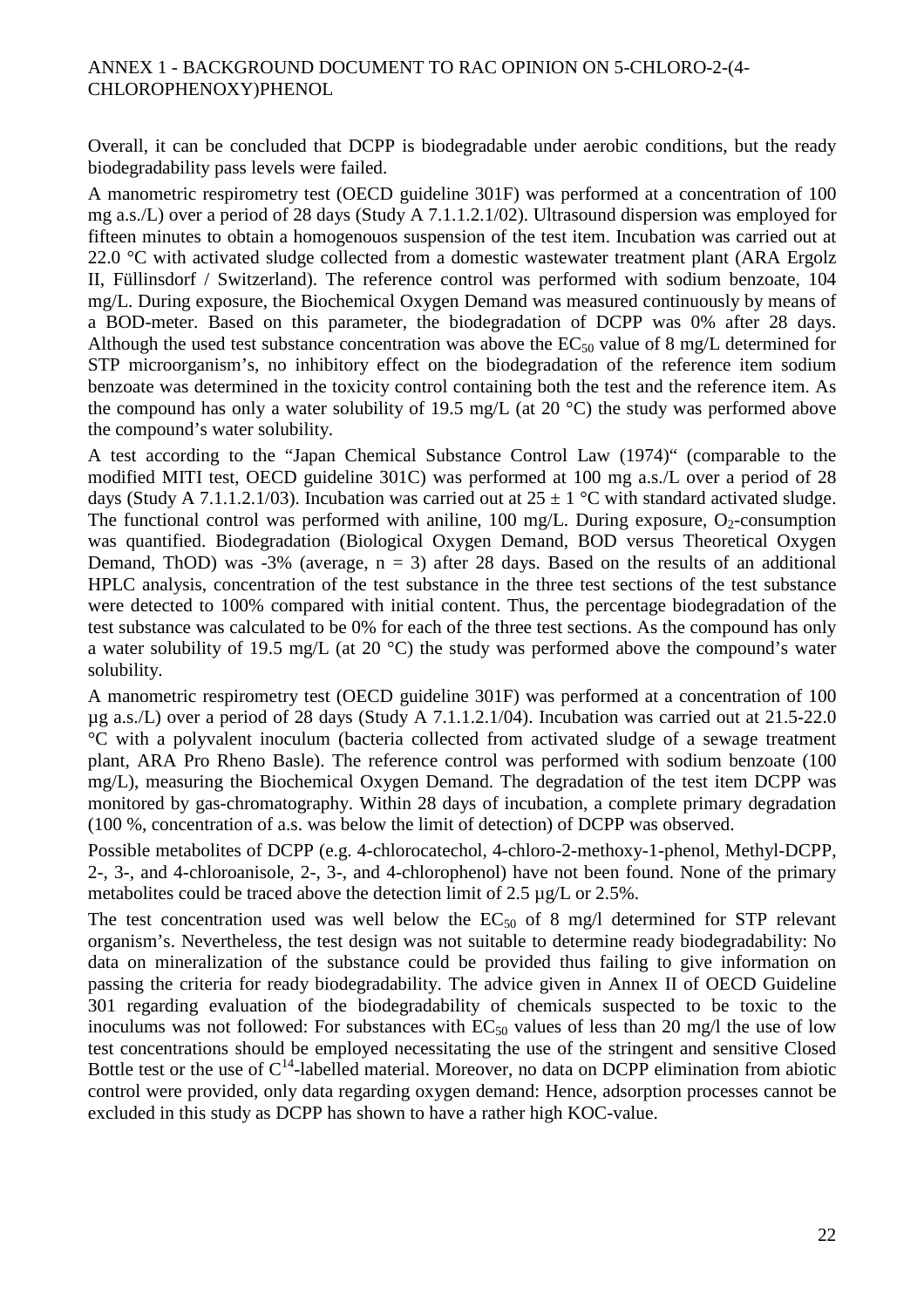Overall, it can be concluded that DCPP is biodegradable under aerobic conditions, but the ready biodegradability pass levels were failed.

A manometric respirometry test (OECD guideline 301F) was performed at a concentration of 100 mg a.s./L over a period of 28 days (Study A 7.1.1.2.1/02). Ultrasound dispersion was employed for fifteen minutes to obtain a homogenouos suspension of the test item. Incubation was carried out at 22.0 °C with activated sludge collected from a domestic wastewater treatment plant (ARA Ergolz II, Füllinsdorf / Switzerland). The reference control was performed with sodium benzoate, 104 mg/L. During exposure, the Biochemical Oxygen Demand was measured continuously by means of a BOD-meter. Based on this parameter, the biodegradation of DCPP was 0% after 28 days. Although the used test substance concentration was above the $EC_{50}$ value of 8 mg/L determined for STP microorganism's, no inhibitory effect on the biodegradation of the reference item sodium benzoate was determined in the toxicity control containing both the test and the reference item. As the compound has only a water solubility of 19.5 mg/L (at 20 °C) the study was performed above the compound's water solubility.

A test according to the "Japan Chemical Substance Control Law (1974)" (comparable to the modified MITI test, OECD guideline 301C) was performed at 100 mg a.s./L over a period of 28 days (Study A 7.1.1.2.1/03). Incubation was carried out at 25 ± 1 °C with standard activated sludge. The functional control was performed with aniline, 100 mg/L. During exposure, $O_2$-consumption was quantified. Biodegradation (Biological Oxygen Demand, BOD versus Theoretical Oxygen Demand, ThOD) was -3% (average, n = 3) after 28 days. Based on the results of an additional HPLC analysis, concentration of the test substance in the three test sections of the test substance were detected to 100% compared with initial content. Thus, the percentage biodegradation of the test substance was calculated to be 0% for each of the three test sections. As the compound has only a water solubility of 19.5 mg/L (at 20 °C) the study was performed above the compound's water solubility.

A manometric respirometry test (OECD guideline 301F) was performed at a concentration of 100 µg a.s./L) over a period of 28 days (Study A 7.1.1.2.1/04). Incubation was carried out at 21.5-22.0 °C with a polyvalent inoculum (bacteria collected from activated sludge of a sewage treatment plant, ARA Pro Rheno Basle). The reference control was performed with sodium benzoate (100 mg/L), measuring the Biochemical Oxygen Demand. The degradation of the test item DCPP was monitored by gas-chromatography. Within 28 days of incubation, a complete primary degradation (100 %, concentration of a.s. was below the limit of detection) of DCPP was observed.

Possible metabolites of DCPP (e.g. 4-chlorocatechol, 4-chloro-2-methoxy-1-phenol, Methyl-DCPP, 2-, 3-, and 4-chloroanisole, 2-, 3-, and 4-chlorophenol) have not been found. None of the primary metabolites could be traced above the detection limit of 2.5 µg/L or 2.5%.

The test concentration used was well below the $EC_{50}$ of 8 mg/l determined for STP relevant organism's. Nevertheless, the test design was not suitable to determine ready biodegradability: No data on mineralization of the substance could be provided thus failing to give information on passing the criteria for ready biodegradability. The advice given in Annex II of OECD Guideline 301 regarding evaluation of the biodegradability of chemicals suspected to be toxic to the inoculums was not followed: For substances with $EC_{50}$ values of less than 20 mg/l the use of low test concentrations should be employed necessitating the use of the stringent and sensitive Closed Bottle test or the use of $C^{14}$-labelled material. Moreover, no data on DCPP elimination from abiotic control were provided, only data regarding oxygen demand: Hence, adsorption processes cannot be excluded in this study as DCPP has shown to have a rather high KOC-value.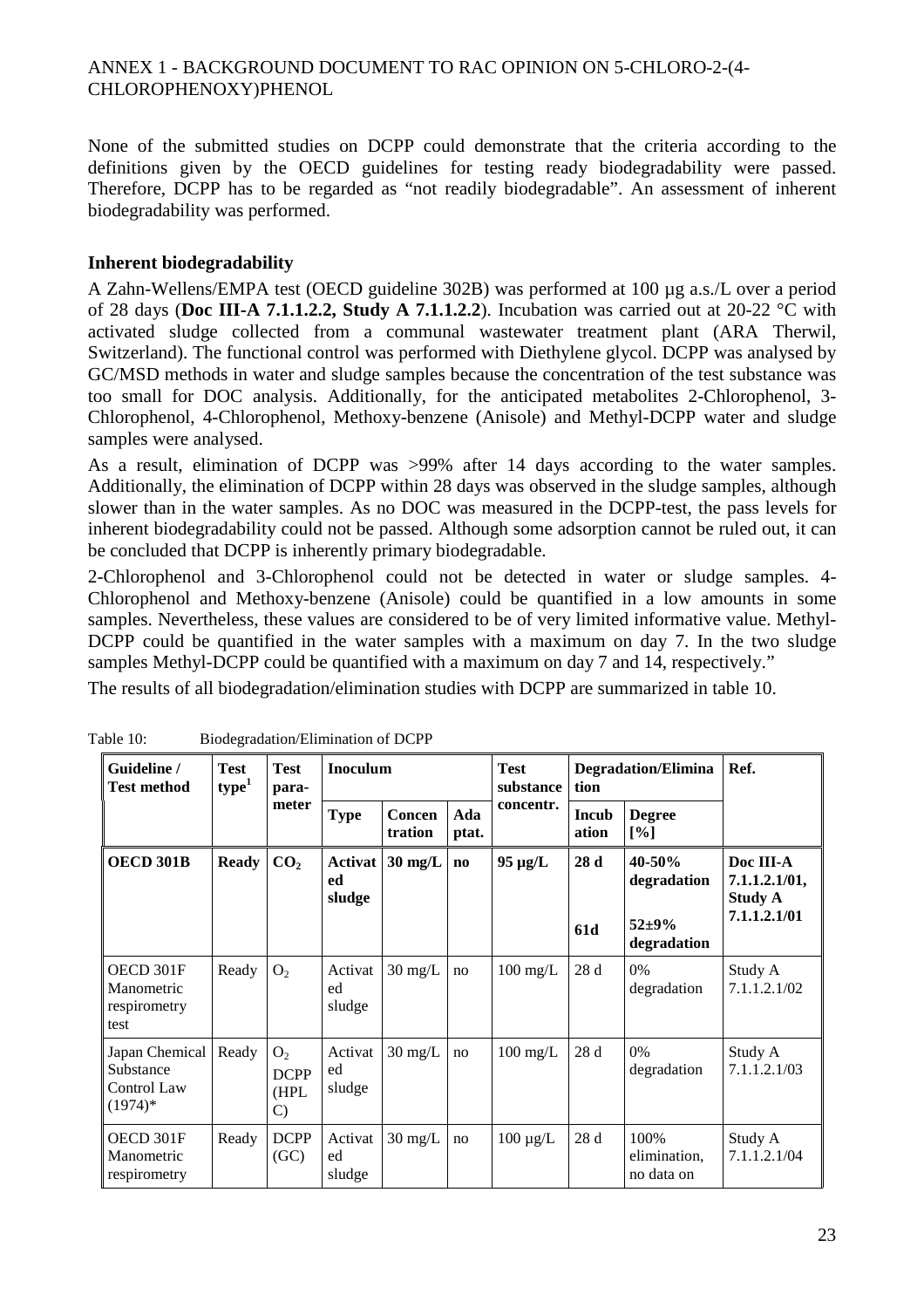None of the submitted studies on DCPP could demonstrate that the criteria according to the definitions given by the OECD guidelines for testing ready biodegradability were passed. Therefore, DCPP has to be regarded as "not readily biodegradable". An assessment of inherent biodegradability was performed.

**Inherent biodegradability**

A Zahn-Wellens/EMPA test (OECD guideline 302B) was performed at 100 µg a.s./L over a period of 28 days (**Doc III-A 7.1.1.2.2, Study A 7.1.1.2.2**). Incubation was carried out at 20-22 °C with activated sludge collected from a communal wastewater treatment plant (ARA Therwil, Switzerland). The functional control was performed with Diethylene glycol. DCPP was analysed by GC/MSD methods in water and sludge samples because the concentration of the test substance was too small for DOC analysis. Additionally, for the anticipated metabolites 2-Chlorophenol, 3-Chlorophenol, 4-Chlorophenol, Methoxy-benzene (Anisole) and Methyl-DCPP water and sludge samples were analysed.

As a result, elimination of DCPP was >99% after 14 days according to the water samples. Additionally, the elimination of DCPP within 28 days was observed in the sludge samples, although slower than in the water samples. As no DOC was measured in the DCPP-test, the pass levels for inherent biodegradability could not be passed. Although some adsorption cannot be ruled out, it can be concluded that DCPP is inherently primary biodegradable.

2-Chlorophenol and 3-Chlorophenol could not be detected in water or sludge samples. 4-Chlorophenol and Methoxy-benzene (Anisole) could be quantified in a low amounts in some samples. Nevertheless, these values are considered to be of very limited informative value. Methyl-DCPP could be quantified in the water samples with a maximum on day 7. In the two sludge samples Methyl-DCPP could be quantified with a maximum on day 7 and 14, respectively."

The results of all biodegradation/elimination studies with DCPP are summarized in table 10.

Table 10: Biodegradation/Elimination of DCPP

| Guideline / Test method | Test type[1] | Test para-meter | Inoculum | | | Test substance concentr. | Degradation/Elimination | | Ref. |
|---|---|---|---|---|---|---|---|---|---|
| | | | Type | Concentration | Adaptat. | | Incubation | Degree [%] | |
| **OECD 301B** | **Ready** | **$CO_2$** | **Activated sludge** | **30 mg/L** | **no** | **95 µg/L** | **28 d**<br><br>**61d** | **40-50% degradation**<br><br>**52±9% degradation** | **Doc III-A 7.1.1.2.1/01, Study A 7.1.1.2.1/01** |
| OECD 301F Manometric respirometry test | Ready | $O_2$ | Activated sludge | 30 mg/L | no | 100 mg/L | 28 d | 0% degradation | Study A 7.1.1.2.1/02 |
| Japan Chemical Substance Control Law (1974)* | Ready | $O_2$ DCPP (HPLC) | Activated sludge | 30 mg/L | no | 100 mg/L | 28 d | 0% degradation | Study A 7.1.1.2.1/03 |
| OECD 301F Manometric respirometry | Ready | DCPP (GC) | Activated sludge | 30 mg/L | no | 100 µg/L | 28 d | 100% elimination, no data on | Study A 7.1.1.2.1/04 |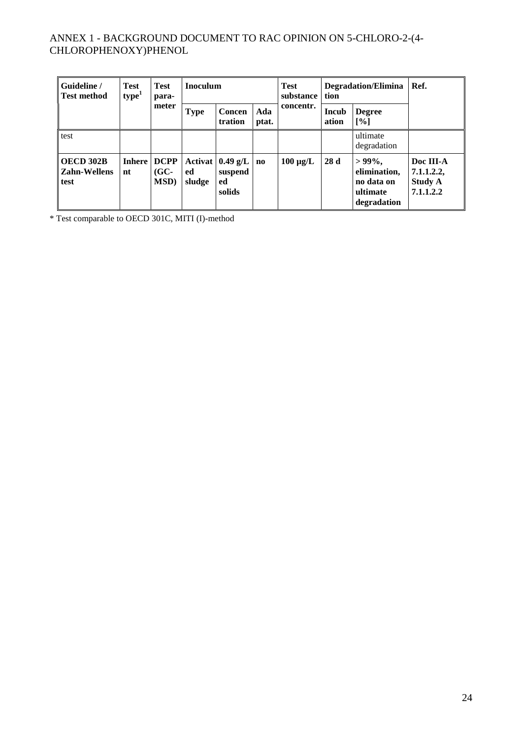| Guideline / Test method | Test type[1] | Test para-meter | Inoculum | | | Test substance concentr. | Degradation/Elimination | | Ref. |
|---|---|---|---|---|---|---|---|---|---|
| | | | Type | Concentration | Adaptat. | | Incubation | Degree [%] | |
| test | | | | | | | | ultimate degradation | |
| **OECD 302B Zahn-Wellens test** | **Inherent** | **DCPP (GC-MSD)** | **Activated sludge** | **0.49 g/L suspended solids** | **no** | **100 µg/L** | **28 d** | **> 99%, elimination, no data on ultimate degradation** | **Doc III-A 7.1.1.2.2, Study A 7.1.1.2.2** |

* Test comparable to OECD 301C, MITI (I)-method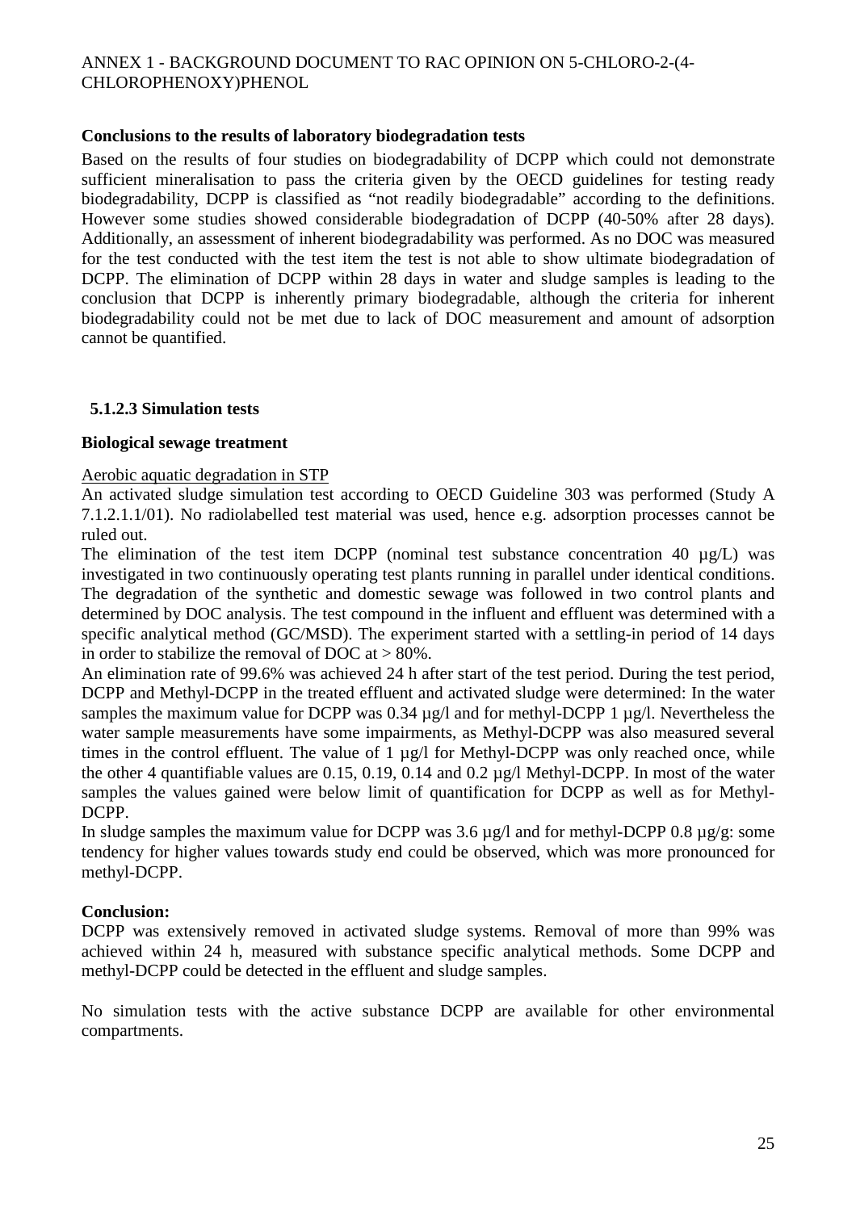**Conclusions to the results of laboratory biodegradation tests**

Based on the results of four studies on biodegradability of DCPP which could not demonstrate sufficient mineralisation to pass the criteria given by the OECD guidelines for testing ready biodegradability, DCPP is classified as “not readily biodegradable” according to the definitions. However some studies showed considerable biodegradation of DCPP (40-50% after 28 days). Additionally, an assessment of inherent biodegradability was performed. As no DOC was measured for the test conducted with the test item the test is not able to show ultimate biodegradation of DCPP. The elimination of DCPP within 28 days in water and sludge samples is leading to the conclusion that DCPP is inherently primary biodegradable, although the criteria for inherent biodegradability could not be met due to lack of DOC measurement and amount of adsorption cannot be quantified.

### 5.1.2.3 Simulation tests

**Biological sewage treatment**

Aerobic aquatic degradation in STP

An activated sludge simulation test according to OECD Guideline 303 was performed (Study A 7.1.2.1.1/01). No radiolabelled test material was used, hence e.g. adsorption processes cannot be ruled out.

The elimination of the test item DCPP (nominal test substance concentration 40 µg/L) was investigated in two continuously operating test plants running in parallel under identical conditions. The degradation of the synthetic and domestic sewage was followed in two control plants and determined by DOC analysis. The test compound in the influent and effluent was determined with a specific analytical method (GC/MSD). The experiment started with a settling-in period of 14 days in order to stabilize the removal of DOC at > 80%.

An elimination rate of 99.6% was achieved 24 h after start of the test period. During the test period, DCPP and Methyl-DCPP in the treated effluent and activated sludge were determined: In the water samples the maximum value for DCPP was 0.34 µg/l and for methyl-DCPP 1 µg/l. Nevertheless the water sample measurements have some impairments, as Methyl-DCPP was also measured several times in the control effluent. The value of 1 µg/l for Methyl-DCPP was only reached once, while the other 4 quantifiable values are 0.15, 0.19, 0.14 and 0.2 µg/l Methyl-DCPP. In most of the water samples the values gained were below limit of quantification for DCPP as well as for Methyl-DCPP.

In sludge samples the maximum value for DCPP was 3.6 µg/l and for methyl-DCPP 0.8 µg/g: some tendency for higher values towards study end could be observed, which was more pronounced for methyl-DCPP.

**Conclusion:**

DCPP was extensively removed in activated sludge systems. Removal of more than 99% was achieved within 24 h, measured with substance specific analytical methods. Some DCPP and methyl-DCPP could be detected in the effluent and sludge samples.

No simulation tests with the active substance DCPP are available for other environmental compartments.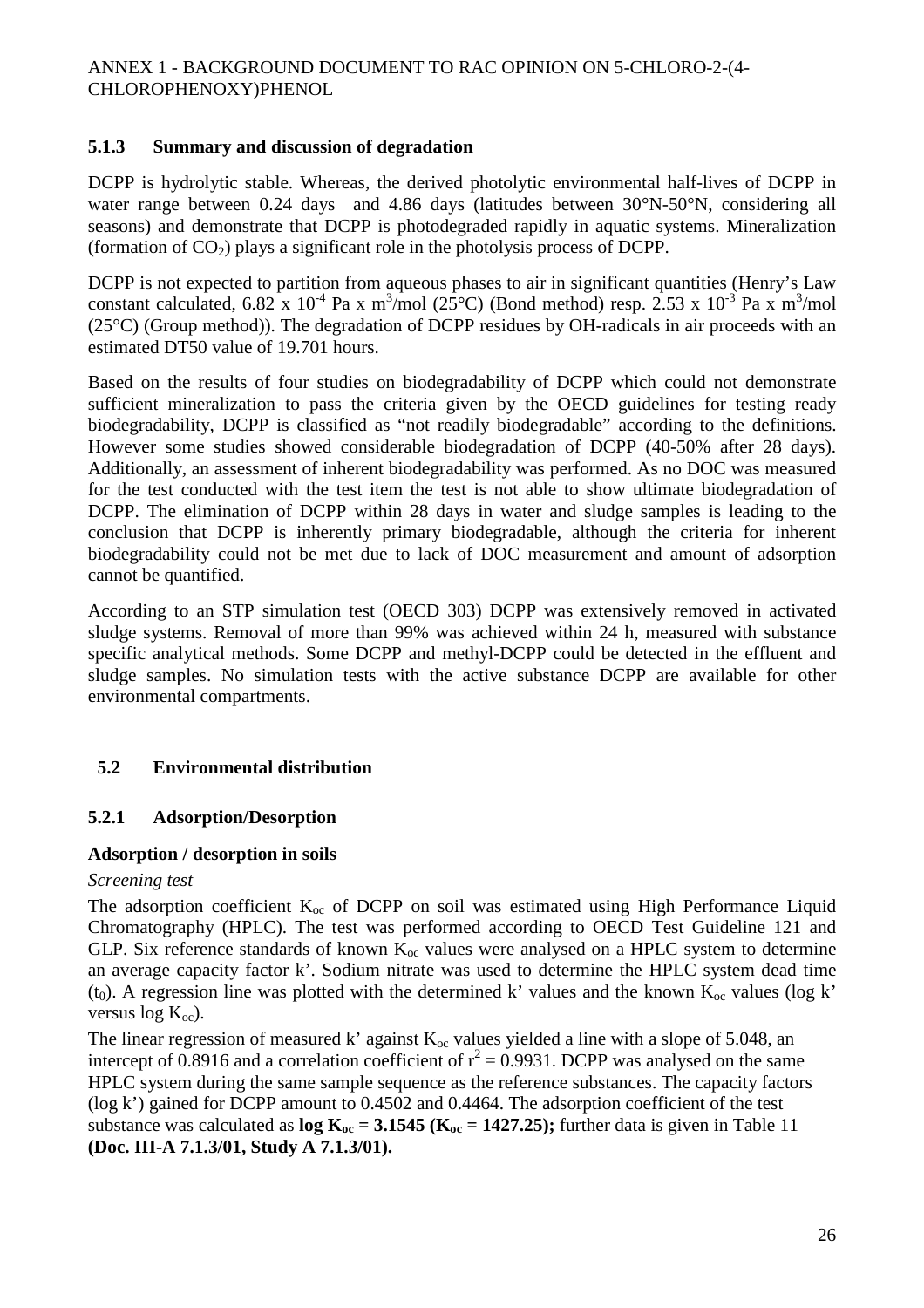### 5.1.3 Summary and discussion of degradation

DCPP is hydrolytic stable. Whereas, the derived photolytic environmental half-lives of DCPP in water range between 0.24 days and 4.86 days (latitudes between 30°N-50°N, considering all seasons) and demonstrate that DCPP is photodegraded rapidly in aquatic systems. Mineralization (formation of $CO_2$) plays a significant role in the photolysis process of DCPP.

DCPP is not expected to partition from aqueous phases to air in significant quantities (Henry's Law constant calculated, $6.82 \times 10^{-4}$ Pa x $m^3$/mol (25°C) (Bond method) resp. $2.53 \times 10^{-3}$ Pa x $m^3$/mol (25°C) (Group method)). The degradation of DCPP residues by OH-radicals in air proceeds with an estimated DT50 value of 19.701 hours.

Based on the results of four studies on biodegradability of DCPP which could not demonstrate sufficient mineralization to pass the criteria given by the OECD guidelines for testing ready biodegradability, DCPP is classified as "not readily biodegradable" according to the definitions. However some studies showed considerable biodegradation of DCPP (40-50% after 28 days). Additionally, an assessment of inherent biodegradability was performed. As no DOC was measured for the test conducted with the test item the test is not able to show ultimate biodegradation of DCPP. The elimination of DCPP within 28 days in water and sludge samples is leading to the conclusion that DCPP is inherently primary biodegradable, although the criteria for inherent biodegradability could not be met due to lack of DOC measurement and amount of adsorption cannot be quantified.

According to an STP simulation test (OECD 303) DCPP was extensively removed in activated sludge systems. Removal of more than 99% was achieved within 24 h, measured with substance specific analytical methods. Some DCPP and methyl-DCPP could be detected in the effluent and sludge samples. No simulation tests with the active substance DCPP are available for other environmental compartments.

## 5.2 Environmental distribution

### 5.2.1 Adsorption/Desorption

**Adsorption / desorption in soils**

*Screening test*

The adsorption coefficient $K_{oc}$ of DCPP on soil was estimated using High Performance Liquid Chromatography (HPLC). The test was performed according to OECD Test Guideline 121 and GLP. Six reference standards of known $K_{oc}$ values were analysed on a HPLC system to determine an average capacity factor k'. Sodium nitrate was used to determine the HPLC system dead time ($t_0$). A regression line was plotted with the determined k' values and the known $K_{oc}$ values (log k' versus log $K_{oc}$).

The linear regression of measured k' against $K_{oc}$ values yielded a line with a slope of 5.048, an intercept of 0.8916 and a correlation coefficient of $r^2 = 0.9931$. DCPP was analysed on the same HPLC system during the same sample sequence as the reference substances. The capacity factors (log k') gained for DCPP amount to 0.4502 and 0.4464. The adsorption coefficient of the test substance was calculated as **log $K_{oc}$ = 3.1545 ($K_{oc}$ = 1427.25);** further data is given in Table 11 **(Doc. III-A 7.1.3/01, Study A 7.1.3/01).**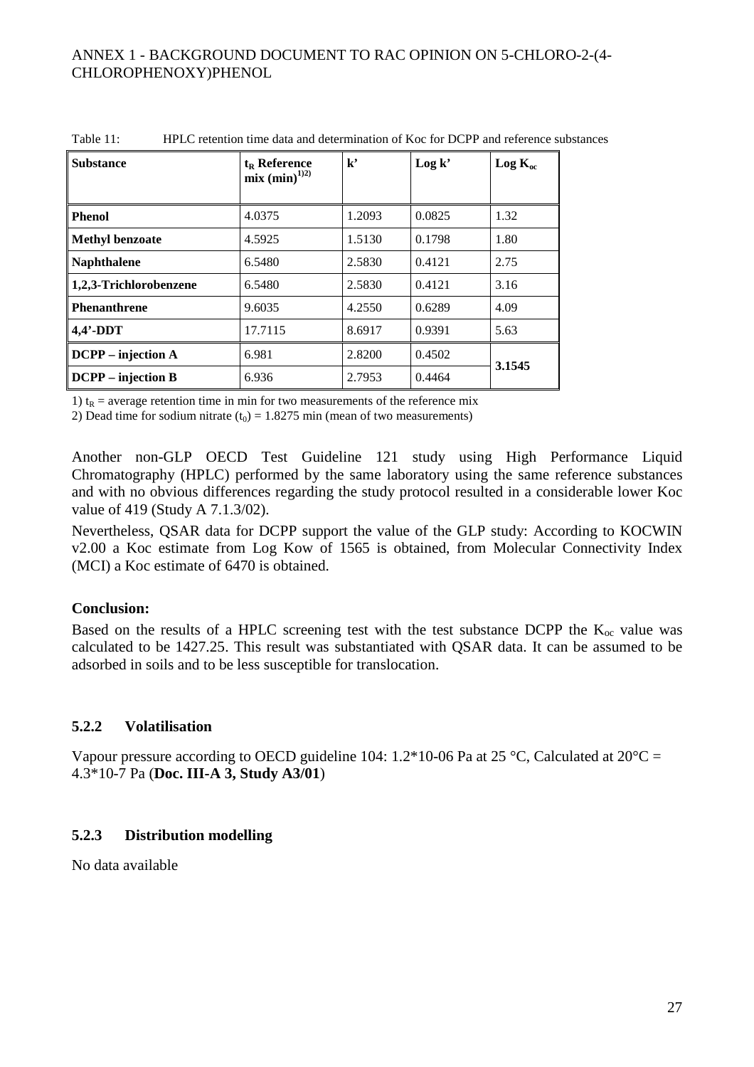Table 11: HPLC retention time data and determination of Koc for DCPP and reference substances

| Substance | $t_R$ Reference mix (min)[1)2)] | k' | Log k' | Log $K_{oc}$ |
|---|---|---|---|---|
| **Phenol** | 4.0375 | 1.2093 | 0.0825 | 1.32 |
| **Methyl benzoate** | 4.5925 | 1.5130 | 0.1798 | 1.80 |
| **Naphthalene** | 6.5480 | 2.5830 | 0.4121 | 2.75 |
| **1,2,3-Trichlorobenzene** | 6.5480 | 2.5830 | 0.4121 | 3.16 |
| **Phenanthrene** | 9.6035 | 4.2550 | 0.6289 | 4.09 |
| **4,4'-DDT** | 17.7115 | 8.6917 | 0.9391 | 5.63 |
| **DCPP – injection A** | 6.981 | 2.8200 | 0.4502 | **3.1545** |
| **DCPP – injection B** | 6.936 | 2.7953 | 0.4464 | |

1) $t_R$ = average retention time in min for two measurements of the reference mix

2) Dead time for sodium nitrate ($t_0$) = 1.8275 min (mean of two measurements)

Another non-GLP OECD Test Guideline 121 study using High Performance Liquid Chromatography (HPLC) performed by the same laboratory using the same reference substances and with no obvious differences regarding the study protocol resulted in a considerable lower Koc value of 419 (Study A 7.1.3/02).

Nevertheless, QSAR data for DCPP support the value of the GLP study: According to KOCWIN v2.00 a Koc estimate from Log Kow of 1565 is obtained, from Molecular Connectivity Index (MCI) a Koc estimate of 6470 is obtained.

**Conclusion:**

Based on the results of a HPLC screening test with the test substance DCPP the $K_{oc}$ value was calculated to be 1427.25. This result was substantiated with QSAR data. It can be assumed to be adsorbed in soils and to be less susceptible for translocation.

### 5.2.2 Volatilisation

Vapour pressure according to OECD guideline 104: 1.2*10-06 Pa at 25 °C, Calculated at 20°C = 4.3*10-7 Pa (**Doc. III-A 3, Study A3/01**)

### 5.2.3 Distribution modelling

No data available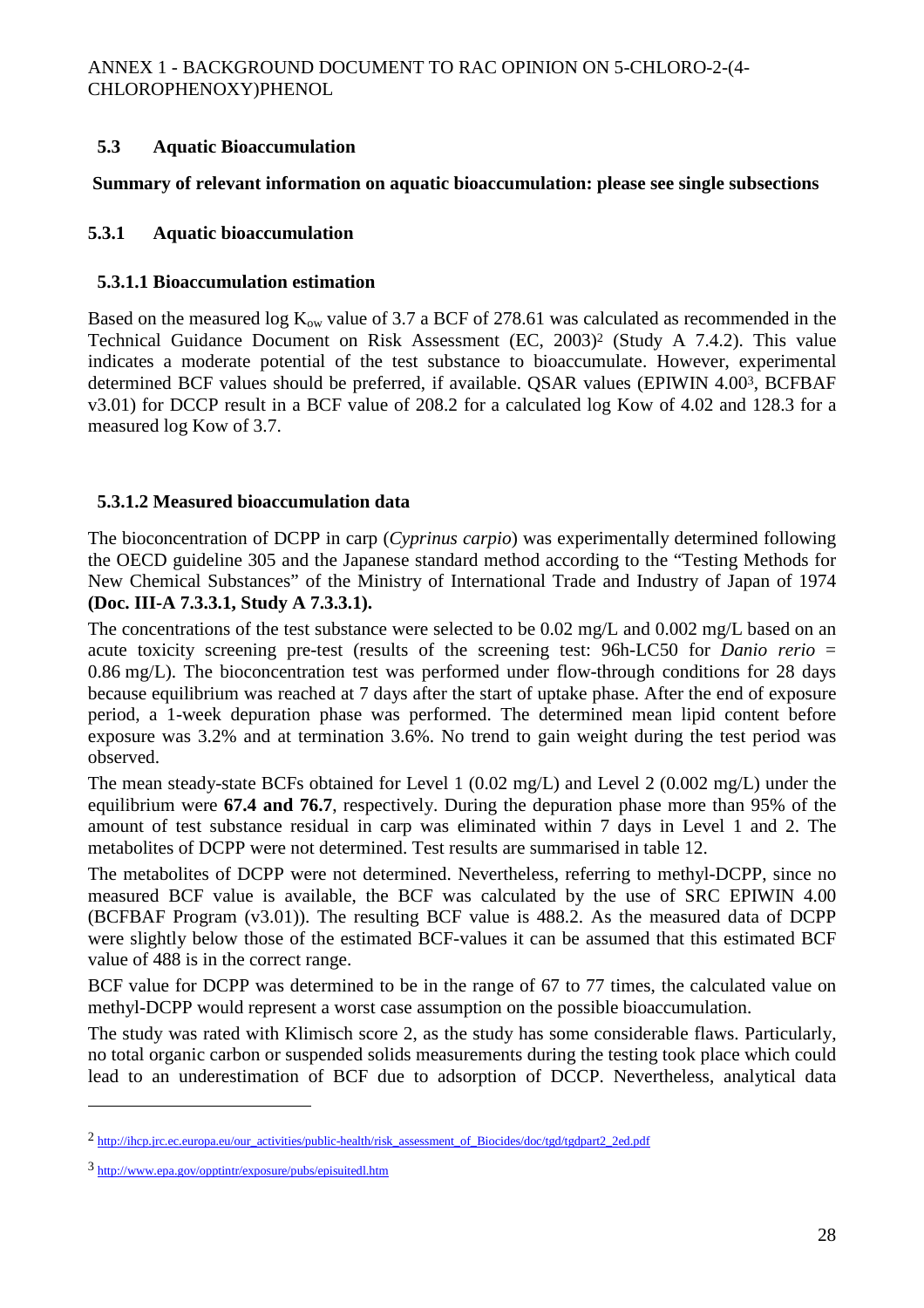### 5.3 Aquatic Bioaccumulation

**Summary of relevant information on aquatic bioaccumulation: please see single subsections**

### 5.3.1 Aquatic bioaccumulation

#### 5.3.1.1 Bioaccumulation estimation

Based on the measured log $K_{ow}$ value of 3.7 a BCF of 278.61 was calculated as recommended in the Technical Guidance Document on Risk Assessment (EC, 2003)[2] (Study A 7.4.2). This value indicates a moderate potential of the test substance to bioaccumulate. However, experimental determined BCF values should be preferred, if available. QSAR values (EPIWIN 4.00[3], BCFBAF v3.01) for DCCP result in a BCF value of 208.2 for a calculated log Kow of 4.02 and 128.3 for a measured log Kow of 3.7.

#### 5.3.1.2 Measured bioaccumulation data

The bioconcentration of DCPP in carp (*Cyprinus carpio*) was experimentally determined following the OECD guideline 305 and the Japanese standard method according to the "Testing Methods for New Chemical Substances" of the Ministry of International Trade and Industry of Japan of 1974 **(Doc. III-A 7.3.3.1, Study A 7.3.3.1).**

The concentrations of the test substance were selected to be 0.02 mg/L and 0.002 mg/L based on an acute toxicity screening pre-test (results of the screening test: 96h-LC50 for *Danio rerio* = 0.86 mg/L). The bioconcentration test was performed under flow-through conditions for 28 days because equilibrium was reached at 7 days after the start of uptake phase. After the end of exposure period, a 1-week depuration phase was performed. The determined mean lipid content before exposure was 3.2% and at termination 3.6%. No trend to gain weight during the test period was observed.

The mean steady-state BCFs obtained for Level 1 (0.02 mg/L) and Level 2 (0.002 mg/L) under the equilibrium were **67.4 and 76.7**, respectively. During the depuration phase more than 95% of the amount of test substance residual in carp was eliminated within 7 days in Level 1 and 2. The metabolites of DCPP were not determined. Test results are summarised in table 12.

The metabolites of DCPP were not determined. Nevertheless, referring to methyl-DCPP, since no measured BCF value is available, the BCF was calculated by the use of SRC EPIWIN 4.00 (BCFBAF Program (v3.01)). The resulting BCF value is 488.2. As the measured data of DCPP were slightly below those of the estimated BCF-values it can be assumed that this estimated BCF value of 488 is in the correct range.

BCF value for DCPP was determined to be in the range of 67 to 77 times, the calculated value on methyl-DCPP would represent a worst case assumption on the possible bioaccumulation.

The study was rated with Klimisch score 2, as the study has some considerable flaws. Particularly, no total organic carbon or suspended solids measurements during the testing took place which could lead to an underestimation of BCF due to adsorption of DCCP. Nevertheless, analytical data

---

[2] http://ihcp.jrc.ec.europa.eu/our_activities/public-health/risk_assessment_of_Biocides/doc/tgd/tgdpart2_2ed.pdf

[3] http://www.epa.gov/opptintr/exposure/pubs/episuitedl.htm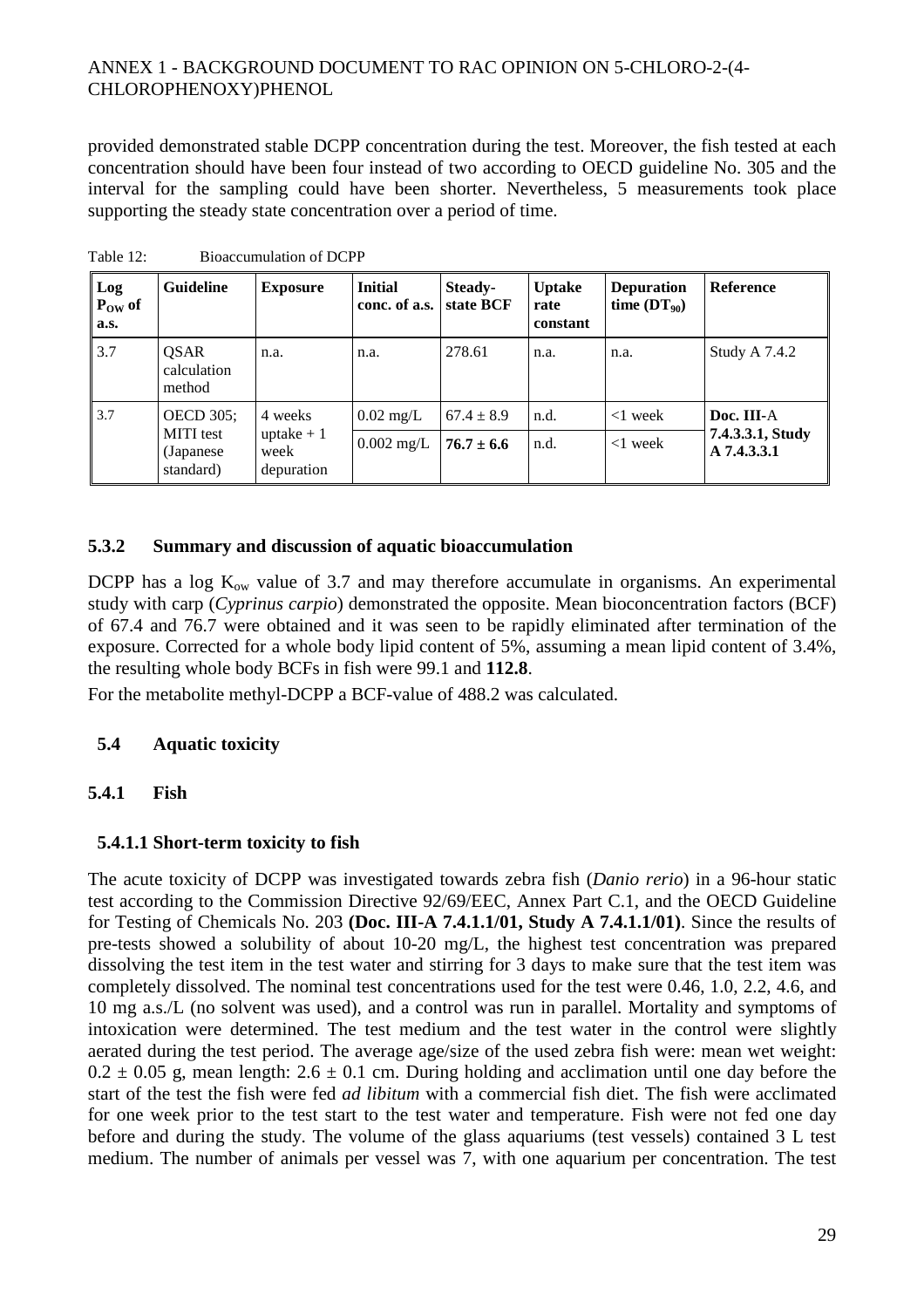provided demonstrated stable DCPP concentration during the test. Moreover, the fish tested at each concentration should have been four instead of two according to OECD guideline No. 305 and the interval for the sampling could have been shorter. Nevertheless, 5 measurements took place supporting the steady state concentration over a period of time.

Table 12: Bioaccumulation of DCPP

| Log $P_{OW}$ of a.s. | Guideline | Exposure | Initial conc. of a.s. | Steady-state BCF | Uptake rate constant | Depuration time ($DT_{90}$) | Reference |
|---|---|---|---|---|---|---|---|
| 3.7 | QSAR calculation method | n.a. | n.a. | 278.61 | n.a. | n.a. | Study A 7.4.2 |
| 3.7 | OECD 305; MITI test (Japanese standard) | 4 weeks uptake + 1 week depuration | 0.02 mg/L | 67.4 ± 8.9 | n.d. | <1 week | **Doc. III**-A **7.4.3.3.1, Study A 7.4.3.3.1** |
| | | | 0.002 mg/L | **76.7 ± 6.6** | n.d. | <1 week | |

### 5.3.2 Summary and discussion of aquatic bioaccumulation

DCPP has a log $K_{ow}$ value of 3.7 and may therefore accumulate in organisms. An experimental study with carp (*Cyprinus carpio*) demonstrated the opposite. Mean bioconcentration factors (BCF) of 67.4 and 76.7 were obtained and it was seen to be rapidly eliminated after termination of the exposure. Corrected for a whole body lipid content of 5%, assuming a mean lipid content of 3.4%, the resulting whole body BCFs in fish were 99.1 and **112.8**.

For the metabolite methyl-DCPP a BCF-value of 488.2 was calculated.

## 5.4 Aquatic toxicity

### 5.4.1 Fish

#### 5.4.1.1 Short-term toxicity to fish

The acute toxicity of DCPP was investigated towards zebra fish (*Danio rerio*) in a 96-hour static test according to the Commission Directive 92/69/EEC, Annex Part C.1, and the OECD Guideline for Testing of Chemicals No. 203 **(Doc. III-A 7.4.1.1/01, Study A 7.4.1.1/01)**. Since the results of pre-tests showed a solubility of about 10-20 mg/L, the highest test concentration was prepared dissolving the test item in the test water and stirring for 3 days to make sure that the test item was completely dissolved. The nominal test concentrations used for the test were 0.46, 1.0, 2.2, 4.6, and 10 mg a.s./L (no solvent was used), and a control was run in parallel. Mortality and symptoms of intoxication were determined. The test medium and the test water in the control were slightly aerated during the test period. The average age/size of the used zebra fish were: mean wet weight: 0.2 ± 0.05 g, mean length: 2.6 ± 0.1 cm. During holding and acclimation until one day before the start of the test the fish were fed *ad libitum* with a commercial fish diet. The fish were acclimated for one week prior to the test start to the test water and temperature. Fish were not fed one day before and during the study. The volume of the glass aquariums (test vessels) contained 3 L test medium. The number of animals per vessel was 7, with one aquarium per concentration. The test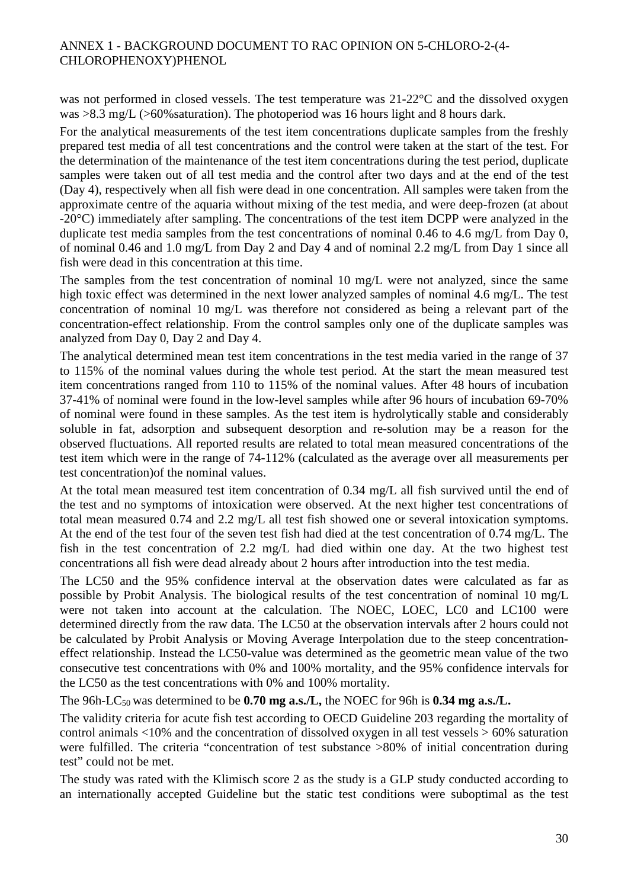was not performed in closed vessels. The test temperature was 21-22°C and the dissolved oxygen was >8.3 mg/L (>60%saturation). The photoperiod was 16 hours light and 8 hours dark.

For the analytical measurements of the test item concentrations duplicate samples from the freshly prepared test media of all test concentrations and the control were taken at the start of the test. For the determination of the maintenance of the test item concentrations during the test period, duplicate samples were taken out of all test media and the control after two days and at the end of the test (Day 4), respectively when all fish were dead in one concentration. All samples were taken from the approximate centre of the aquaria without mixing of the test media, and were deep-frozen (at about -20°C) immediately after sampling. The concentrations of the test item DCPP were analyzed in the duplicate test media samples from the test concentrations of nominal 0.46 to 4.6 mg/L from Day 0, of nominal 0.46 and 1.0 mg/L from Day 2 and Day 4 and of nominal 2.2 mg/L from Day 1 since all fish were dead in this concentration at this time.

The samples from the test concentration of nominal 10 mg/L were not analyzed, since the same high toxic effect was determined in the next lower analyzed samples of nominal 4.6 mg/L. The test concentration of nominal 10 mg/L was therefore not considered as being a relevant part of the concentration-effect relationship. From the control samples only one of the duplicate samples was analyzed from Day 0, Day 2 and Day 4.

The analytical determined mean test item concentrations in the test media varied in the range of 37 to 115% of the nominal values during the whole test period. At the start the mean measured test item concentrations ranged from 110 to 115% of the nominal values. After 48 hours of incubation 37-41% of nominal were found in the low-level samples while after 96 hours of incubation 69-70% of nominal were found in these samples. As the test item is hydrolytically stable and considerably soluble in fat, adsorption and subsequent desorption and re-solution may be a reason for the observed fluctuations. All reported results are related to total mean measured concentrations of the test item which were in the range of 74-112% (calculated as the average over all measurements per test concentration)of the nominal values.

At the total mean measured test item concentration of 0.34 mg/L all fish survived until the end of the test and no symptoms of intoxication were observed. At the next higher test concentrations of total mean measured 0.74 and 2.2 mg/L all test fish showed one or several intoxication symptoms. At the end of the test four of the seven test fish had died at the test concentration of 0.74 mg/L. The fish in the test concentration of 2.2 mg/L had died within one day. At the two highest test concentrations all fish were dead already about 2 hours after introduction into the test media.

The LC50 and the 95% confidence interval at the observation dates were calculated as far as possible by Probit Analysis. The biological results of the test concentration of nominal 10 mg/L were not taken into account at the calculation. The NOEC, LOEC, LC0 and LC100 were determined directly from the raw data. The LC50 at the observation intervals after 2 hours could not be calculated by Probit Analysis or Moving Average Interpolation due to the steep concentration-effect relationship. Instead the LC50-value was determined as the geometric mean value of the two consecutive test concentrations with 0% and 100% mortality, and the 95% confidence intervals for the LC50 as the test concentrations with 0% and 100% mortality.

The 96h-$LC_{50}$ was determined to be **0.70 mg a.s./L,** the NOEC for 96h is **0.34 mg a.s./L.**

The validity criteria for acute fish test according to OECD Guideline 203 regarding the mortality of control animals <10% and the concentration of dissolved oxygen in all test vessels > 60% saturation were fulfilled. The criteria "concentration of test substance >80% of initial concentration during test" could not be met.

The study was rated with the Klimisch score 2 as the study is a GLP study conducted according to an internationally accepted Guideline but the static test conditions were suboptimal as the test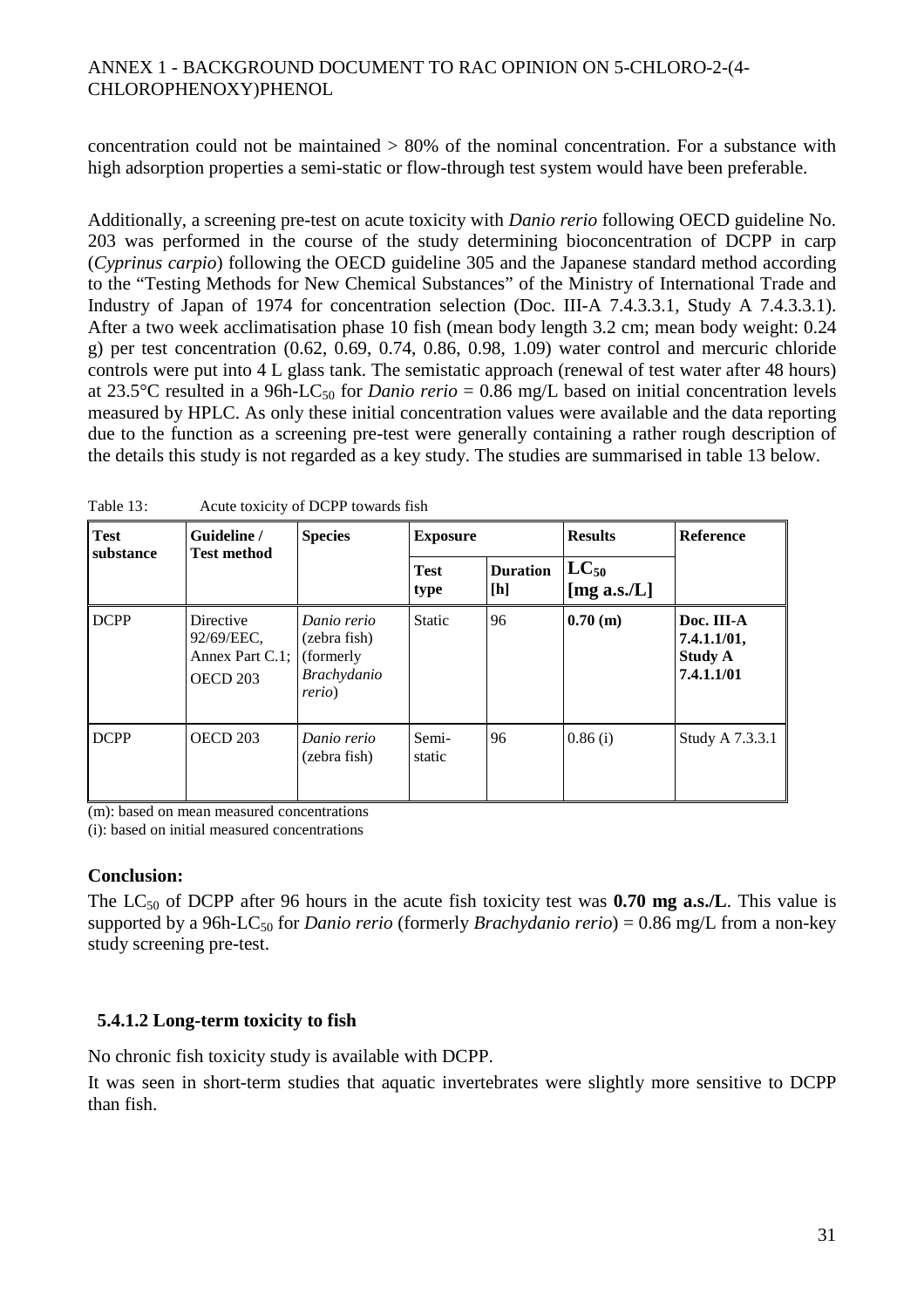concentration could not be maintained > 80% of the nominal concentration. For a substance with high adsorption properties a semi-static or flow-through test system would have been preferable.

Additionally, a screening pre-test on acute toxicity with *Danio rerio* following OECD guideline No. 203 was performed in the course of the study determining bioconcentration of DCPP in carp (*Cyprinus carpio*) following the OECD guideline 305 and the Japanese standard method according to the "Testing Methods for New Chemical Substances" of the Ministry of International Trade and Industry of Japan of 1974 for concentration selection (Doc. III-A 7.4.3.3.1, Study A 7.4.3.3.1). After a two week acclimatisation phase 10 fish (mean body length 3.2 cm; mean body weight: 0.24 g) per test concentration (0.62, 0.69, 0.74, 0.86, 0.98, 1.09) water control and mercuric chloride controls were put into 4 L glass tank. The semistatic approach (renewal of test water after 48 hours) at 23.5°C resulted in a 96h-$LC_{50}$ for *Danio rerio* = 0.86 mg/L based on initial concentration levels measured by HPLC. As only these initial concentration values were available and the data reporting due to the function as a screening pre-test were generally containing a rather rough description of the details this study is not regarded as a key study. The studies are summarised in table 13 below.

Table 13: Acute toxicity of DCPP towards fish

| Test substance | Guideline / Test method | Species | Exposure | | Results | Reference |
|---|---|---|---|---|---|---|
| | | | Test type | Duration [h] | $LC_{50}$ [mg a.s./L] | |
| DCPP | Directive 92/69/EEC, Annex Part C.1; OECD 203 | *Danio rerio* (zebra fish) (formerly *Brachydanio rerio*) | Static | 96 | **0.70 (m)** | **Doc. III-A 7.4.1.1/01, Study A 7.4.1.1/01** |
| DCPP | OECD 203 | *Danio rerio* (zebra fish) | Semi-static | 96 | 0.86 (i) | Study A 7.3.3.1 |

(m): based on mean measured concentrations
(i): based on initial measured concentrations

**Conclusion:**

The $LC_{50}$ of DCPP after 96 hours in the acute fish toxicity test was **0.70 mg a.s./L**. This value is supported by a 96h-$LC_{50}$ for *Danio rerio* (formerly *Brachydanio rerio*) = 0.86 mg/L from a non-key study screening pre-test.

### 5.4.1.2 Long-term toxicity to fish

No chronic fish toxicity study is available with DCPP.

It was seen in short-term studies that aquatic invertebrates were slightly more sensitive to DCPP than fish.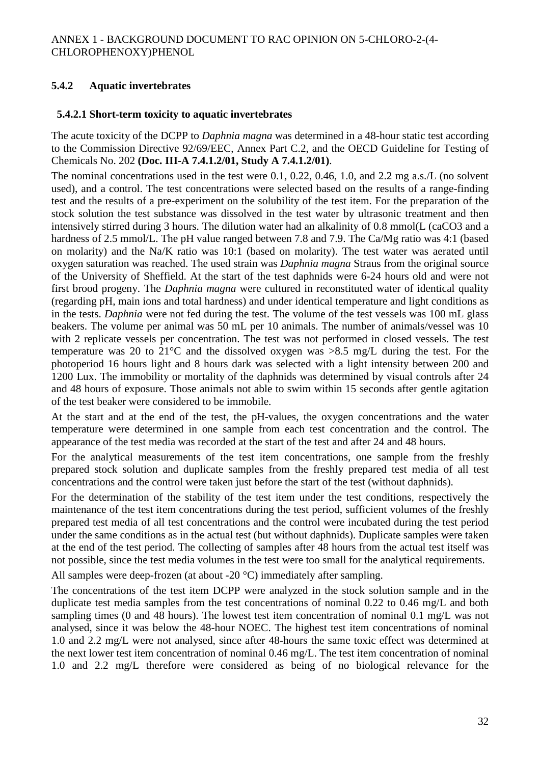### 5.4.2 Aquatic invertebrates

#### 5.4.2.1 Short-term toxicity to aquatic invertebrates

The acute toxicity of the DCPP to *Daphnia magna* was determined in a 48-hour static test according to the Commission Directive 92/69/EEC, Annex Part C.2, and the OECD Guideline for Testing of Chemicals No. 202 **(Doc. III-A 7.4.1.2/01, Study A 7.4.1.2/01)**.

The nominal concentrations used in the test were 0.1, 0.22, 0.46, 1.0, and 2.2 mg a.s./L (no solvent used), and a control. The test concentrations were selected based on the results of a range-finding test and the results of a pre-experiment on the solubility of the test item. For the preparation of the stock solution the test substance was dissolved in the test water by ultrasonic treatment and then intensively stirred during 3 hours. The dilution water had an alkalinity of 0.8 mmol(L (caCO3 and a hardness of 2.5 mmol/L. The pH value ranged between 7.8 and 7.9. The Ca/Mg ratio was 4:1 (based on molarity) and the Na/K ratio was 10:1 (based on molarity). The test water was aerated until oxygen saturation was reached. The used strain was *Daphnia magna* Straus from the original source of the University of Sheffield. At the start of the test daphnids were 6-24 hours old and were not first brood progeny. The *Daphnia magna* were cultured in reconstituted water of identical quality (regarding pH, main ions and total hardness) and under identical temperature and light conditions as in the tests. *Daphnia* were not fed during the test. The volume of the test vessels was 100 mL glass beakers. The volume per animal was 50 mL per 10 animals. The number of animals/vessel was 10 with 2 replicate vessels per concentration. The test was not performed in closed vessels. The test temperature was 20 to 21°C and the dissolved oxygen was >8.5 mg/L during the test. For the photoperiod 16 hours light and 8 hours dark was selected with a light intensity between 200 and 1200 Lux. The immobility or mortality of the daphnids was determined by visual controls after 24 and 48 hours of exposure. Those animals not able to swim within 15 seconds after gentle agitation of the test beaker were considered to be immobile.

At the start and at the end of the test, the pH-values, the oxygen concentrations and the water temperature were determined in one sample from each test concentration and the control. The appearance of the test media was recorded at the start of the test and after 24 and 48 hours.

For the analytical measurements of the test item concentrations, one sample from the freshly prepared stock solution and duplicate samples from the freshly prepared test media of all test concentrations and the control were taken just before the start of the test (without daphnids).

For the determination of the stability of the test item under the test conditions, respectively the maintenance of the test item concentrations during the test period, sufficient volumes of the freshly prepared test media of all test concentrations and the control were incubated during the test period under the same conditions as in the actual test (but without daphnids). Duplicate samples were taken at the end of the test period. The collecting of samples after 48 hours from the actual test itself was not possible, since the test media volumes in the test were too small for the analytical requirements.

All samples were deep-frozen (at about -20 °C) immediately after sampling.

The concentrations of the test item DCPP were analyzed in the stock solution sample and in the duplicate test media samples from the test concentrations of nominal 0.22 to 0.46 mg/L and both sampling times (0 and 48 hours). The lowest test item concentration of nominal 0.1 mg/L was not analysed, since it was below the 48-hour NOEC. The highest test item concentrations of nominal 1.0 and 2.2 mg/L were not analysed, since after 48-hours the same toxic effect was determined at the next lower test item concentration of nominal 0.46 mg/L. The test item concentration of nominal 1.0 and 2.2 mg/L therefore were considered as being of no biological relevance for the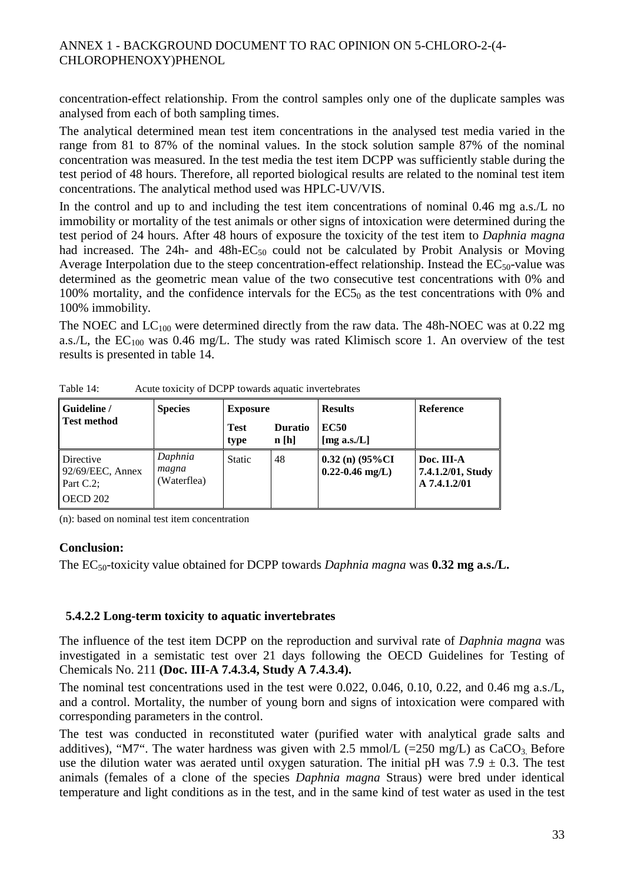concentration-effect relationship. From the control samples only one of the duplicate samples was analysed from each of both sampling times.

The analytical determined mean test item concentrations in the analysed test media varied in the range from 81 to 87% of the nominal values. In the stock solution sample 87% of the nominal concentration was measured. In the test media the test item DCPP was sufficiently stable during the test period of 48 hours. Therefore, all reported biological results are related to the nominal test item concentrations. The analytical method used was HPLC-UV/VIS.

In the control and up to and including the test item concentrations of nominal 0.46 mg a.s./L no immobility or mortality of the test animals or other signs of intoxication were determined during the test period of 24 hours. After 48 hours of exposure the toxicity of the test item to *Daphnia magna* had increased. The 24h- and 48h-$EC_{50}$ could not be calculated by Probit Analysis or Moving Average Interpolation due to the steep concentration-effect relationship. Instead the $EC_{50}$-value was determined as the geometric mean value of the two consecutive test concentrations with 0% and 100% mortality, and the confidence intervals for the $EC5_0$ as the test concentrations with 0% and 100% immobility.

The NOEC and $LC_{100}$ were determined directly from the raw data. The 48h-NOEC was at 0.22 mg a.s./L, the $EC_{100}$ was 0.46 mg/L. The study was rated Klimisch score 1. An overview of the test results is presented in table 14.

Table 14: Acute toxicity of DCPP towards aquatic invertebrates

| Guideline / Test method | Species | Exposure | | Results | Reference |
|---|---|---|---|---|---|
| | | Test type | Duration [h] | EC50 [mg a.s./L] | |
| Directive 92/69/EEC, Annex Part C.2; OECD 202 | *Daphnia magna* (Waterflea) | Static | 48 | **0.32 (n) (95%CI 0.22-0.46 mg/L)** | **Doc. III-A 7.4.1.2/01, Study A 7.4.1.2/01** |

(n): based on nominal test item concentration

**Conclusion:**

The $EC_{50}$-toxicity value obtained for DCPP towards *Daphnia magna* was **0.32 mg a.s./L.**

### 5.4.2.2 Long-term toxicity to aquatic invertebrates

The influence of the test item DCPP on the reproduction and survival rate of *Daphnia magna* was investigated in a semistatic test over 21 days following the OECD Guidelines for Testing of Chemicals No. 211 **(Doc. III-A 7.4.3.4, Study A 7.4.3.4).**

The nominal test concentrations used in the test were 0.022, 0.046, 0.10, 0.22, and 0.46 mg a.s./L, and a control. Mortality, the number of young born and signs of intoxication were compared with corresponding parameters in the control.

The test was conducted in reconstituted water (purified water with analytical grade salts and additives), "M7". The water hardness was given with 2.5 mmol/L (=250 mg/L) as $CaCO_3$. Before use the dilution water was aerated until oxygen saturation. The initial pH was 7.9 ± 0.3. The test animals (females of a clone of the species *Daphnia magna* Straus) were bred under identical temperature and light conditions as in the test, and in the same kind of test water as used in the test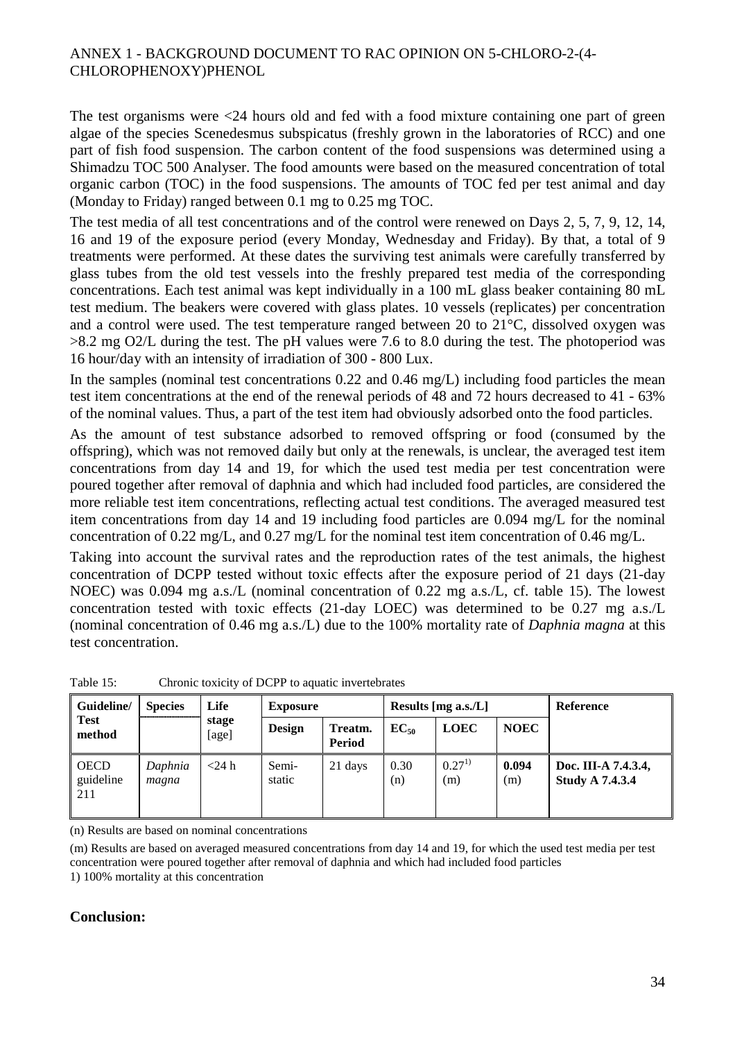The test organisms were <24 hours old and fed with a food mixture containing one part of green algae of the species Scenedesmus subspicatus (freshly grown in the laboratories of RCC) and one part of fish food suspension. The carbon content of the food suspensions was determined using a Shimadzu TOC 500 Analyser. The food amounts were based on the measured concentration of total organic carbon (TOC) in the food suspensions. The amounts of TOC fed per test animal and day (Monday to Friday) ranged between 0.1 mg to 0.25 mg TOC.

The test media of all test concentrations and of the control were renewed on Days 2, 5, 7, 9, 12, 14, 16 and 19 of the exposure period (every Monday, Wednesday and Friday). By that, a total of 9 treatments were performed. At these dates the surviving test animals were carefully transferred by glass tubes from the old test vessels into the freshly prepared test media of the corresponding concentrations. Each test animal was kept individually in a 100 mL glass beaker containing 80 mL test medium. The beakers were covered with glass plates. 10 vessels (replicates) per concentration and a control were used. The test temperature ranged between 20 to 21°C, dissolved oxygen was >8.2 mg O2/L during the test. The pH values were 7.6 to 8.0 during the test. The photoperiod was 16 hour/day with an intensity of irradiation of 300 - 800 Lux.

In the samples (nominal test concentrations 0.22 and 0.46 mg/L) including food particles the mean test item concentrations at the end of the renewal periods of 48 and 72 hours decreased to 41 - 63% of the nominal values. Thus, a part of the test item had obviously adsorbed onto the food particles.

As the amount of test substance adsorbed to removed offspring or food (consumed by the offspring), which was not removed daily but only at the renewals, is unclear, the averaged test item concentrations from day 14 and 19, for which the used test media per test concentration were poured together after removal of daphnia and which had included food particles, are considered the more reliable test item concentrations, reflecting actual test conditions. The averaged measured test item concentrations from day 14 and 19 including food particles are 0.094 mg/L for the nominal concentration of 0.22 mg/L, and 0.27 mg/L for the nominal test item concentration of 0.46 mg/L.

Taking into account the survival rates and the reproduction rates of the test animals, the highest concentration of DCPP tested without toxic effects after the exposure period of 21 days (21-day NOEC) was 0.094 mg a.s./L (nominal concentration of 0.22 mg a.s./L, cf. table 15). The lowest concentration tested with toxic effects (21-day LOEC) was determined to be 0.27 mg a.s./L (nominal concentration of 0.46 mg a.s./L) due to the 100% mortality rate of *Daphnia magna* at this test concentration.

Table 15: Chronic toxicity of DCPP to aquatic invertebrates

| Guideline/ Test method | Species | Life stage [age] | Exposure | | Results [mg a.s./L] | | | Reference |
|---|---|---|---|---|---|---|---|---|
| | | | Design | Treatm. Period | $EC_{50}$ | LOEC | NOEC | |
| OECD guideline 211 | *Daphnia magna* | <24 h | Semi-static | 21 days | 0.30 (n) | 0.27[1)] (m) | **0.094** (m) | **Doc. III-A 7.4.3.4, Study A 7.4.3.4** |

(n) Results are based on nominal concentrations

(m) Results are based on averaged measured concentrations from day 14 and 19, for which the used test media per test concentration were poured together after removal of daphnia and which had included food particles

1) 100% mortality at this concentration

**Conclusion:**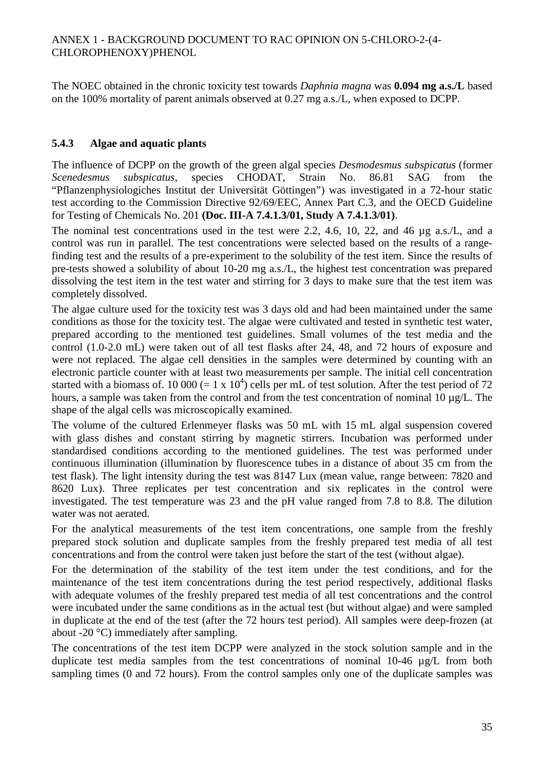The NOEC obtained in the chronic toxicity test towards *Daphnia magna* was **0.094 mg a.s./L** based on the 100% mortality of parent animals observed at 0.27 mg a.s./L, when exposed to DCPP.

### 5.4.3 Algae and aquatic plants

The influence of DCPP on the growth of the green algal species *Desmodesmus subspicatus* (former *Scenedesmus subspicatus*, species CHODAT, Strain No. 86.81 SAG from the "Pflanzenphysiologiches Institut der Universität Göttingen") was investigated in a 72-hour static test according to the Commission Directive 92/69/EEC, Annex Part C.3, and the OECD Guideline for Testing of Chemicals No. 201 **(Doc. III-A 7.4.1.3/01, Study A 7.4.1.3/01)**.

The nominal test concentrations used in the test were 2.2, 4.6, 10, 22, and 46 µg a.s./L, and a control was run in parallel. The test concentrations were selected based on the results of a range-finding test and the results of a pre-experiment to the solubility of the test item. Since the results of pre-tests showed a solubility of about 10-20 mg a.s./L, the highest test concentration was prepared dissolving the test item in the test water and stirring for 3 days to make sure that the test item was completely dissolved.

The algae culture used for the toxicity test was 3 days old and had been maintained under the same conditions as those for the toxicity test. The algae were cultivated and tested in synthetic test water, prepared according to the mentioned test guidelines. Small volumes of the test media and the control (1.0-2.0 mL) were taken out of all test flasks after 24, 48, and 72 hours of exposure and were not replaced. The algae cell densities in the samples were determined by counting with an electronic particle counter with at least two measurements per sample. The initial cell concentration started with a biomass of. 10 000 (= $1 \times 10^4$) cells per mL of test solution. After the test period of 72 hours, a sample was taken from the control and from the test concentration of nominal 10 µg/L. The shape of the algal cells was microscopically examined.

The volume of the cultured Erlenmeyer flasks was 50 mL with 15 mL algal suspension covered with glass dishes and constant stirring by magnetic stirrers. Incubation was performed under standardised conditions according to the mentioned guidelines. The test was performed under continuous illumination (illumination by fluorescence tubes in a distance of about 35 cm from the test flask). The light intensity during the test was 8147 Lux (mean value, range between: 7820 and 8620 Lux). Three replicates per test concentration and six replicates in the control were investigated. The test temperature was 23 and the pH value ranged from 7.8 to 8.8. The dilution water was not aerated.

For the analytical measurements of the test item concentrations, one sample from the freshly prepared stock solution and duplicate samples from the freshly prepared test media of all test concentrations and from the control were taken just before the start of the test (without algae).

For the determination of the stability of the test item under the test conditions, and for the maintenance of the test item concentrations during the test period respectively, additional flasks with adequate volumes of the freshly prepared test media of all test concentrations and the control were incubated under the same conditions as in the actual test (but without algae) and were sampled in duplicate at the end of the test (after the 72 hours test period). All samples were deep-frozen (at about -20 °C) immediately after sampling.

The concentrations of the test item DCPP were analyzed in the stock solution sample and in the duplicate test media samples from the test concentrations of nominal 10-46 µg/L from both sampling times (0 and 72 hours). From the control samples only one of the duplicate samples was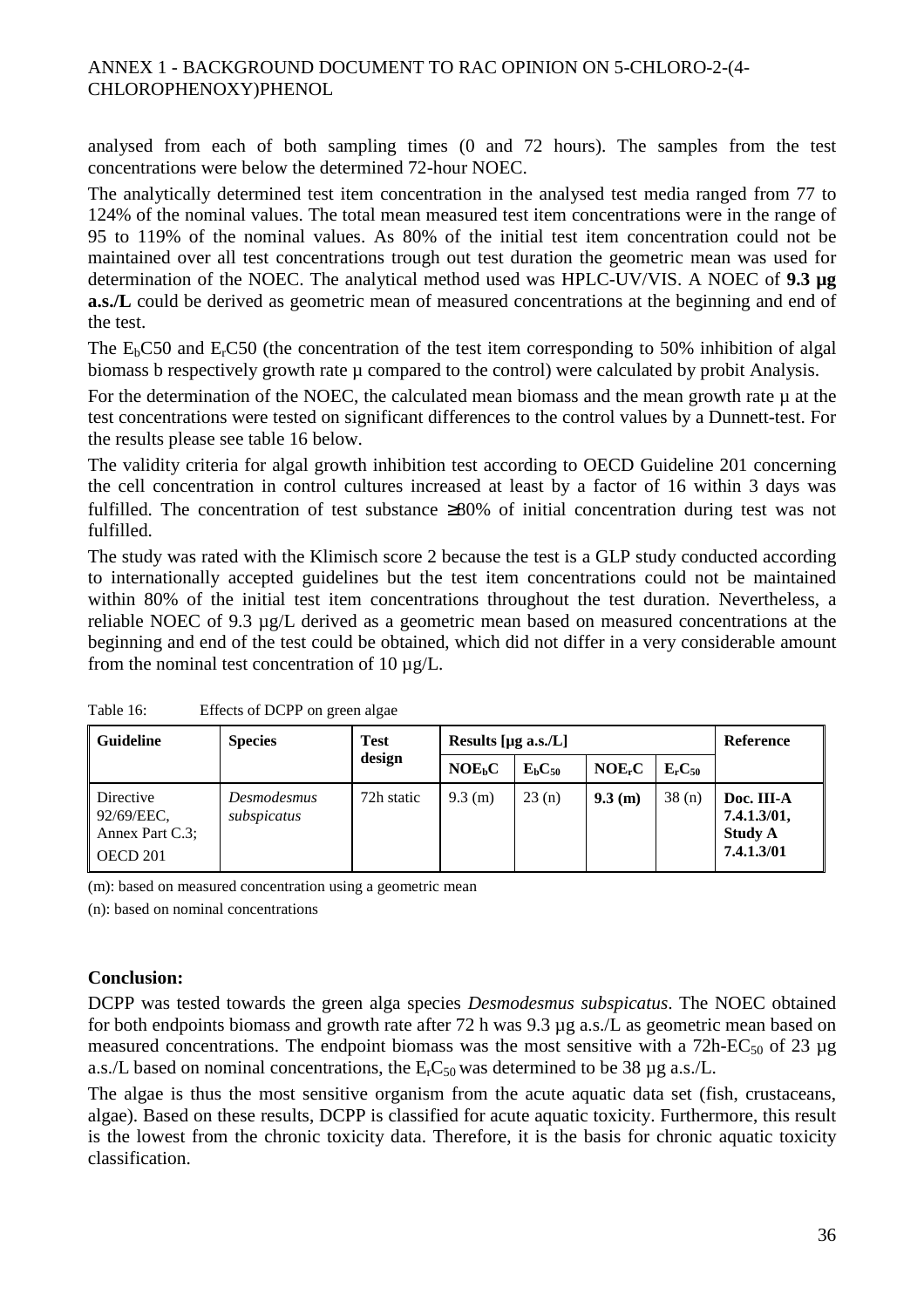analysed from each of both sampling times (0 and 72 hours). The samples from the test concentrations were below the determined 72-hour NOEC.

The analytically determined test item concentration in the analysed test media ranged from 77 to 124% of the nominal values. The total mean measured test item concentrations were in the range of 95 to 119% of the nominal values. As 80% of the initial test item concentration could not be maintained over all test concentrations trough out test duration the geometric mean was used for determination of the NOEC. The analytical method used was HPLC-UV/VIS. A NOEC of **9.3 µg a.s./L** could be derived as geometric mean of measured concentrations at the beginning and end of the test.

The $E_bC50$ and $E_rC50$ (the concentration of the test item corresponding to 50% inhibition of algal biomass b respectively growth rate µ compared to the control) were calculated by probit Analysis.

For the determination of the NOEC, the calculated mean biomass and the mean growth rate µ at the test concentrations were tested on significant differences to the control values by a Dunnett-test. For the results please see table 16 below.

The validity criteria for algal growth inhibition test according to OECD Guideline 201 concerning the cell concentration in control cultures increased at least by a factor of 16 within 3 days was fulfilled. The concentration of test substance ≥80% of initial concentration during test was not fulfilled.

The study was rated with the Klimisch score 2 because the test is a GLP study conducted according to internationally accepted guidelines but the test item concentrations could not be maintained within 80% of the initial test item concentrations throughout the test duration. Nevertheless, a reliable NOEC of 9.3 µg/L derived as a geometric mean based on measured concentrations at the beginning and end of the test could be obtained, which did not differ in a very considerable amount from the nominal test concentration of 10 µg/L.

Table 16: Effects of DCPP on green algae

| Guideline | Species | Test design | Results [µg a.s./L] | | | | Reference |
|---|---|---|---|---|---|---|---|
| | | | $NOE_bC$ | $E_bC_{50}$ | $NOE_rC$ | $E_rC_{50}$ | |
| Directive 92/69/EEC, Annex Part C.3; OECD 201 | *Desmodesmus subspicatus* | 72h static | 9.3 (m) | 23 (n) | **9.3 (m)** | 38 (n) | **Doc. III-A 7.4.1.3/01, Study A 7.4.1.3/01** |

(m): based on measured concentration using a geometric mean

(n): based on nominal concentrations

**Conclusion:**

DCPP was tested towards the green alga species *Desmodesmus subspicatus*. The NOEC obtained for both endpoints biomass and growth rate after 72 h was 9.3 µg a.s./L as geometric mean based on measured concentrations. The endpoint biomass was the most sensitive with a 72h-$EC_{50}$ of 23 µg a.s./L based on nominal concentrations, the $E_rC_{50}$ was determined to be 38 µg a.s./L.

The algae is thus the most sensitive organism from the acute aquatic data set (fish, crustaceans, algae). Based on these results, DCPP is classified for acute aquatic toxicity. Furthermore, this result is the lowest from the chronic toxicity data. Therefore, it is the basis for chronic aquatic toxicity classification.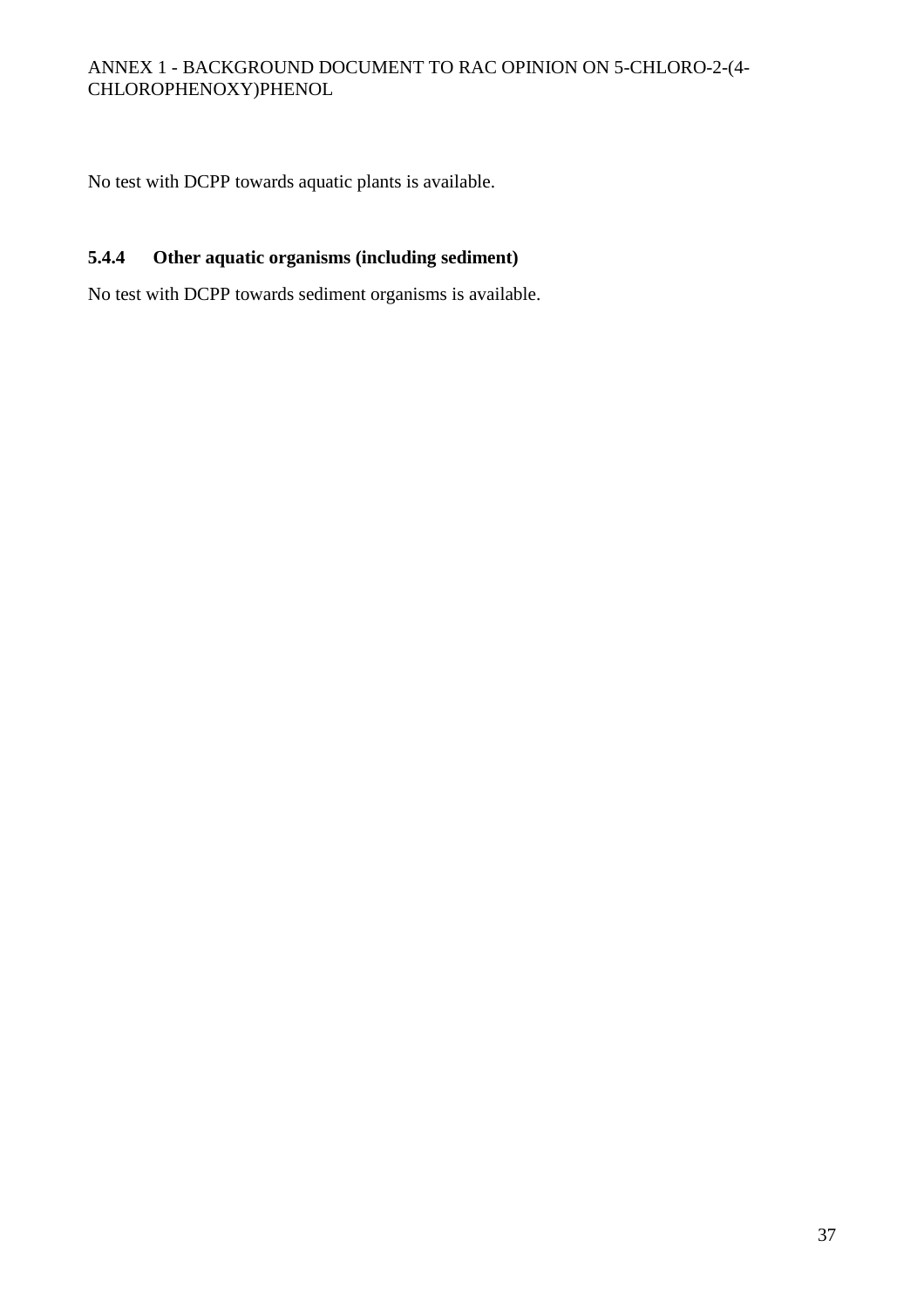No test with DCPP towards aquatic plants is available.

### 5.4.4 Other aquatic organisms (including sediment)

No test with DCPP towards sediment organisms is available.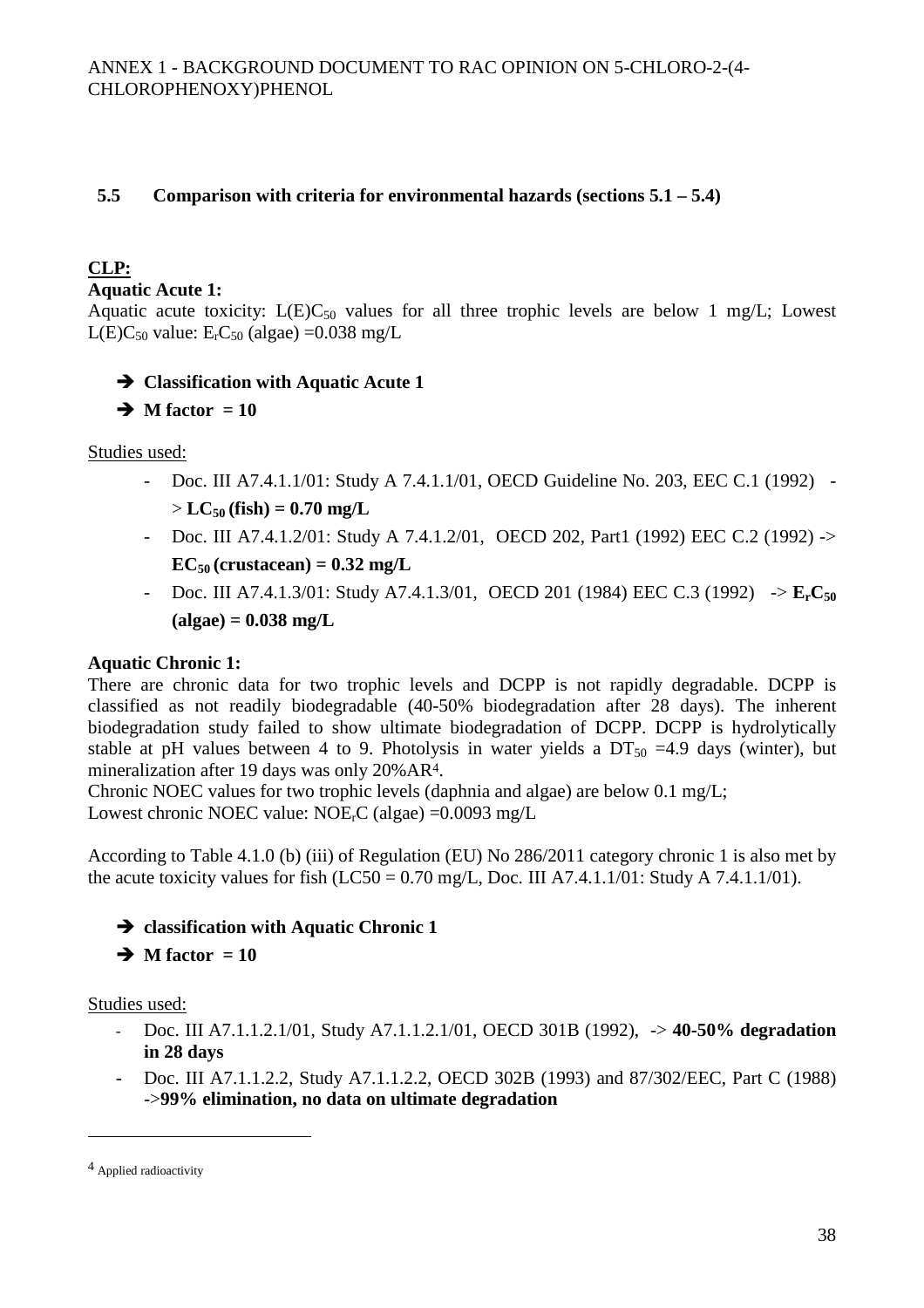## 5.5 Comparison with criteria for environmental hazards (sections 5.1 – 5.4)

**CLP:**

**Aquatic Acute 1:**

Aquatic acute toxicity: $L(E)C_{50}$ values for all three trophic levels are below 1 mg/L; Lowest $L(E)C_{50}$ value: $E_rC_{50}$ (algae) =0.038 mg/L

- ➔ **Classification with Aquatic Acute 1**
- ➔ **M factor = 10**

Studies used:

- Doc. III A7.4.1.1/01: Study A 7.4.1.1/01, OECD Guideline No. 203, EEC C.1 (1992) -> **$LC_{50}$ (fish) = 0.70 mg/L**
- Doc. III A7.4.1.2/01: Study A 7.4.1.2/01, OECD 202, Part1 (1992) EEC C.2 (1992) -> **$EC_{50}$ (crustacean) = 0.32 mg/L**
- Doc. III A7.4.1.3/01: Study A7.4.1.3/01, OECD 201 (1984) EEC C.3 (1992) -> **$E_rC_{50}$ (algae) = 0.038 mg/L**

**Aquatic Chronic 1:**

There are chronic data for two trophic levels and DCPP is not rapidly degradable. DCPP is classified as not readily biodegradable (40-50% biodegradation after 28 days). The inherent biodegradation study failed to show ultimate biodegradation of DCPP. DCPP is hydrolytically stable at pH values between 4 to 9. Photolysis in water yields a $DT_{50}$ =4.9 days (winter), but mineralization after 19 days was only 20%AR[4].

Chronic NOEC values for two trophic levels (daphnia and algae) are below 0.1 mg/L;
Lowest chronic NOEC value: $NOE_rC$ (algae) =0.0093 mg/L

According to Table 4.1.0 (b) (iii) of Regulation (EU) No 286/2011 category chronic 1 is also met by the acute toxicity values for fish (LC50 = 0.70 mg/L, Doc. III A7.4.1.1/01: Study A 7.4.1.1/01).

- ➔ **classification with Aquatic Chronic 1**
- ➔ **M factor = 10**

Studies used:

- Doc. III A7.1.1.2.1/01, Study A7.1.1.2.1/01, OECD 301B (1992), -> **40-50% degradation in 28 days**
- Doc. III A7.1.1.2.2, Study A7.1.1.2.2, OECD 302B (1993) and 87/302/EEC, Part C (1988) ->**99% elimination, no data on ultimate degradation**

---

[4] Applied radioactivity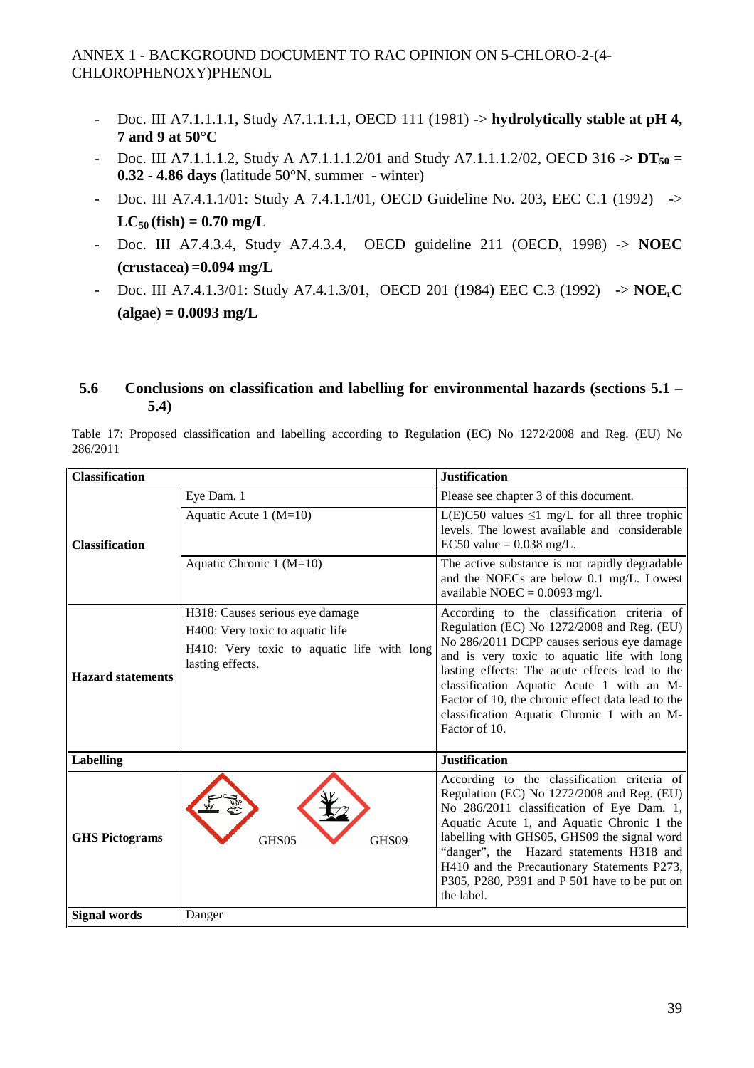- Doc. III A7.1.1.1.1, Study A7.1.1.1.1, OECD 111 (1981) -> **hydrolytically stable at pH 4, 7 and 9 at 50°C**
- Doc. III A7.1.1.1.2, Study A A7.1.1.1.2/01 and Study A7.1.1.1.2/02, OECD 316 -> **$DT_{50}$ = 0.32 - 4.86 days** (latitude 50°N, summer - winter)
- Doc. III A7.4.1.1/01: Study A 7.4.1.1/01, OECD Guideline No. 203, EEC C.1 (1992) -> **$LC_{50}$ (fish) = 0.70 mg/L**
- Doc. III A7.4.3.4, Study A7.4.3.4, OECD guideline 211 (OECD, 1998) -> **NOEC (crustacea) =0.094 mg/L**
- Doc. III A7.4.1.3/01: Study A7.4.1.3/01, OECD 201 (1984) EEC C.3 (1992) -> **$NOE_rC$ (algae) = 0.0093 mg/L**

## 5.6 Conclusions on classification and labelling for environmental hazards (sections 5.1 – 5.4)

Table 17: Proposed classification and labelling according to Regulation (EC) No 1272/2008 and Reg. (EU) No 286/2011

| **Classification** | | **Justification** |
|---|---|---|
| **Classification** | Eye Dam. 1 | Please see chapter 3 of this document. |
| | Aquatic Acute 1 (M=10) | L(E)C50 values ≤1 mg/L for all three trophic levels. The lowest available and considerable EC50 value = 0.038 mg/L. |
| | Aquatic Chronic 1 (M=10) | The active substance is not rapidly degradable and the NOECs are below 0.1 mg/L. Lowest available NOEC = 0.0093 mg/l. |
| **Hazard statements** | H318: Causes serious eye damage<br>H400: Very toxic to aquatic life<br>H410: Very toxic to aquatic life with long lasting effects. | According to the classification criteria of Regulation (EC) No 1272/2008 and Reg. (EU) No 286/2011 DCPP causes serious eye damage and is very toxic to aquatic life with long lasting effects: The acute effects lead to the classification Aquatic Acute 1 with an M-Factor of 10, the chronic effect data lead to the classification Aquatic Chronic 1 with an M-Factor of 10. |
| **Labelling** | | **Justification** |
| **GHS Pictograms** | GHS05 GHS09 | According to the classification criteria of Regulation (EC) No 1272/2008 and Reg. (EU) No 286/2011 classification of Eye Dam. 1, Aquatic Acute 1, and Aquatic Chronic 1 the labelling with GHS05, GHS09 the signal word "danger", the Hazard statements H318 and H410 and the Precautionary Statements P273, P305, P280, P391 and P 501 have to be put on the label. |
| **Signal words** | Danger | |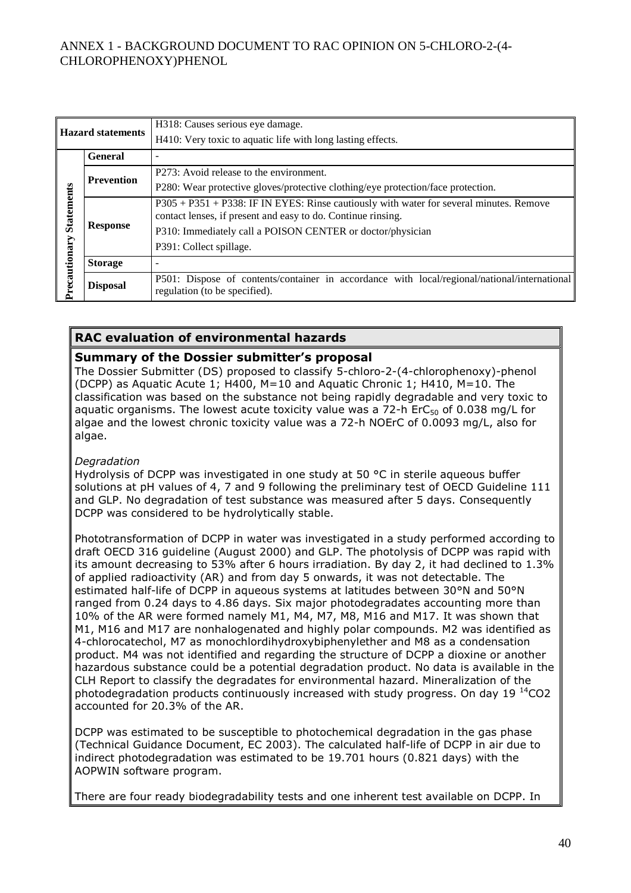| Hazard statements | | H318: Causes serious eye damage. H410: Very toxic to aquatic life with long lasting effects. |
|---|---|---|
| Precautionary Statements | General | - |
| | Prevention | P273: Avoid release to the environment. P280: Wear protective gloves/protective clothing/eye protection/face protection. |
| | Response | P305 + P351 + P338: IF IN EYES: Rinse cautiously with water for several minutes. Remove contact lenses, if present and easy to do. Continue rinsing. P310: Immediately call a POISON CENTER or doctor/physician P391: Collect spillage. |
| | Storage | - |
| | Disposal | P501: Dispose of contents/container in accordance with local/regional/national/international regulation (to be specified). |

## RAC evaluation of environmental hazards

### Summary of the Dossier submitter's proposal

The Dossier Submitter (DS) proposed to classify 5-chloro-2-(4-chlorophenoxy)-phenol (DCPP) as Aquatic Acute 1; H400, M=10 and Aquatic Chronic 1; H410, M=10. The classification was based on the substance not being rapidly degradable and very toxic to aquatic organisms. The lowest acute toxicity value was a 72-h $ErC_{50}$ of 0.038 mg/L for algae and the lowest chronic toxicity value was a 72-h NOErC of 0.0093 mg/L, also for algae.

*Degradation*

Hydrolysis of DCPP was investigated in one study at 50 °C in sterile aqueous buffer solutions at pH values of 4, 7 and 9 following the preliminary test of OECD Guideline 111 and GLP. No degradation of test substance was measured after 5 days. Consequently DCPP was considered to be hydrolytically stable.

Phototransformation of DCPP in water was investigated in a study performed according to draft OECD 316 guideline (August 2000) and GLP. The photolysis of DCPP was rapid with its amount decreasing to 53% after 6 hours irradiation. By day 2, it had declined to 1.3% of applied radioactivity (AR) and from day 5 onwards, it was not detectable. The estimated half-life of DCPP in aqueous systems at latitudes between 30°N and 50°N ranged from 0.24 days to 4.86 days. Six major photodegradates accounting more than 10% of the AR were formed namely M1, M4, M7, M8, M16 and M17. It was shown that M1, M16 and M17 are nonhalogenated and highly polar compounds. M2 was identified as 4-chlorocatechol, M7 as monochlordihydroxybiphenylether and M8 as a condensation product. M4 was not identified and regarding the structure of DCPP a dioxine or another hazardous substance could be a potential degradation product. No data is available in the CLH Report to classify the degradates for environmental hazard. Mineralization of the photodegradation products continuously increased with study progress. On day 19 $^{14}CO_2$ accounted for 20.3% of the AR.

DCPP was estimated to be susceptible to photochemical degradation in the gas phase (Technical Guidance Document, EC 2003). The calculated half-life of DCPP in air due to indirect photodegradation was estimated to be 19.701 hours (0.821 days) with the AOPWIN software program.

There are four ready biodegradability tests and one inherent test available on DCPP. In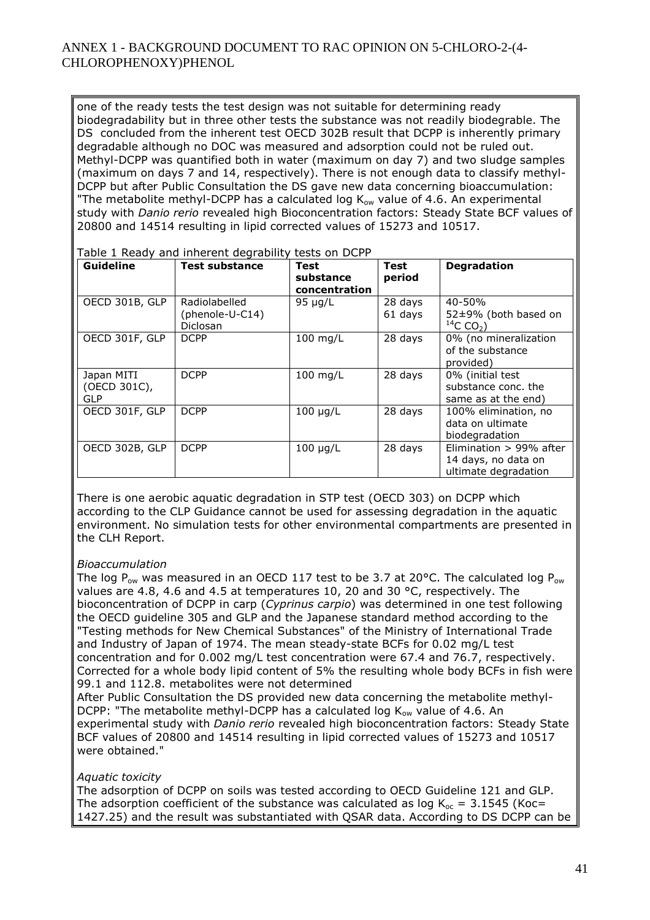one of the ready tests the test design was not suitable for determining ready biodegradability but in three other tests the substance was not readily biodegrable. The DS concluded from the inherent test OECD 302B result that DCPP is inherently primary degradable although no DOC was measured and adsorption could not be ruled out. Methyl-DCPP was quantified both in water (maximum on day 7) and two sludge samples (maximum on days 7 and 14, respectively). There is not enough data to classify methyl-DCPP but after Public Consultation the DS gave new data concerning bioaccumulation: "The metabolite methyl-DCPP has a calculated log $K_{ow}$ value of 4.6. An experimental study with *Danio rerio* revealed high Bioconcentration factors: Steady State BCF values of 20800 and 14514 resulting in lipid corrected values of 15273 and 10517.

Table 1 Ready and inherent degrability tests on DCPP

| Guideline | Test substance | Test substance concentration | Test period | Degradation |
|---|---|---|---|---|
| OECD 301B, GLP | Radiolabelled (phenole-U-C14) Diclosan | 95 µg/L | 28 days<br>61 days | 40-50%<br>52±9% (both based on $^{14}C\ CO_2$) |
| OECD 301F, GLP | DCPP | 100 mg/L | 28 days | 0% (no mineralization of the substance provided) |
| Japan MITI (OECD 301C), GLP | DCPP | 100 mg/L | 28 days | 0% (initial test substance conc. the same as at the end) |
| OECD 301F, GLP | DCPP | 100 µg/L | 28 days | 100% elimination, no data on ultimate biodegradation |
| OECD 302B, GLP | DCPP | 100 µg/L | 28 days | Elimination > 99% after 14 days, no data on ultimate degradation |

There is one aerobic aquatic degradation in STP test (OECD 303) on DCPP which according to the CLP Guidance cannot be used for assessing degradation in the aquatic environment. No simulation tests for other environmental compartments are presented in the CLH Report.

*Bioaccumulation*

The log $P_{ow}$ was measured in an OECD 117 test to be 3.7 at 20°C. The calculated log $P_{ow}$ values are 4.8, 4.6 and 4.5 at temperatures 10, 20 and 30 °C, respectively. The bioconcentration of DCPP in carp (*Cyprinus carpio*) was determined in one test following the OECD guideline 305 and GLP and the Japanese standard method according to the "Testing methods for New Chemical Substances" of the Ministry of International Trade and Industry of Japan of 1974. The mean steady-state BCFs for 0.02 mg/L test concentration and for 0.002 mg/L test concentration were 67.4 and 76.7, respectively. Corrected for a whole body lipid content of 5% the resulting whole body BCFs in fish were 99.1 and 112.8. metabolites were not determined

After Public Consultation the DS provided new data concerning the metabolite methyl-DCPP: "The metabolite methyl-DCPP has a calculated log $K_{ow}$ value of 4.6. An experimental study with *Danio rerio* revealed high bioconcentration factors: Steady State BCF values of 20800 and 14514 resulting in lipid corrected values of 15273 and 10517 were obtained."

*Aquatic toxicity*

The adsorption of DCPP on soils was tested according to OECD Guideline 121 and GLP. The adsorption coefficient of the substance was calculated as log $K_{oc}$ = 3.1545 (Koc= 1427.25) and the result was substantiated with QSAR data. According to DS DCPP can be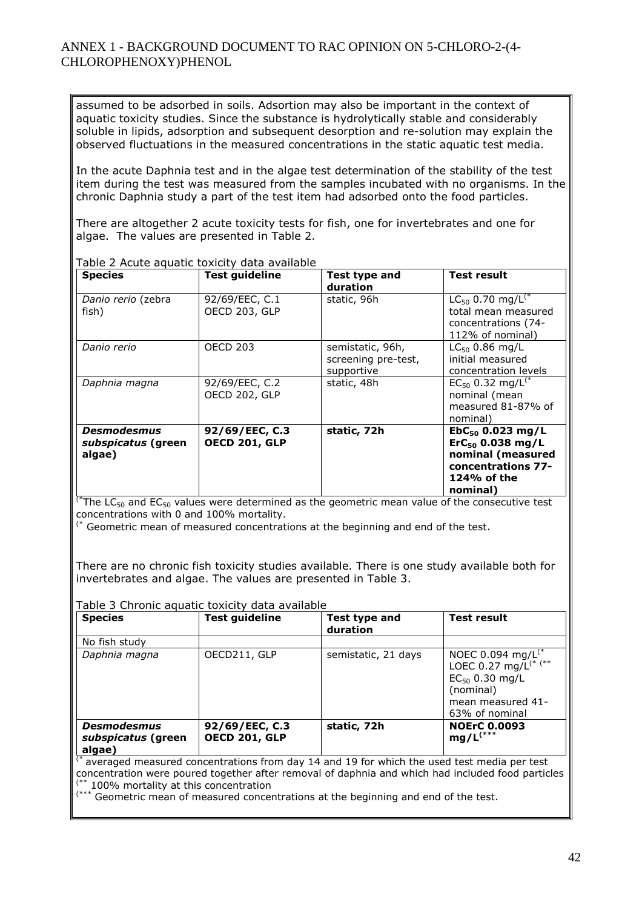assumed to be adsorbed in soils. Adsortion may also be important in the context of aquatic toxicity studies. Since the substance is hydrolytically stable and considerably soluble in lipids, adsorption and subsequent desorption and re-solution may explain the observed fluctuations in the measured concentrations in the static aquatic test media.

In the acute Daphnia test and in the algae test determination of the stability of the test item during the test was measured from the samples incubated with no organisms. In the chronic Daphnia study a part of the test item had adsorbed onto the food particles.

There are altogether 2 acute toxicity tests for fish, one for invertebrates and one for algae. The values are presented in Table 2.

Table 2 Acute aquatic toxicity data available

| Species | Test guideline | Test type and duration | Test result |
|---|---|---|---|
| *Danio rerio* (zebra fish) | 92/69/EEC, C.1 OECD 203, GLP | static, 96h | $LC_{50}$ 0.70 mg/L(* total mean measured concentrations (74-112% of nominal) |
| *Danio rerio* | OECD 203 | semistatic, 96h, screening pre-test, supportive | $LC_{50}$ 0.86 mg/L initial measured concentration levels |
| *Daphnia magna* | 92/69/EEC, C.2 OECD 202, GLP | static, 48h | $EC_{50}$ 0.32 mg/L(* nominal (mean measured 81-87% of nominal) |
| ***Desmodesmus subspicatus* (green algae)** | **92/69/EEC, C.3 OECD 201, GLP** | **static, 72h** | **$EbC_{50}$ 0.023 mg/L $ErC_{50}$ 0.038 mg/L nominal (measured concentrations 77-124% of the nominal)** |

(* The $LC_{50}$ and $EC_{50}$ values were determined as the geometric mean value of the consecutive test concentrations with 0 and 100% mortality.
(* Geometric mean of measured concentrations at the beginning and end of the test.

There are no chronic fish toxicity studies available. There is one study available both for invertebrates and algae. The values are presented in Table 3.

Table 3 Chronic aquatic toxicity data available

| Species | Test guideline | Test type and duration | Test result |
|---|---|---|---|
| No fish study | | | |
| *Daphnia magna* | OECD211, GLP | semistatic, 21 days | NOEC 0.094 mg/L(* LOEC 0.27 mg/L(* (** $EC_{50}$ 0.30 mg/L (nominal) mean measured 41-63% of nominal |
| ***Desmodesmus subspicatus* (green algae)** | **92/69/EEC, C.3 OECD 201, GLP** | **static, 72h** | **NOErC 0.0093 mg/L(\*\*\*** |

(* averaged measured concentrations from day 14 and 19 for which the used test media per test concentration were poured together after removal of daphnia and which had included food particles
(** 100% mortality at this concentration
(*** Geometric mean of measured concentrations at the beginning and end of the test.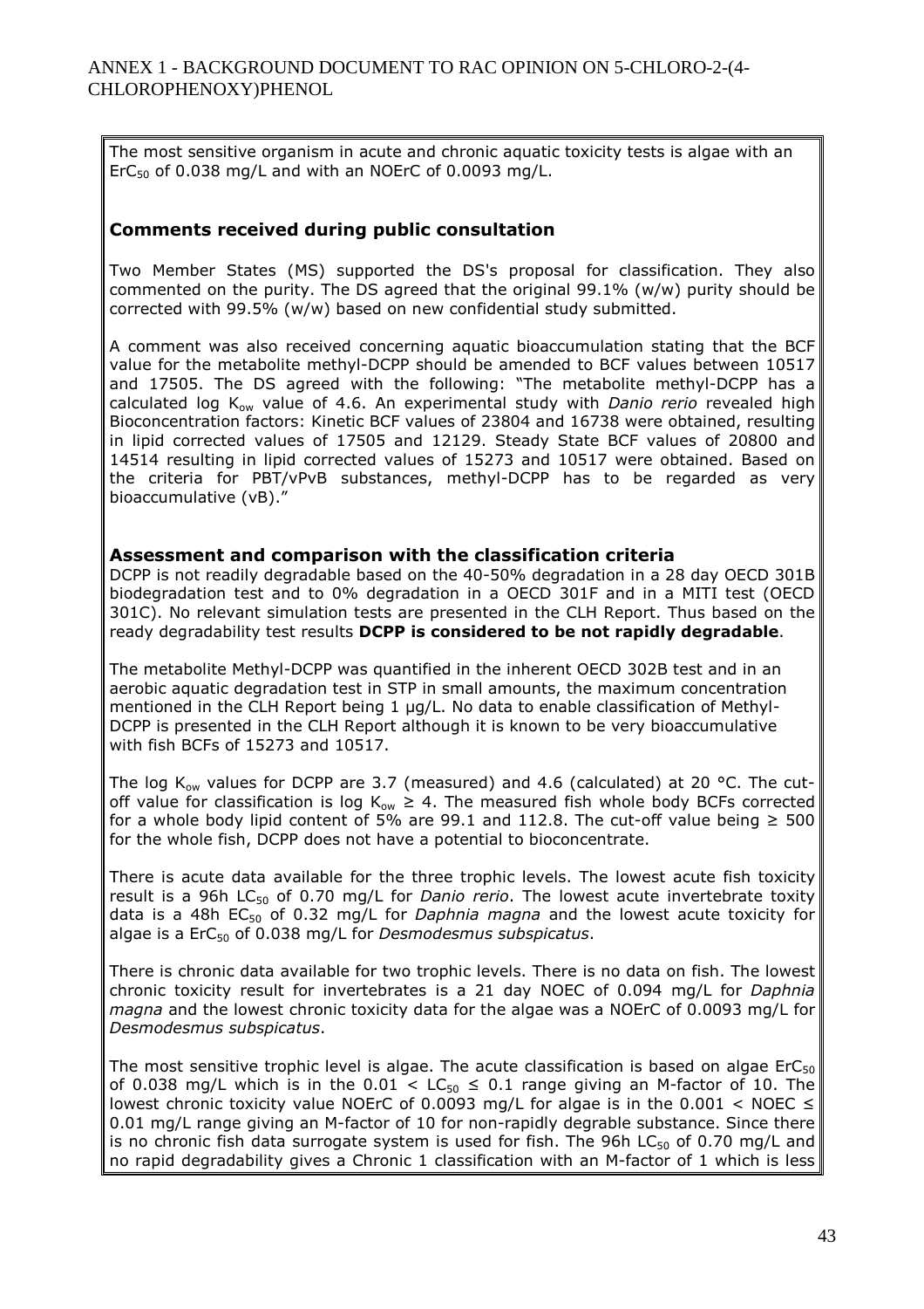The most sensitive organism in acute and chronic aquatic toxicity tests is algae with an $ErC_{50}$ of 0.038 mg/L and with an NOErC of 0.0093 mg/L.

### Comments received during public consultation

Two Member States (MS) supported the DS's proposal for classification. They also commented on the purity. The DS agreed that the original 99.1% (w/w) purity should be corrected with 99.5% (w/w) based on new confidential study submitted.

A comment was also received concerning aquatic bioaccumulation stating that the BCF value for the metabolite methyl-DCPP should be amended to BCF values between 10517 and 17505. The DS agreed with the following: "The metabolite methyl-DCPP has a calculated log $K_{ow}$ value of 4.6. An experimental study with *Danio rerio* revealed high Bioconcentration factors: Kinetic BCF values of 23804 and 16738 were obtained, resulting in lipid corrected values of 17505 and 12129. Steady State BCF values of 20800 and 14514 resulting in lipid corrected values of 15273 and 10517 were obtained. Based on the criteria for PBT/vPvB substances, methyl-DCPP has to be regarded as very bioaccumulative (vB)."

### Assessment and comparison with the classification criteria

DCPP is not readily degradable based on the 40-50% degradation in a 28 day OECD 301B biodegradation test and to 0% degradation in a OECD 301F and in a MITI test (OECD 301C). No relevant simulation tests are presented in the CLH Report. Thus based on the ready degradability test results **DCPP is considered to be not rapidly degradable**.

The metabolite Methyl-DCPP was quantified in the inherent OECD 302B test and in an aerobic aquatic degradation test in STP in small amounts, the maximum concentration mentioned in the CLH Report being 1 µg/L. No data to enable classification of Methyl-DCPP is presented in the CLH Report although it is known to be very bioaccumulative with fish BCFs of 15273 and 10517.

The log $K_{ow}$ values for DCPP are 3.7 (measured) and 4.6 (calculated) at 20 °C. The cut-off value for classification is log $K_{ow} \geq 4$. The measured fish whole body BCFs corrected for a whole body lipid content of 5% are 99.1 and 112.8. The cut-off value being $\geq 500$ for the whole fish, DCPP does not have a potential to bioconcentrate.

There is acute data available for the three trophic levels. The lowest acute fish toxicity result is a 96h $LC_{50}$ of 0.70 mg/L for *Danio rerio*. The lowest acute invertebrate toxity data is a 48h $EC_{50}$ of 0.32 mg/L for *Daphnia magna* and the lowest acute toxicity for algae is a $ErC_{50}$ of 0.038 mg/L for *Desmodesmus subspicatus*.

There is chronic data available for two trophic levels. There is no data on fish. The lowest chronic toxicity result for invertebrates is a 21 day NOEC of 0.094 mg/L for *Daphnia magna* and the lowest chronic toxicity data for the algae was a NOErC of 0.0093 mg/L for *Desmodesmus subspicatus*.

The most sensitive trophic level is algae. The acute classification is based on algae $ErC_{50}$ of 0.038 mg/L which is in the $0.01 < LC_{50} \leq 0.1$ range giving an M-factor of 10. The lowest chronic toxicity value NOErC of 0.0093 mg/L for algae is in the $0.001 < NOEC \leq 0.01$ mg/L range giving an M-factor of 10 for non-rapidly degrable substance. Since there is no chronic fish data surrogate system is used for fish. The 96h $LC_{50}$ of 0.70 mg/L and no rapid degradability gives a Chronic 1 classification with an M-factor of 1 which is less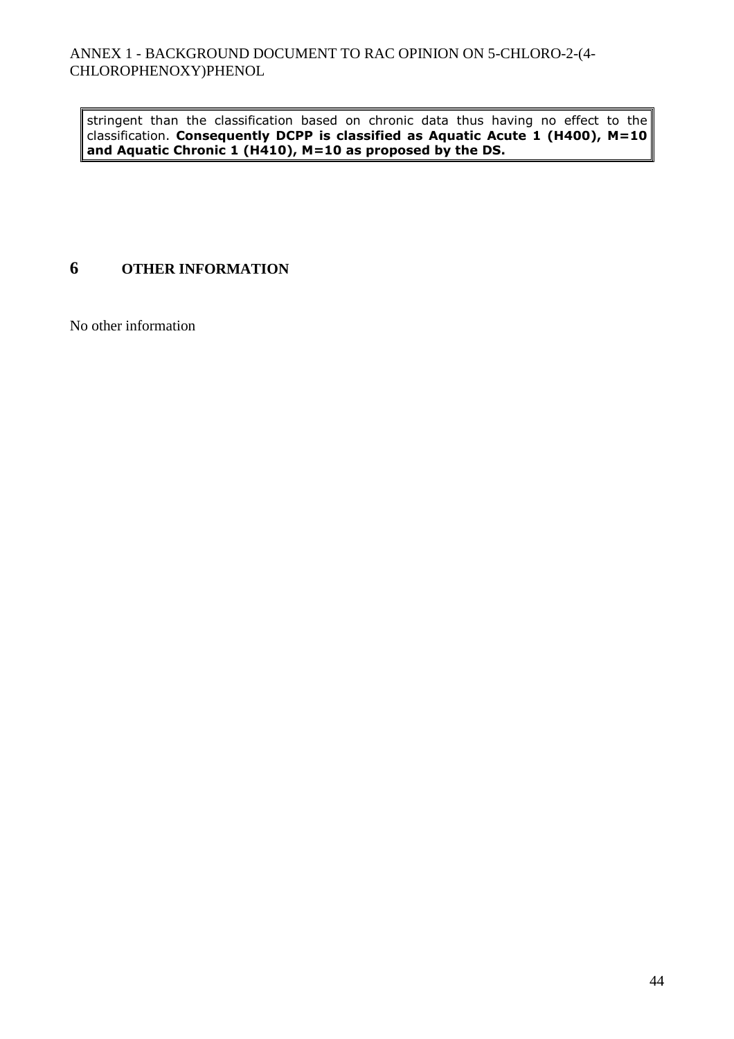stringent than the classification based on chronic data thus having no effect to the classification. **Consequently DCPP is classified as Aquatic Acute 1 (H400), M=10 and Aquatic Chronic 1 (H410), M=10 as proposed by the DS.**

# 6 OTHER INFORMATION

No other information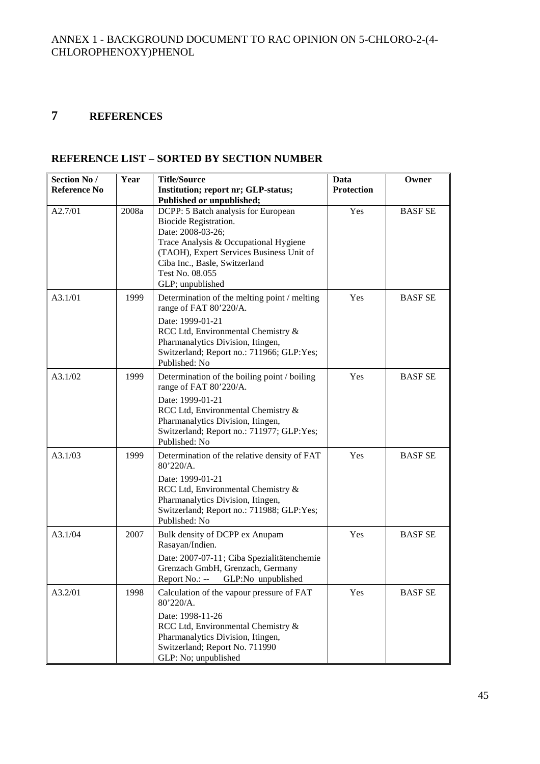# 7 REFERENCES

## REFERENCE LIST – SORTED BY SECTION NUMBER

| Section No / Reference No | Year | Title/Source Institution; report nr; GLP-status; Published or unpublished; | Data Protection | Owner |
|---|---|---|---|---|
| A2.7/01 | 2008a | DCPP: 5 Batch analysis for European Biocide Registration. Date: 2008-03-26; Trace Analysis & Occupational Hygiene (TAOH), Expert Services Business Unit of Ciba Inc., Basle, Switzerland Test No. 08.055 GLP; unpublished | Yes | BASF SE |
| A3.1/01 | 1999 | Determination of the melting point / melting range of FAT 80'220/A. Date: 1999-01-21 RCC Ltd, Environmental Chemistry & Pharmanalytics Division, Itingen, Switzerland; Report no.: 711966; GLP:Yes; Published: No | Yes | BASF SE |
| A3.1/02 | 1999 | Determination of the boiling point / boiling range of FAT 80'220/A. Date: 1999-01-21 RCC Ltd, Environmental Chemistry & Pharmanalytics Division, Itingen, Switzerland; Report no.: 711977; GLP:Yes; Published: No | Yes | BASF SE |
| A3.1/03 | 1999 | Determination of the relative density of FAT 80'220/A. Date: 1999-01-21 RCC Ltd, Environmental Chemistry & Pharmanalytics Division, Itingen, Switzerland; Report no.: 711988; GLP:Yes; Published: No | Yes | BASF SE |
| A3.1/04 | 2007 | Bulk density of DCPP ex Anupam Rasayan/Indien. Date: 2007-07-11; Ciba Spezialitätenchemie Grenzach GmbH, Grenzach, Germany Report No.: -- GLP:No unpublished | Yes | BASF SE |
| A3.2/01 | 1998 | Calculation of the vapour pressure of FAT 80'220/A. Date: 1998-11-26 RCC Ltd, Environmental Chemistry & Pharmanalytics Division, Itingen, Switzerland; Report No. 711990 GLP: No; unpublished | Yes | BASF SE |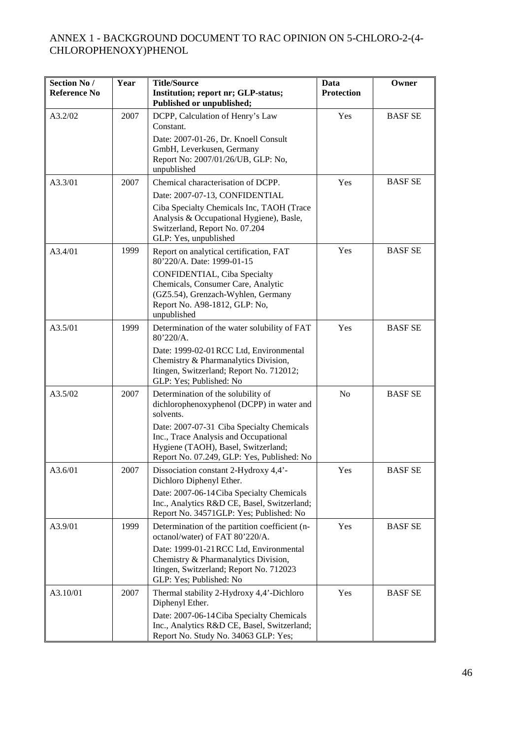ANNEX 1 - BACKGROUND DOCUMENT TO RAC OPINION ON 5-CHLORO-2-(4-CHLOROPHENOXY)PHENOL

| Section No / Reference No | Year | Title/Source<br>Institution; report nr; GLP-status; Published or unpublished; | Data Protection | Owner |
|---|---|---|---|---|
| A3.2/02 | 2007 | DCPP, Calculation of Henry's Law Constant.<br>Date: 2007-01-26, Dr. Knoell Consult GmbH, Leverkusen, Germany<br>Report No: 2007/01/26/UB, GLP: No, unpublished | Yes | BASF SE |
| A3.3/01 | 2007 | Chemical characterisation of DCPP.<br>Date: 2007-07-13, CONFIDENTIAL<br>Ciba Specialty Chemicals Inc, TAOH (Trace Analysis & Occupational Hygiene), Basle, Switzerland, Report No. 07.204<br>GLP: Yes, unpublished | Yes | BASF SE |
| A3.4/01 | 1999 | Report on analytical certification, FAT 80'220/A. Date: 1999-01-15<br>CONFIDENTIAL, Ciba Specialty Chemicals, Consumer Care, Analytic (GZ5.54), Grenzach-Wyhlen, Germany<br>Report No. A98-1812, GLP: No, unpublished | Yes | BASF SE |
| A3.5/01 | 1999 | Determination of the water solubility of FAT 80'220/A.<br>Date: 1999-02-01 RCC Ltd, Environmental Chemistry & Pharmanalytics Division, Itingen, Switzerland; Report No. 712012; GLP: Yes; Published: No | Yes | BASF SE |
| A3.5/02 | 2007 | Determination of the solubility of dichlorophenoxyphenol (DCPP) in water and solvents.<br>Date: 2007-07-31 Ciba Specialty Chemicals Inc., Trace Analysis and Occupational Hygiene (TAOH), Basel, Switzerland; Report No. 07.249, GLP: Yes, Published: No | No | BASF SE |
| A3.6/01 | 2007 | Dissociation constant 2-Hydroxy 4,4'-Dichloro Diphenyl Ether.<br>Date: 2007-06-14 Ciba Specialty Chemicals Inc., Analytics R&D CE, Basel, Switzerland; Report No. 34571GLP: Yes; Published: No | Yes | BASF SE |
| A3.9/01 | 1999 | Determination of the partition coefficient (n-octanol/water) of FAT 80'220/A.<br>Date: 1999-01-21 RCC Ltd, Environmental Chemistry & Pharmanalytics Division, Itingen, Switzerland; Report No. 712023 GLP: Yes; Published: No | Yes | BASF SE |
| A3.10/01 | 2007 | Thermal stability 2-Hydroxy 4,4'-Dichloro Diphenyl Ether.<br>Date: 2007-06-14 Ciba Specialty Chemicals Inc., Analytics R&D CE, Basel, Switzerland; Report No. Study No. 34063 GLP: Yes; | Yes | BASF SE |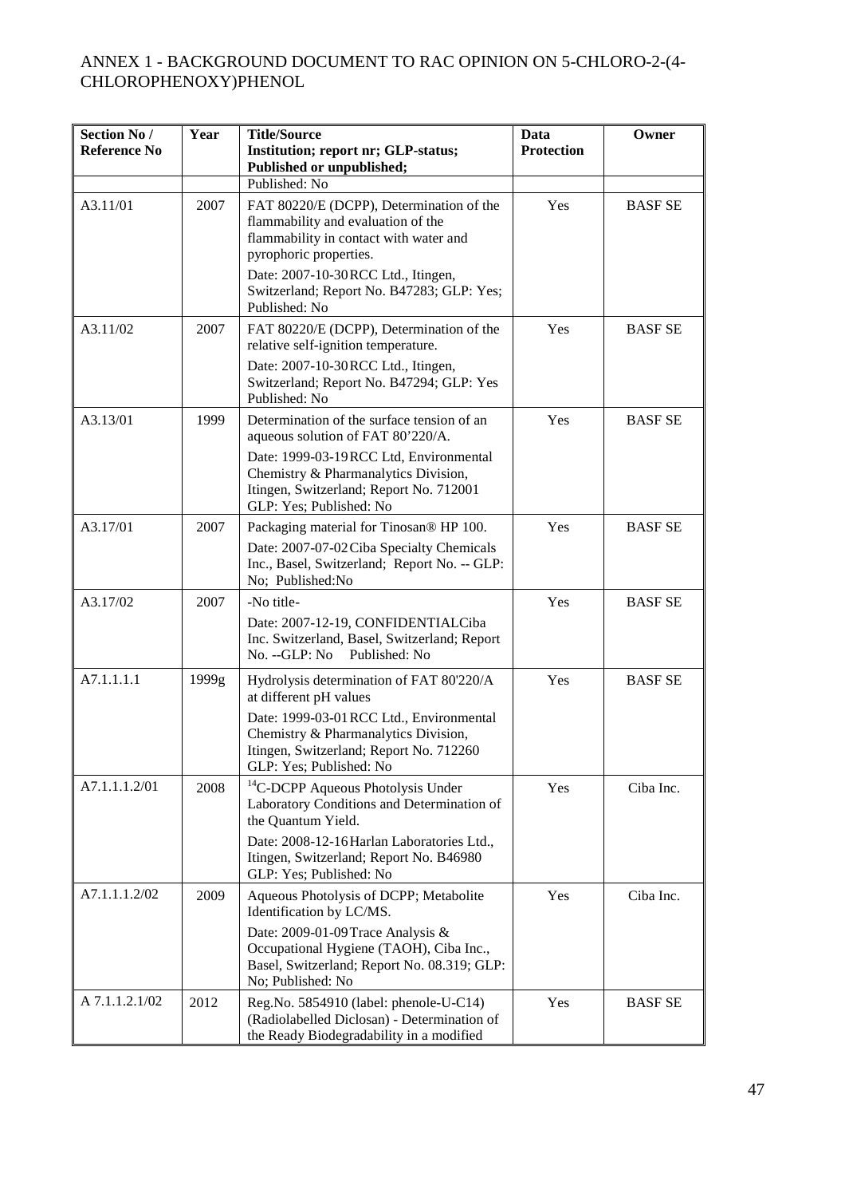ANNEX 1 - BACKGROUND DOCUMENT TO RAC OPINION ON 5-CHLORO-2-(4-CHLOROPHENOXY)PHENOL

| Section No / Reference No | Year | Title/Source Institution; report nr; GLP-status; Published or unpublished; | Data Protection | Owner |
|---|---|---|---|---|
| | | Published: No | | |
| A3.11/01 | 2007 | FAT 80220/E (DCPP), Determination of the flammability and evaluation of the flammability in contact with water and pyrophoric properties. Date: 2007-10-30 RCC Ltd., Itingen, Switzerland; Report No. B47283; GLP: Yes; Published: No | Yes | BASF SE |
| A3.11/02 | 2007 | FAT 80220/E (DCPP), Determination of the relative self-ignition temperature. Date: 2007-10-30 RCC Ltd., Itingen, Switzerland; Report No. B47294; GLP: Yes Published: No | Yes | BASF SE |
| A3.13/01 | 1999 | Determination of the surface tension of an aqueous solution of FAT 80'220/A. Date: 1999-03-19 RCC Ltd, Environmental Chemistry & Pharmanalytics Division, Itingen, Switzerland; Report No. 712001 GLP: Yes; Published: No | Yes | BASF SE |
| A3.17/01 | 2007 | Packaging material for Tinosan® HP 100. Date: 2007-07-02 Ciba Specialty Chemicals Inc., Basel, Switzerland; Report No. -- GLP: No; Published:No | Yes | BASF SE |
| A3.17/02 | 2007 | -No title- Date: 2007-12-19, CONFIDENTIALCiba Inc. Switzerland, Basel, Switzerland; Report No. --GLP: No Published: No | Yes | BASF SE |
| A7.1.1.1.1 | 1999g | Hydrolysis determination of FAT 80'220/A at different pH values Date: 1999-03-01 RCC Ltd., Environmental Chemistry & Pharmanalytics Division, Itingen, Switzerland; Report No. 712260 GLP: Yes; Published: No | Yes | BASF SE |
| A7.1.1.1.2/01 | 2008 | $^{14}$C-DCPP Aqueous Photolysis Under Laboratory Conditions and Determination of the Quantum Yield. Date: 2008-12-16 Harlan Laboratories Ltd., Itingen, Switzerland; Report No. B46980 GLP: Yes; Published: No | Yes | Ciba Inc. |
| A7.1.1.1.2/02 | 2009 | Aqueous Photolysis of DCPP; Metabolite Identification by LC/MS. Date: 2009-01-09 Trace Analysis & Occupational Hygiene (TAOH), Ciba Inc., Basel, Switzerland; Report No. 08.319; GLP: No; Published: No | Yes | Ciba Inc. |
| A 7.1.1.2.1/02 | 2012 | Reg.No. 5854910 (label: phenole-U-C14) (Radiolabelled Diclosan) - Determination of the Ready Biodegradability in a modified | Yes | BASF SE |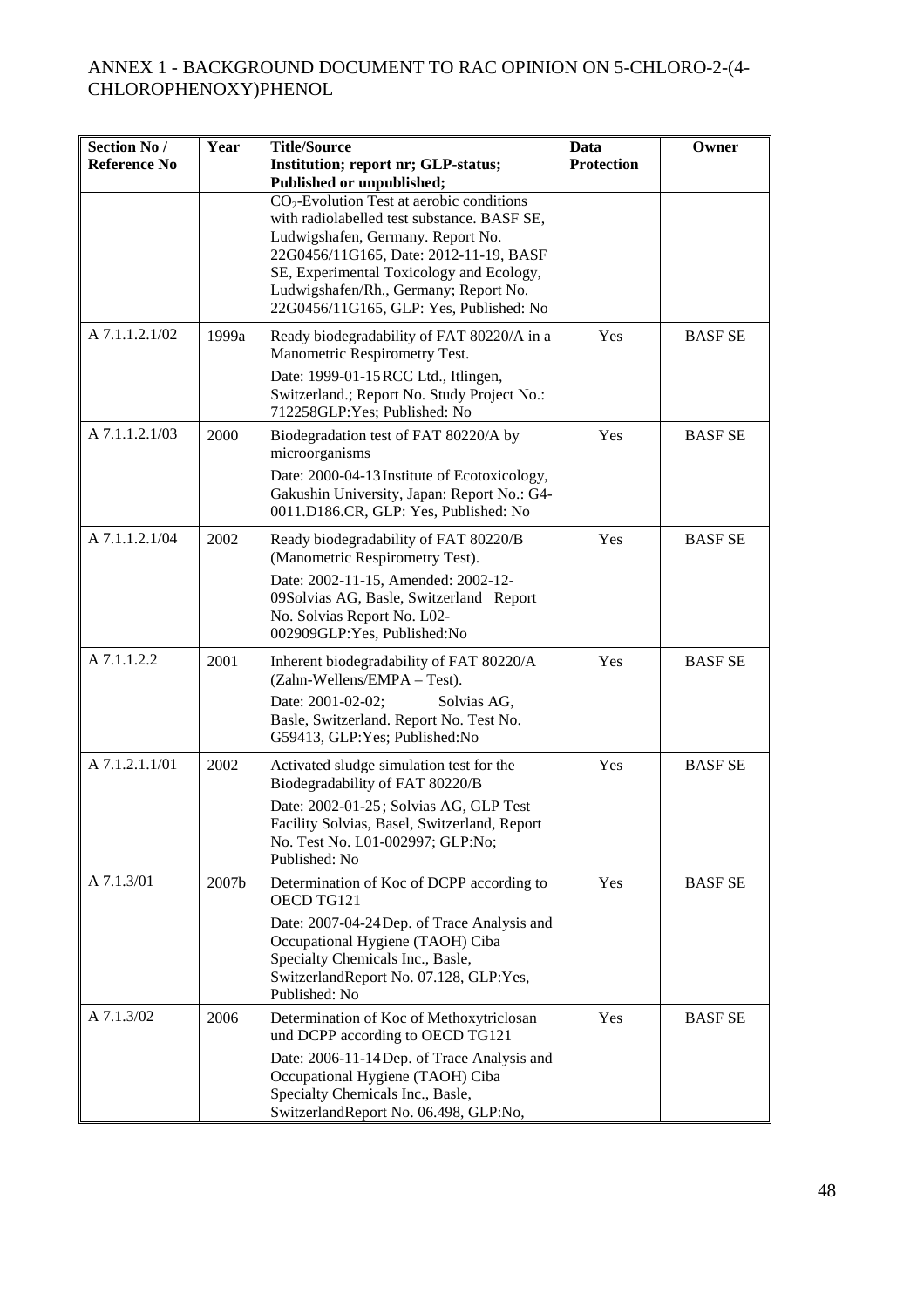# ANNEX 1 - BACKGROUND DOCUMENT TO RAC OPINION ON 5-CHLORO-2-(4-CHLOROPHENOXY)PHENOL

| Section No / Reference No | Year | Title/Source Institution; report nr; GLP-status; Published or unpublished; | Data Protection | Owner |
|---|---|---|---|---|
| | | $CO_2$-Evolution Test at aerobic conditions with radiolabelled test substance. BASF SE, Ludwigshafen, Germany. Report No. 22G0456/11G165, Date: 2012-11-19, BASF SE, Experimental Toxicology and Ecology, Ludwigshafen/Rh., Germany; Report No. 22G0456/11G165, GLP: Yes, Published: No | | |
| A 7.1.1.2.1/02 | 1999a | Ready biodegradability of FAT 80220/A in a Manometric Respirometry Test. Date: 1999-01-15 RCC Ltd., Itlingen, Switzerland.; Report No. Study Project No.: 712258GLP:Yes; Published: No | Yes | BASF SE |
| A 7.1.1.2.1/03 | 2000 | Biodegradation test of FAT 80220/A by microorganisms Date: 2000-04-13 Institute of Ecotoxicology, Gakushin University, Japan: Report No.: G4-0011.D186.CR, GLP: Yes, Published: No | Yes | BASF SE |
| A 7.1.1.2.1/04 | 2002 | Ready biodegradability of FAT 80220/B (Manometric Respirometry Test). Date: 2002-11-15, Amended: 2002-12-09Solvias AG, Basle, Switzerland Report No. Solvias Report No. L02-002909GLP:Yes, Published:No | Yes | BASF SE |
| A 7.1.1.2.2 | 2001 | Inherent biodegradability of FAT 80220/A (Zahn-Wellens/EMPA – Test). Date: 2001-02-02; Solvias AG, Basle, Switzerland. Report No. Test No. G59413, GLP:Yes; Published:No | Yes | BASF SE |
| A 7.1.2.1.1/01 | 2002 | Activated sludge simulation test for the Biodegradability of FAT 80220/B Date: 2002-01-25; Solvias AG, GLP Test Facility Solvias, Basel, Switzerland, Report No. Test No. L01-002997; GLP:No; Published: No | Yes | BASF SE |
| A 7.1.3/01 | 2007b | Determination of Koc of DCPP according to OECD TG121 Date: 2007-04-24 Dep. of Trace Analysis and Occupational Hygiene (TAOH) Ciba Specialty Chemicals Inc., Basle, SwitzerlandReport No. 07.128, GLP:Yes, Published: No | Yes | BASF SE |
| A 7.1.3/02 | 2006 | Determination of Koc of Methoxytriclosan und DCPP according to OECD TG121 Date: 2006-11-14 Dep. of Trace Analysis and Occupational Hygiene (TAOH) Ciba Specialty Chemicals Inc., Basle, SwitzerlandReport No. 06.498, GLP:No, | Yes | BASF SE |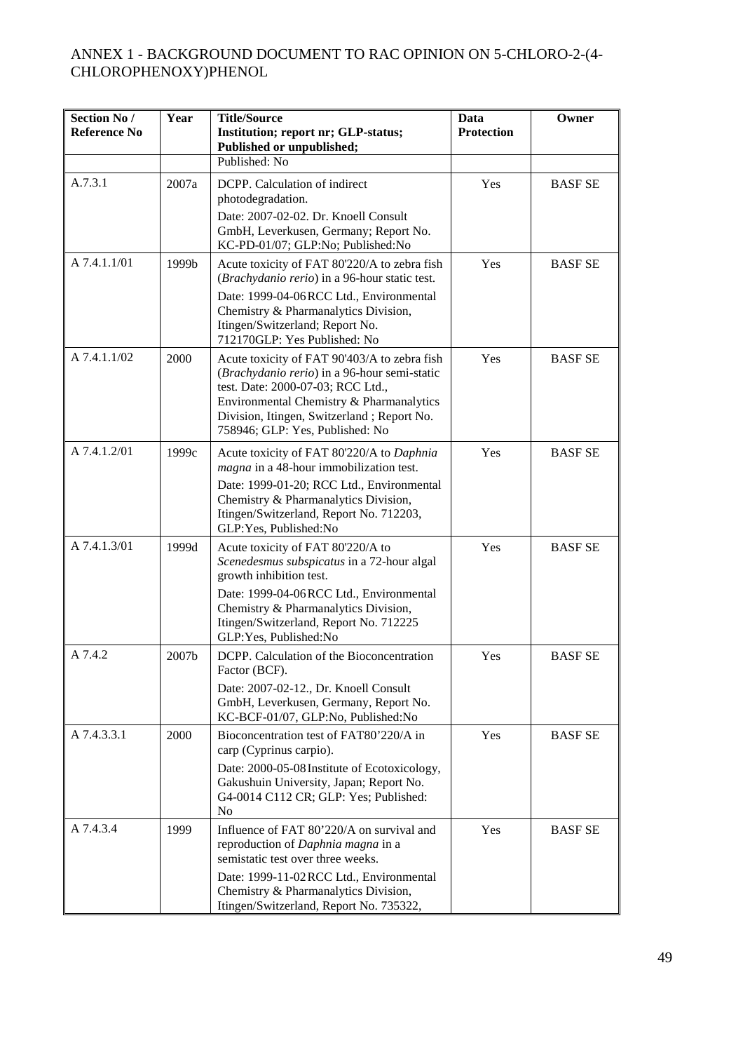ANNEX 1 - BACKGROUND DOCUMENT TO RAC OPINION ON 5-CHLORO-2-(4-CHLOROPHENOXY)PHENOL

| Section No / Reference No | Year | Title/Source Institution; report nr; GLP-status; Published or unpublished; | Data Protection | Owner |
|---|---|---|---|---|
| | | Published: No | | |
| A.7.3.1 | 2007a | DCPP. Calculation of indirect photodegradation. Date: 2007-02-02. Dr. Knoell Consult GmbH, Leverkusen, Germany; Report No. KC-PD-01/07; GLP:No; Published:No | Yes | BASF SE |
| A 7.4.1.1/01 | 1999b | Acute toxicity of FAT 80'220/A to zebra fish (*Brachydanio rerio*) in a 96-hour static test. Date: 1999-04-06 RCC Ltd., Environmental Chemistry & Pharmanalytics Division, Itingen/Switzerland; Report No. 712170GLP: Yes Published: No | Yes | BASF SE |
| A 7.4.1.1/02 | 2000 | Acute toxicity of FAT 90'403/A to zebra fish (*Brachydanio rerio*) in a 96-hour semi-static test. Date: 2000-07-03; RCC Ltd., Environmental Chemistry & Pharmanalytics Division, Itingen, Switzerland ; Report No. 758946; GLP: Yes, Published: No | Yes | BASF SE |
| A 7.4.1.2/01 | 1999c | Acute toxicity of FAT 80'220/A to *Daphnia magna* in a 48-hour immobilization test. Date: 1999-01-20; RCC Ltd., Environmental Chemistry & Pharmanalytics Division, Itingen/Switzerland, Report No. 712203, GLP:Yes, Published:No | Yes | BASF SE |
| A 7.4.1.3/01 | 1999d | Acute toxicity of FAT 80'220/A to *Scenedesmus subspicatus* in a 72-hour algal growth inhibition test. Date: 1999-04-06 RCC Ltd., Environmental Chemistry & Pharmanalytics Division, Itingen/Switzerland, Report No. 712225 GLP:Yes, Published:No | Yes | BASF SE |
| A 7.4.2 | 2007b | DCPP. Calculation of the Bioconcentration Factor (BCF). Date: 2007-02-12., Dr. Knoell Consult GmbH, Leverkusen, Germany, Report No. KC-BCF-01/07, GLP:No, Published:No | Yes | BASF SE |
| A 7.4.3.3.1 | 2000 | Bioconcentration test of FAT80'220/A in carp (Cyprinus carpio). Date: 2000-05-08 Institute of Ecotoxicology, Gakushuin University, Japan; Report No. G4-0014 C112 CR; GLP: Yes; Published: No | Yes | BASF SE |
| A 7.4.3.4 | 1999 | Influence of FAT 80'220/A on survival and reproduction of *Daphnia magna* in a semistatic test over three weeks. Date: 1999-11-02 RCC Ltd., Environmental Chemistry & Pharmanalytics Division, Itingen/Switzerland, Report No. 735322, | Yes | BASF SE |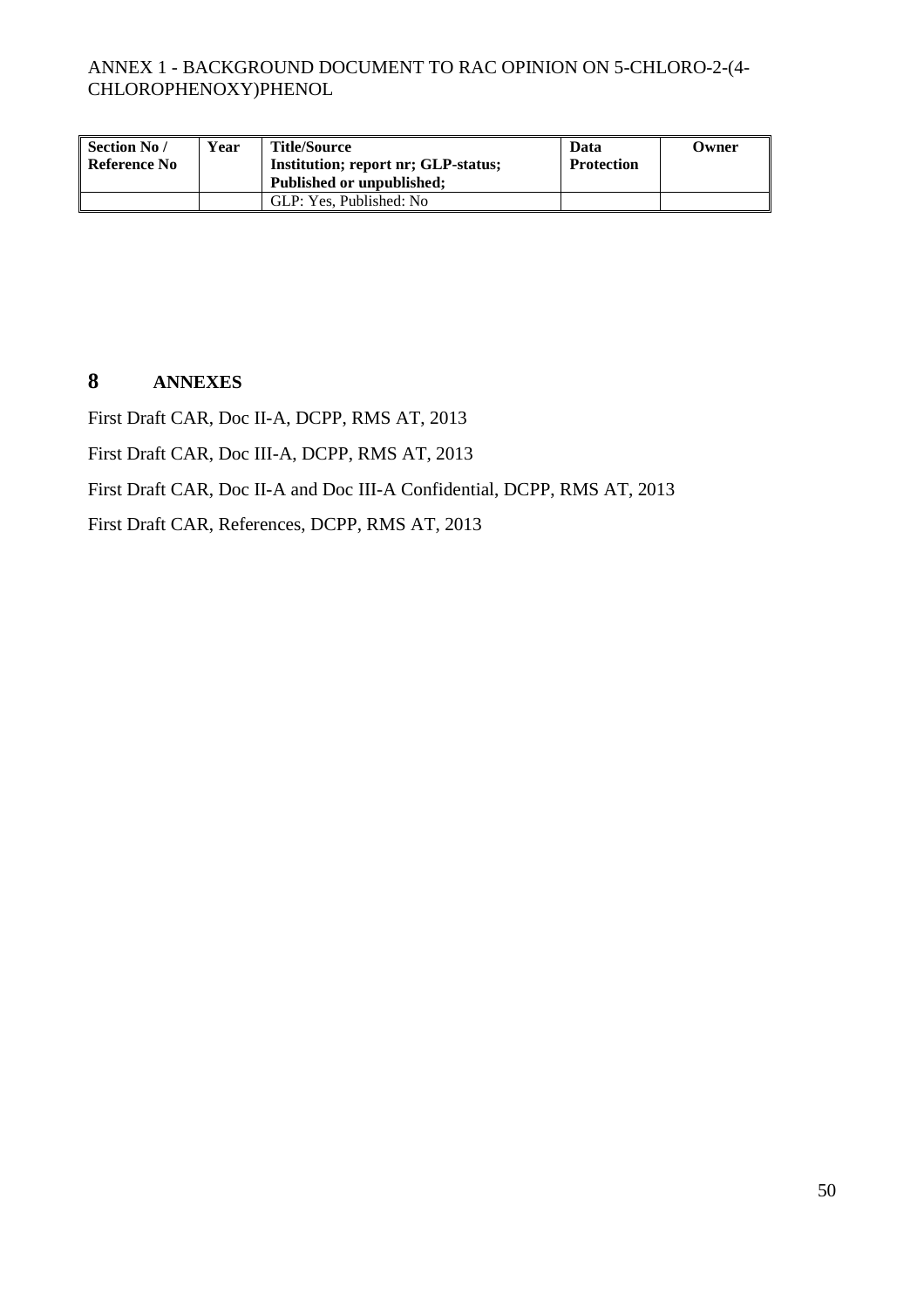| Section No / Reference No | Year | Title/Source Institution; report nr; GLP-status; Published or unpublished; | Data Protection | Owner |
|---|---|---|---|---|
| | | GLP: Yes, Published: No | | |

# 8 ANNEXES

First Draft CAR, Doc II-A, DCPP, RMS AT, 2013

First Draft CAR, Doc III-A, DCPP, RMS AT, 2013

First Draft CAR, Doc II-A and Doc III-A Confidential, DCPP, RMS AT, 2013

First Draft CAR, References, DCPP, RMS AT, 2013